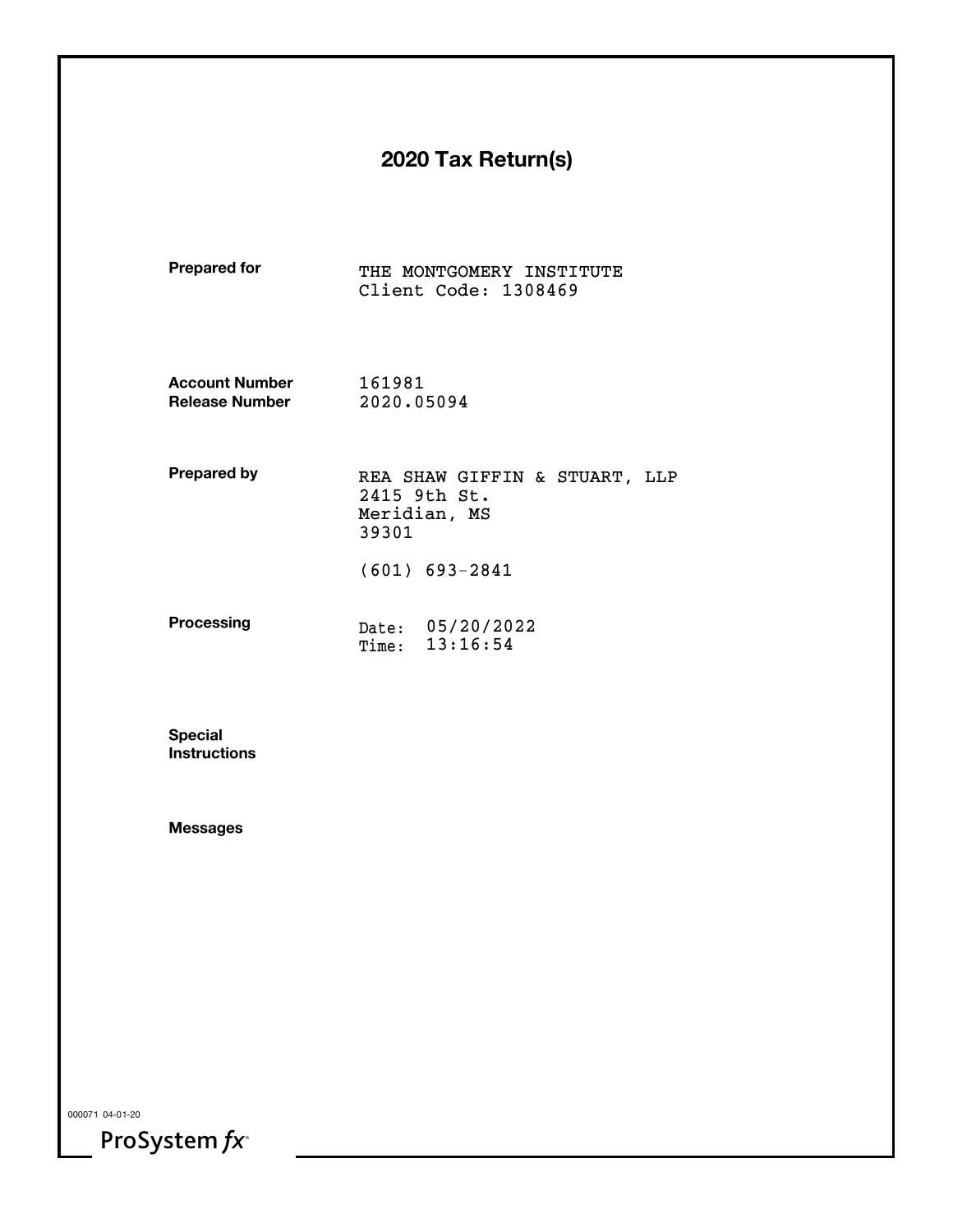# 2020 Tax Return(s)

**Prepared for**
THE MONTGOMERY INSTITUTE
Client Code: 1308469

**Account Number** 161981
**Release Number** 2020.05094

**Prepared by**
REA SHAW GIFFIN & STUART, LLP
2415 9th St.
Meridian, MS
39301

(601) 693-2841

**Processing**
Date: 05/20/2022
Time: 13:16:54

**Special Instructions**

**Messages**

000071 04-01-20

ProSystem *fx*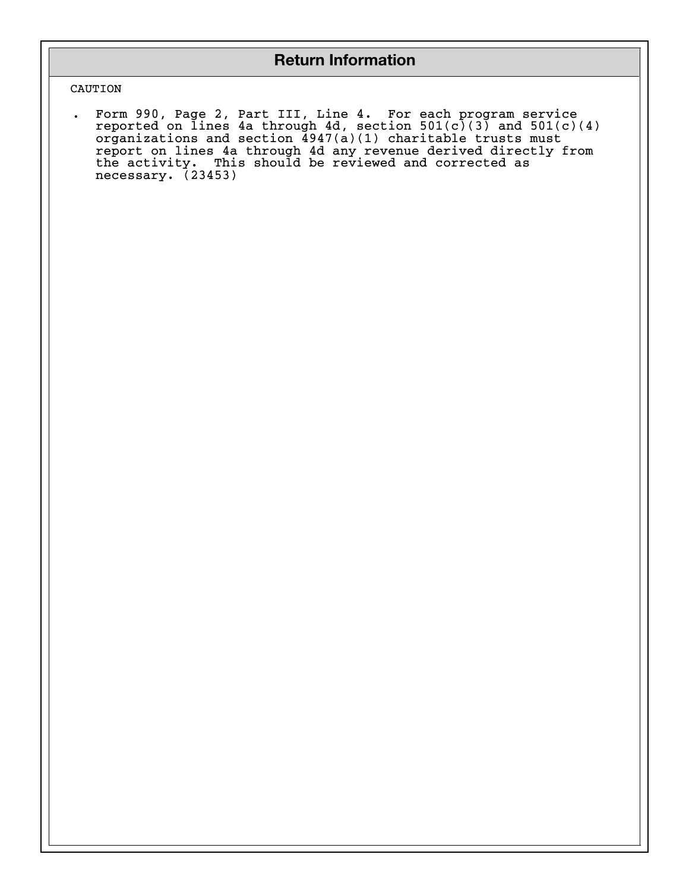## Return Information

CAUTION

- Form 990, Page 2, Part III, Line 4. For each program service reported on lines 4a through 4d, section 501(c)(3) and 501(c)(4) organizations and section 4947(a)(1) charitable trusts must report on lines 4a through 4d any revenue derived directly from the activity. This should be reviewed and corrected as necessary. (23453)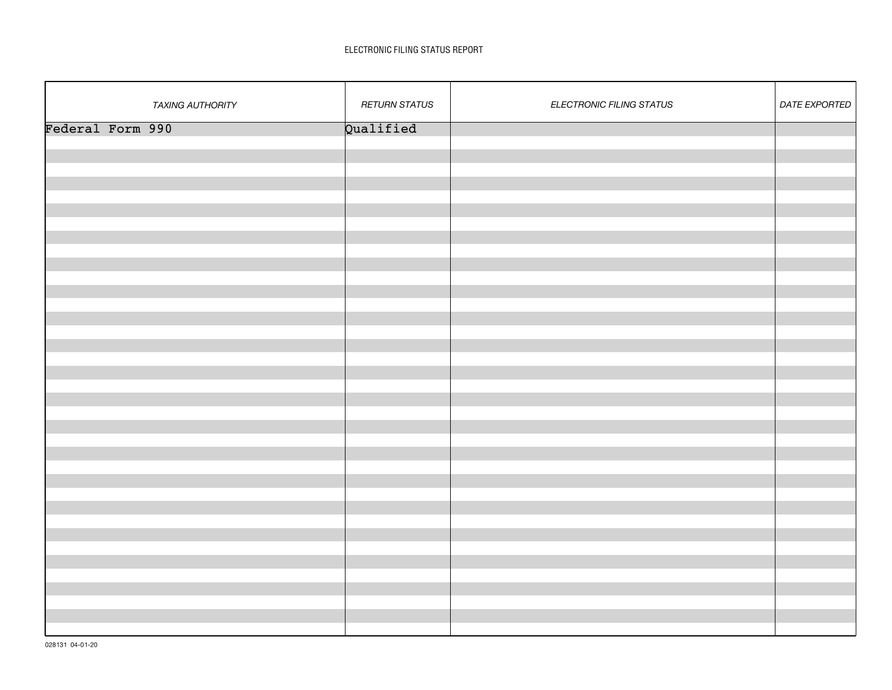ELECTRONIC FILING STATUS REPORT

| TAXING AUTHORITY | RETURN STATUS | ELECTRONIC FILING STATUS | DATE EXPORTED |
|---|---|---|---|
| Federal Form 990 | Qualified | | |

028131 04-01-20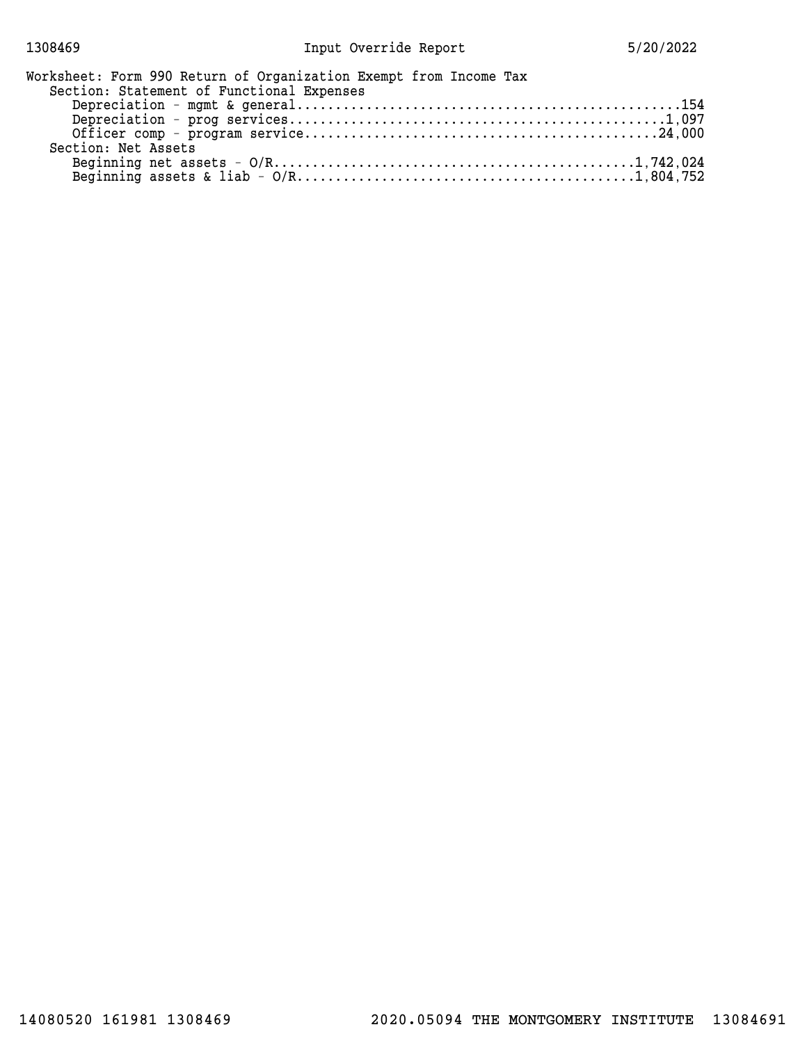# Input Override Report

Worksheet: Form 990 Return of Organization Exempt from Income Tax

Section: Statement of Functional Expenses

| Item | Amount |
| --- | --- |
| Depreciation - mgmt & general | 154 |
| Depreciation - prog services | 1,097 |
| Officer comp - program service | 24,000 |

Section: Net Assets

| Item | Amount |
| --- | --- |
| Beginning net assets - O/R | 1,742,024 |
| Beginning assets & liab - O/R | 1,804,752 |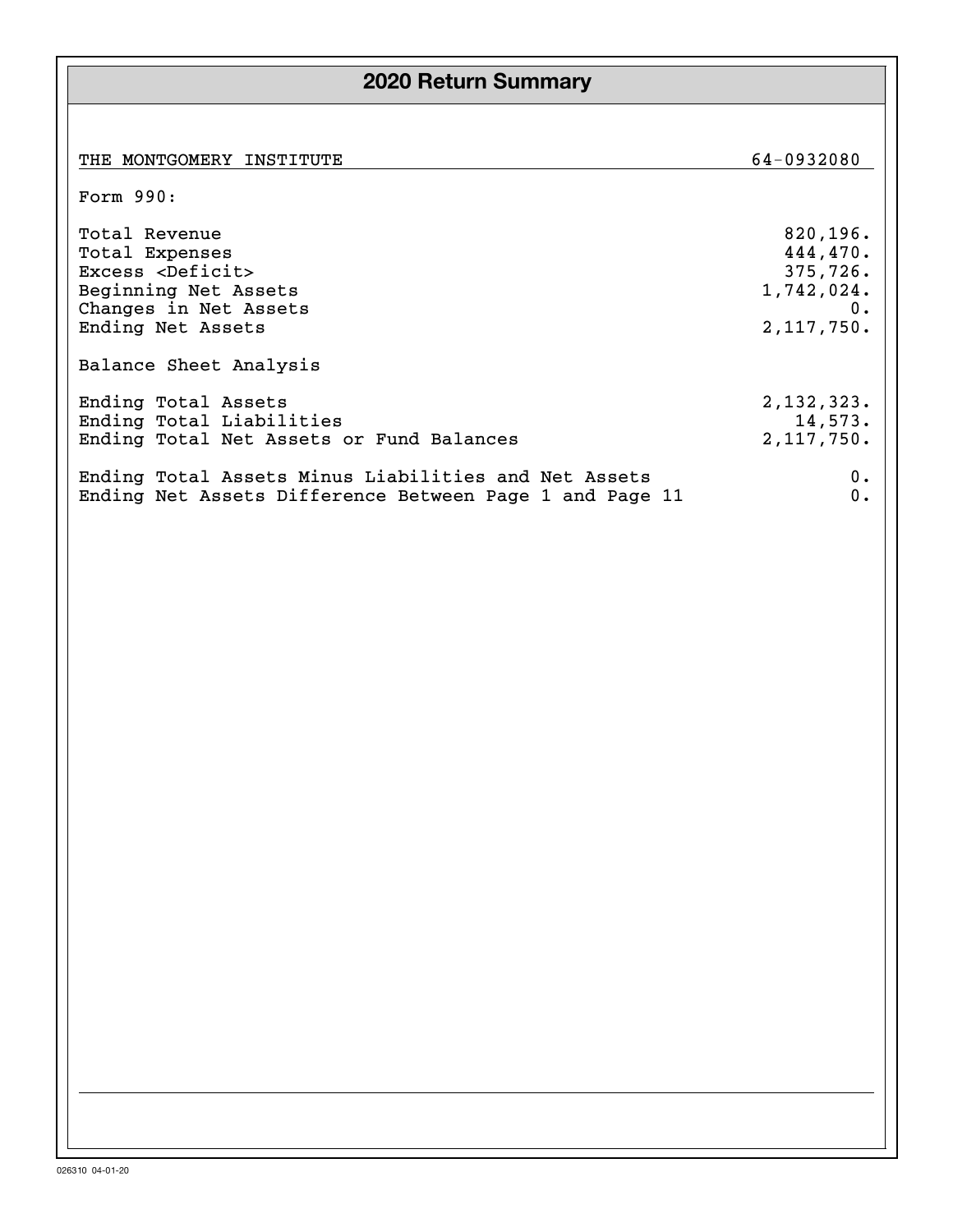# 2020 Return Summary

| THE MONTGOMERY INSTITUTE | 64-0932080 |
|---|---|

Form 990:

| | |
|---|---|
| Total Revenue | 820,196. |
| Total Expenses | 444,470. |
| Excess <Deficit> | 375,726. |
| Beginning Net Assets | 1,742,024. |
| Changes in Net Assets | 0. |
| Ending Net Assets | 2,117,750. |

Balance Sheet Analysis

| | |
|---|---|
| Ending Total Assets | 2,132,323. |
| Ending Total Liabilities | 14,573. |
| Ending Total Net Assets or Fund Balances | 2,117,750. |
| Ending Total Assets Minus Liabilities and Net Assets | 0. |
| Ending Net Assets Difference Between Page 1 and Page 11 | 0. |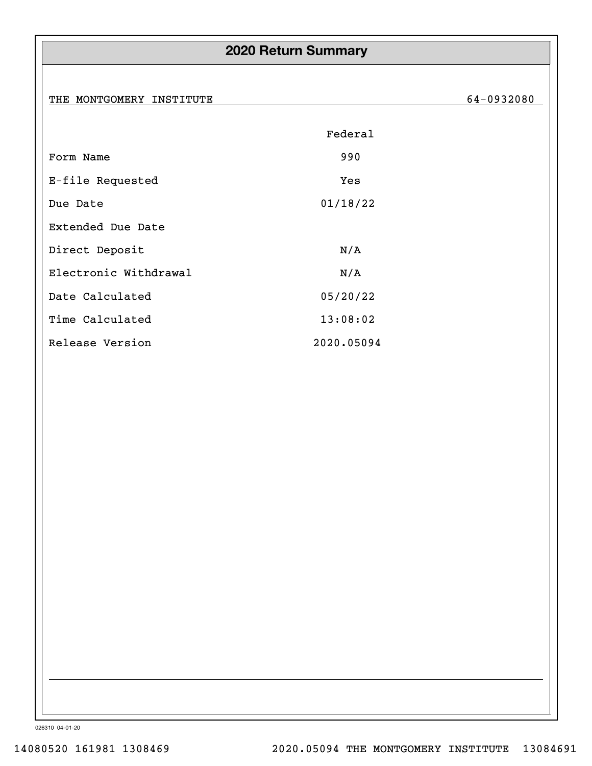# 2020 Return Summary

THE MONTGOMERY INSTITUTE 64-0932080

| | Federal |
|---|---|
| Form Name | 990 |
| E-file Requested | Yes |
| Due Date | 01/18/22 |
| Extended Due Date | |
| Direct Deposit | N/A |
| Electronic Withdrawal | N/A |
| Date Calculated | 05/20/22 |
| Time Calculated | 13:08:02 |
| Release Version | 2020.05094 |

026310 04-01-20

14080520 161981 1308469 2020.05094 THE MONTGOMERY INSTITUTE 13084691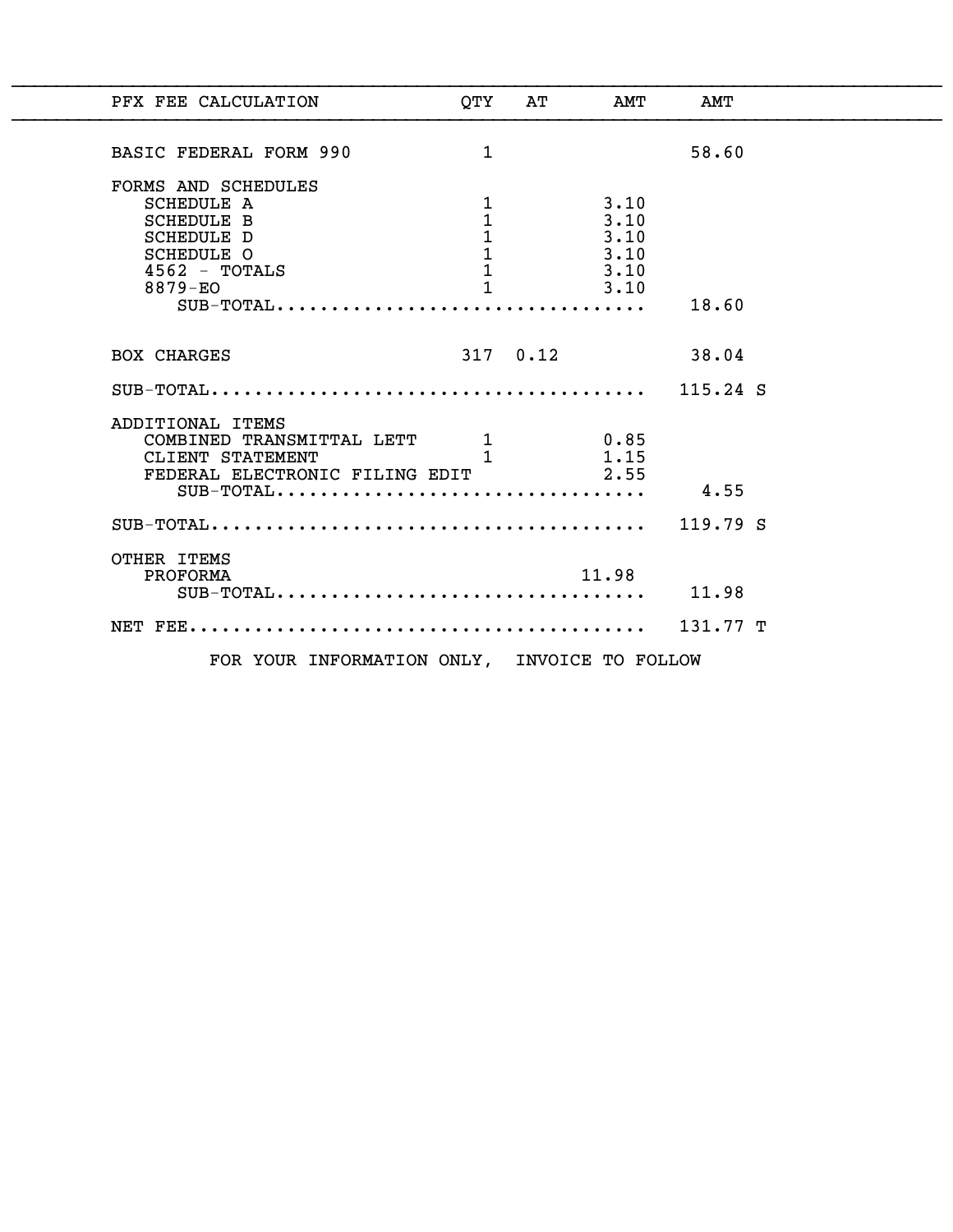| PFX FEE CALCULATION | QTY | AT | AMT | AMT | |
|---|---|---|---|---|---|
| BASIC FEDERAL FORM 990 | 1 | | | 58.60 | |
| FORMS AND SCHEDULES | | | | | |
| SCHEDULE A | 1 | | 3.10 | | |
| SCHEDULE B | 1 | | 3.10 | | |
| SCHEDULE D | 1 | | 3.10 | | |
| SCHEDULE O | 1 | | 3.10 | | |
| 4562 - TOTALS | 1 | | 3.10 | | |
| 8879-EO | 1 | | 3.10 | | |
| SUB-TOTAL................................ | | | | 18.60 | |
| BOX CHARGES | 317 | 0.12 | | 38.04 | |
| SUB-TOTAL...................................... | | | | 115.24 | S |
| ADDITIONAL ITEMS | | | | | |
| COMBINED TRANSMITTAL LETT | 1 | | 0.85 | | |
| CLIENT STATEMENT | 1 | | 1.15 | | |
| FEDERAL ELECTRONIC FILING EDIT | | | 2.55 | | |
| SUB-TOTAL................................ | | | | 4.55 | |
| SUB-TOTAL...................................... | | | | 119.79 | S |
| OTHER ITEMS | | | | | |
| PROFORMA | | | 11.98 | | |
| SUB-TOTAL................................ | | | | 11.98 | |
| NET FEE......................................... | | | | 131.77 | T |

FOR YOUR INFORMATION ONLY, INVOICE TO FOLLOW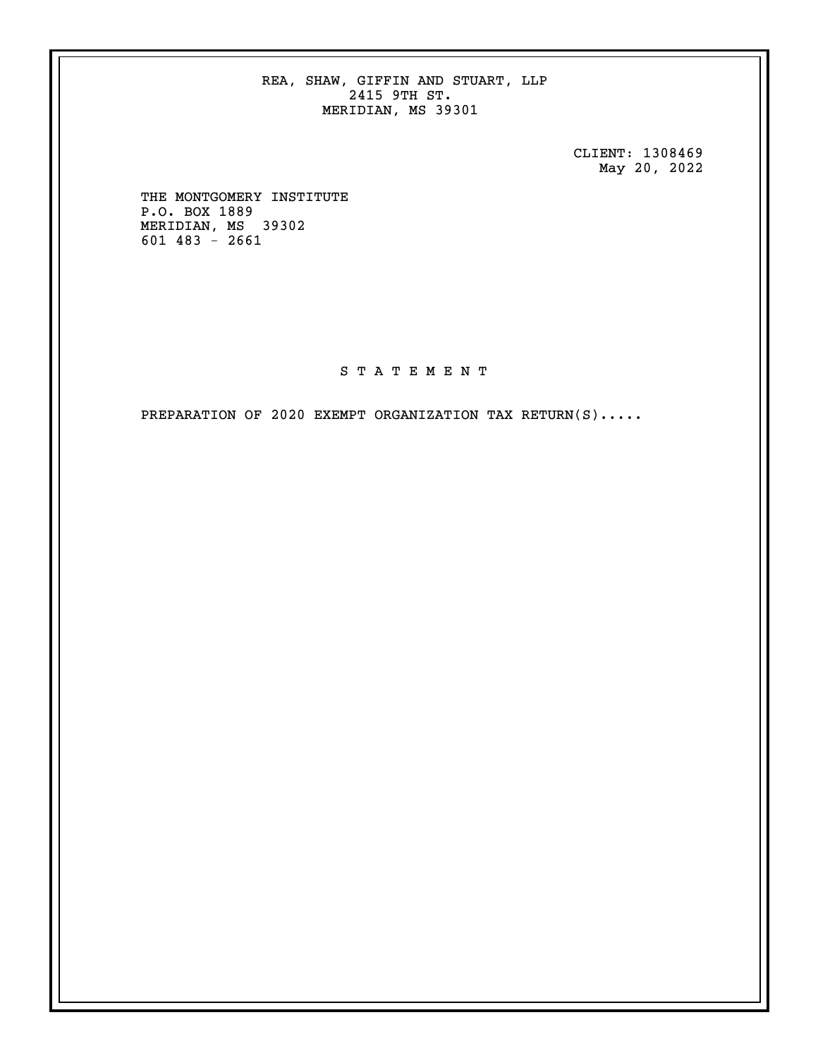REA, SHAW, GIFFIN AND STUART, LLP
2415 9TH ST.
MERIDIAN, MS 39301

CLIENT: 1308469
May 20, 2022

THE MONTGOMERY INSTITUTE
P.O. BOX 1889
MERIDIAN, MS 39302
601 483 - 2661

# S T A T E M E N T

PREPARATION OF 2020 EXEMPT ORGANIZATION TAX RETURN(S).....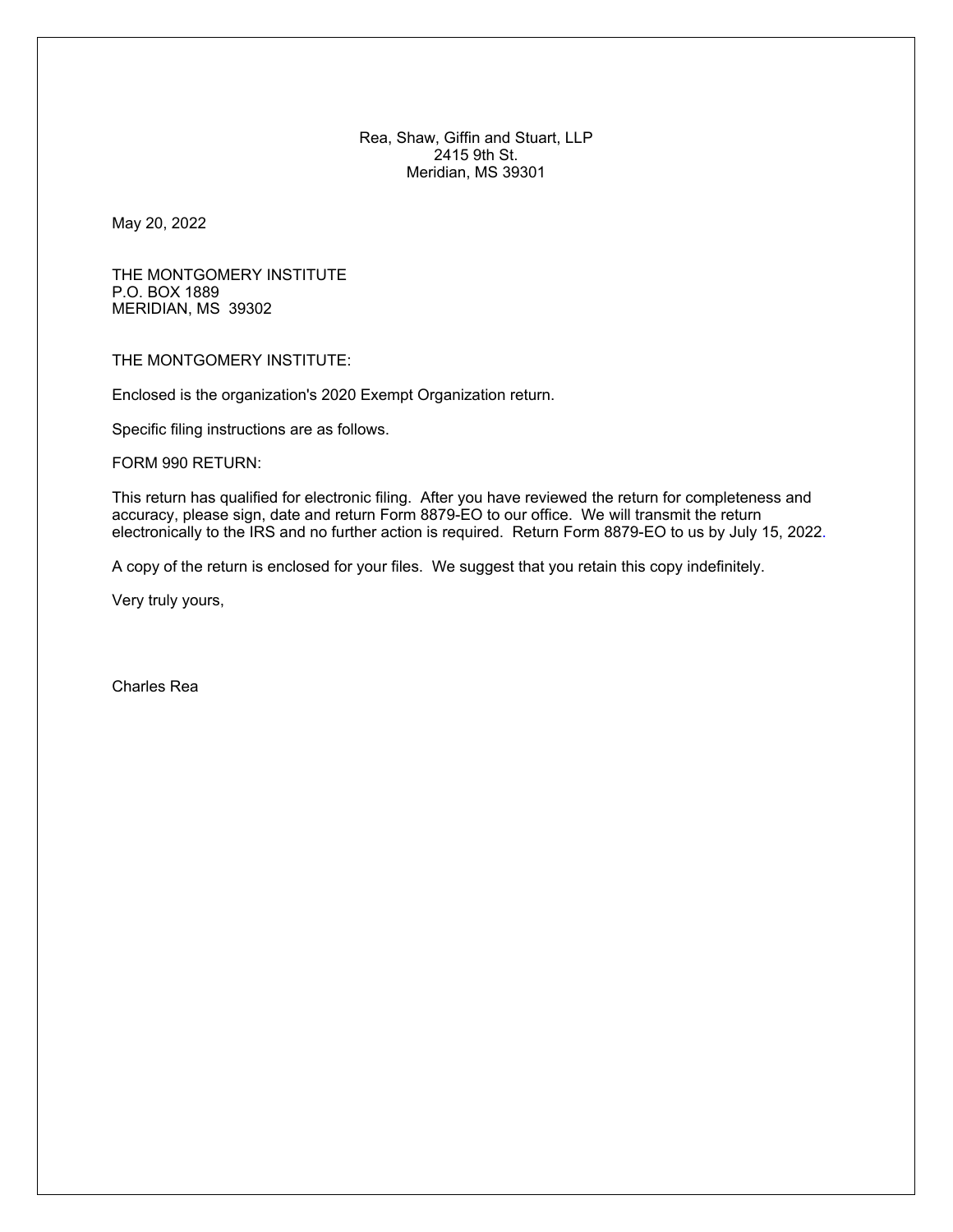Rea, Shaw, Giffin and Stuart, LLP
2415 9th St.
Meridian, MS 39301

May 20, 2022

THE MONTGOMERY INSTITUTE
P.O. BOX 1889
MERIDIAN, MS 39302

THE MONTGOMERY INSTITUTE:

Enclosed is the organization's 2020 Exempt Organization return.

Specific filing instructions are as follows.

FORM 990 RETURN:

This return has qualified for electronic filing. After you have reviewed the return for completeness and accuracy, please sign, date and return Form 8879-EO to our office. We will transmit the return electronically to the IRS and no further action is required. Return Form 8879-EO to us by July 15, 2022.

A copy of the return is enclosed for your files. We suggest that you retain this copy indefinitely.

Very truly yours,

Charles Rea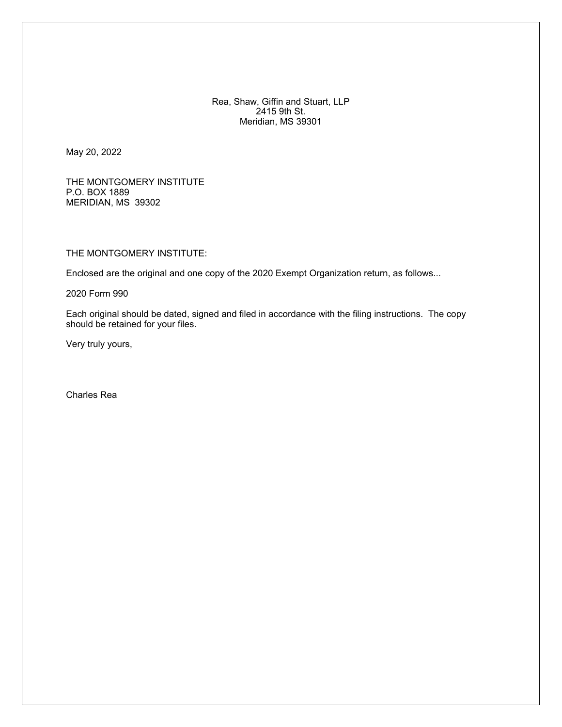Rea, Shaw, Giffin and Stuart, LLP
2415 9th St.
Meridian, MS 39301

May 20, 2022

THE MONTGOMERY INSTITUTE
P.O. BOX 1889
MERIDIAN, MS 39302

THE MONTGOMERY INSTITUTE:

Enclosed are the original and one copy of the 2020 Exempt Organization return, as follows...

2020 Form 990

Each original should be dated, signed and filed in accordance with the filing instructions. The copy should be retained for your files.

Very truly yours,

Charles Rea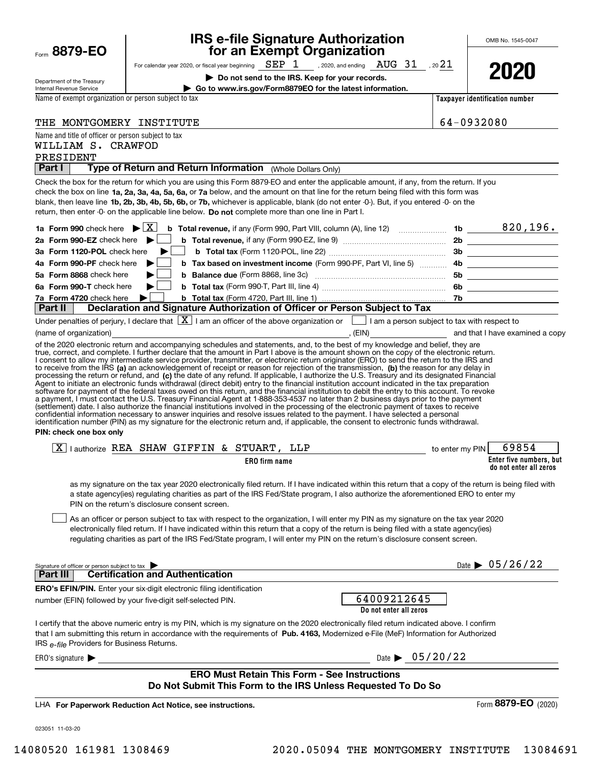Form **8879-EO**

Department of the Treasury
Internal Revenue Service

# IRS e-file Signature Authorization for an Exempt Organization

For calendar year 2020, or fiscal year beginning SEP 1, 2020, and ending AUG 31, 2021

▶ **Do not send to the IRS. Keep for your records.**

▶ **Go to www.irs.gov/Form8879EO for the latest information.**

OMB No. 1545-0047

**2020**

Name of exempt organization or person subject to tax: THE MONTGOMERY INSTITUTE

**Taxpayer identification number:** 64-0932080

Name and title of officer or person subject to tax:
WILLIAM S. CRAWFOD
PRESIDENT

## Part I — Type of Return and Return Information (Whole Dollars Only)

Check the box for the return for which you are using this Form 8879-EO and enter the applicable amount, if any, from the return. If you check the box on line **1a, 2a, 3a, 4a, 5a, 6a,** or **7a** below, and the amount on that line for the return being filed with this form was blank, then leave line **1b, 2b, 3b, 4b, 5b, 6b,** or **7b,** whichever is applicable, blank (do not enter -0-). But, if you entered -0- on the return, then enter -0- on the applicable line below. **Do not** complete more than one line in Part I.

| | | | |
|---|---|---|---|
| **1a Form 990** check here ▶ [X] | **b Total revenue,** if any (Form 990, Part VIII, column (A), line 12) | 1b | 820,196. |
| **2a Form 990-EZ** check here ▶ [ ] | **b Total revenue,** if any (Form 990-EZ, line 9) | 2b | |
| **3a Form 1120-POL** check here ▶ [ ] | **b Total tax** (Form 1120-POL, line 22) | 3b | |
| **4a Form 990-PF** check here ▶ [ ] | **b Tax based on investment income** (Form 990-PF, Part VI, line 5) | 4b | |
| **5a Form 8868** check here ▶ [ ] | **b Balance due** (Form 8868, line 3c) | 5b | |
| **6a Form 990-T** check here ▶ [ ] | **b Total tax** (Form 990-T, Part III, line 4) | 6b | |
| **7a Form 4720** check here ▶ [ ] | **b Total tax** (Form 4720, Part III, line 1) | 7b | |

## Part II — Declaration and Signature Authorization of Officer or Person Subject to Tax

Under penalties of perjury, I declare that [X] I am an officer of the above organization or [ ] I am a person subject to tax with respect to (name of organization) ____________, (EIN) ____________ and that I have examined a copy of the 2020 electronic return and accompanying schedules and statements, and, to the best of my knowledge and belief, they are true, correct, and complete. I further declare that the amount in Part I above is the amount shown on the copy of the electronic return. I consent to allow my intermediate service provider, transmitter, or electronic return originator (ERO) to send the return to the IRS and to receive from the IRS **(a)** an acknowledgement of receipt or reason for rejection of the transmission, **(b)** the reason for any delay in processing the return or refund, and **(c)** the date of any refund. If applicable, I authorize the U.S. Treasury and its designated Financial Agent to initiate an electronic funds withdrawal (direct debit) entry to the financial institution account indicated in the tax preparation software for payment of the federal taxes owed on this return, and the financial institution to debit the entry to this account. To revoke a payment, I must contact the U.S. Treasury Financial Agent at 1-888-353-4537 no later than 2 business days prior to the payment (settlement) date. I also authorize the financial institutions involved in the processing of the electronic payment of taxes to receive confidential information necessary to answer inquiries and resolve issues related to the payment. I have selected a personal identification number (PIN) as my signature for the electronic return and, if applicable, the consent to electronic funds withdrawal.

**PIN: check one box only**

[X] I authorize REA SHAW GIFFIN & STUART, LLP (**ERO firm name**) to enter my PIN 69854 (**Enter five numbers, but do not enter all zeros**)

as my signature on the tax year 2020 electronically filed return. If I have indicated within this return that a copy of the return is being filed with a state agency(ies) regulating charities as part of the IRS Fed/State program, I also authorize the aforementioned ERO to enter my PIN on the return's disclosure consent screen.

[ ] As an officer or person subject to tax with respect to the organization, I will enter my PIN as my signature on the tax year 2020 electronically filed return. If I have indicated within this return that a copy of the return is being filed with a state agency(ies) regulating charities as part of the IRS Fed/State program, I will enter my PIN on the return's disclosure consent screen.

Signature of officer or person subject to tax ▶ ____________ Date ▶ 05/26/22

## Part III — Certification and Authentication

**ERO's EFIN/PIN.** Enter your six-digit electronic filing identification number (EFIN) followed by your five-digit self-selected PIN. 64009212645 (**Do not enter all zeros**)

I certify that the above numeric entry is my PIN, which is my signature on the 2020 electronically filed return indicated above. I confirm that I am submitting this return in accordance with the requirements of **Pub. 4163,** Modernized e-File (MeF) Information for Authorized IRS *e-file* Providers for Business Returns.

ERO's signature ▶ ____________ Date ▶ 05/20/22

**ERO Must Retain This Form - See Instructions**
**Do Not Submit This Form to the IRS Unless Requested To Do So**

LHA **For Paperwork Reduction Act Notice, see instructions.** Form **8879-EO** (2020)

023051 11-03-20

14080520 161981 1308469 2020.05094 THE MONTGOMERY INSTITUTE 13084691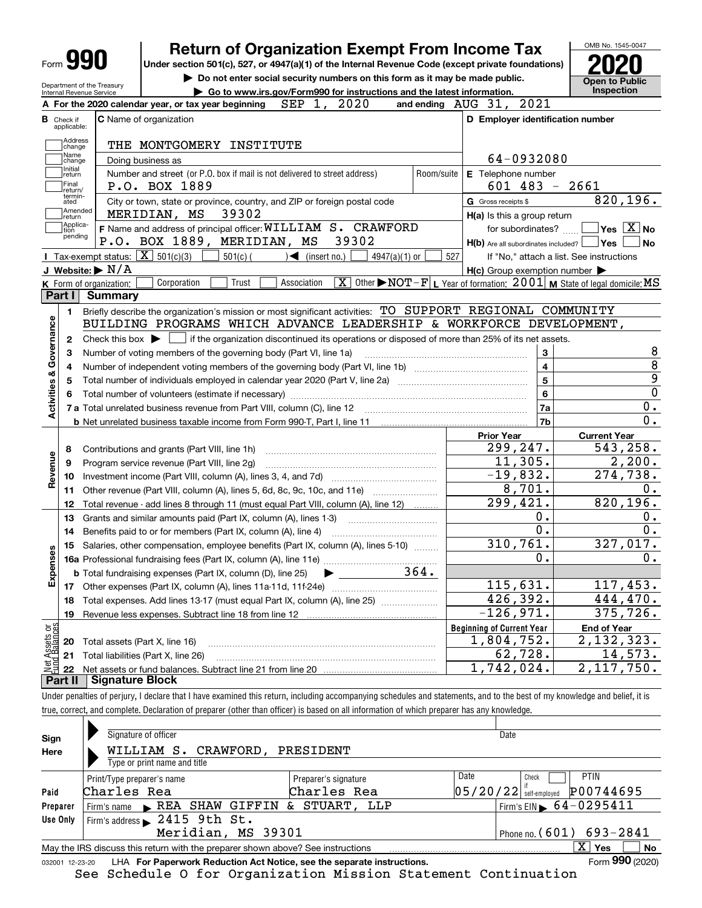# Form 990 — Return of Organization Exempt From Income Tax (2020)

Under section 501(c), 527, or 4947(a)(1) of the Internal Revenue Code (except private foundations)

▶ Do not enter social security numbers on this form as it may be made public.

▶ Go to www.irs.gov/Form990 for instructions and the latest information.

OMB No. 1545-0047 — **Open to Public Inspection**

Department of the Treasury, Internal Revenue Service

**A** For the 2020 calendar year, or tax year beginning SEP 1, 2020 and ending AUG 31, 2021

**B** Check if applicable: Address change; Name change; Initial return; Final return/terminated; Amended return; Application pending

**C** Name of organization: THE MONTGOMERY INSTITUTE

Doing business as

Number and street (or P.O. box if mail is not delivered to street address): P.O. BOX 1889 — Room/suite

City or town, state or province, country, and ZIP or foreign postal code: MERIDIAN, MS 39302

**D** Employer identification number: 64-0932080

**E** Telephone number: 601 483 - 2661

**G** Gross receipts $ 820,196.

**F** Name and address of principal officer: WILLIAM S. CRAWFORD, P.O. BOX 1889, MERIDIAN, MS 39302

**H(a)** Is this a group return for subordinates? Yes [ ] No [X]

**H(b)** Are all subordinates included? Yes [ ] No [ ] — If "No," attach a list. See instructions

**H(c)** Group exemption number ▶

**I** Tax-exempt status: [X] 501(c)(3) [ ] 501(c) ( ) ◀ (insert no.) [ ] 4947(a)(1) or [ ] 527

**J** Website: ▶ N/A

**K** Form of organization: [ ] Corporation [ ] Trust [ ] Association [X] Other ▶ NOT-F

**L** Year of formation: 2001 **M** State of legal domicile: MS

## Part I Summary

**Activities & Governance**

1. Briefly describe the organization's mission or most significant activities: TO SUPPORT REGIONAL COMMUNITY BUILDING PROGRAMS WHICH ADVANCE LEADERSHIP & WORKFORCE DEVELOPMENT,
2. Check this box ▶ [ ] if the organization discontinued its operations or disposed of more than 25% of its net assets.

| Line | Description | | Value |
|---|---|---|---|
| 3 | Number of voting members of the governing body (Part VI, line 1a) | 3 | 8 |
| 4 | Number of independent voting members of the governing body (Part VI, line 1b) | 4 | 8 |
| 5 | Total number of individuals employed in calendar year 2020 (Part V, line 2a) | 5 | 9 |
| 6 | Total number of volunteers (estimate if necessary) | 6 | 0 |
| 7a | Total unrelated business revenue from Part VIII, column (C), line 12 | 7a | 0. |
| 7b | Net unrelated business taxable income from Form 990-T, Part I, line 11 | 7b | 0. |

| Line | Description | Prior Year | Current Year |
|---|---|---|---|
| **Revenue** | | | |
| 8 | Contributions and grants (Part VIII, line 1h) | 299,247. | 543,258. |
| 9 | Program service revenue (Part VIII, line 2g) | 11,305. | 2,200. |
| 10 | Investment income (Part VIII, column (A), lines 3, 4, and 7d) | -19,832. | 274,738. |
| 11 | Other revenue (Part VIII, column (A), lines 5, 6d, 8c, 9c, 10c, and 11e) | 8,701. | 0. |
| 12 | Total revenue - add lines 8 through 11 (must equal Part VIII, column (A), line 12) | 299,421. | 820,196. |
| **Expenses** | | | |
| 13 | Grants and similar amounts paid (Part IX, column (A), lines 1-3) | 0. | 0. |
| 14 | Benefits paid to or for members (Part IX, column (A), line 4) | 0. | 0. |
| 15 | Salaries, other compensation, employee benefits (Part IX, column (A), lines 5-10) | 310,761. | 327,017. |
| 16a | Professional fundraising fees (Part IX, column (A), line 11e) | 0. | 0. |
| b | Total fundraising expenses (Part IX, column (D), line 25) ▶ 364. | | |
| 17 | Other expenses (Part IX, column (A), lines 11a-11d, 11f-24e) | 115,631. | 117,453. |
| 18 | Total expenses. Add lines 13-17 (must equal Part IX, column (A), line 25) | 426,392. | 444,470. |
| 19 | Revenue less expenses. Subtract line 18 from line 12 | -126,971. | 375,726. |

| Line | Net Assets or Fund Balances | Beginning of Current Year | End of Year |
|---|---|---|---|
| 20 | Total assets (Part X, line 16) | 1,804,752. | 2,132,323. |
| 21 | Total liabilities (Part X, line 26) | 62,728. | 14,573. |
| 22 | Net assets or fund balances. Subtract line 21 from line 20 | 1,742,024. | 2,117,750. |

## Part II Signature Block

Under penalties of perjury, I declare that I have examined this return, including accompanying schedules and statements, and to the best of my knowledge and belief, it is true, correct, and complete. Declaration of preparer (other than officer) is based on all information of which preparer has any knowledge.

**Sign Here**

Signature of officer — Date

WILLIAM S. CRAWFORD, PRESIDENT

Type or print name and title

**Paid Preparer Use Only**

| Print/Type preparer's name | Preparer's signature | Date | Check if self-employed | PTIN |
|---|---|---|---|---|
| Charles Rea | Charles Rea | 05/20/22 | [ ] | P00744695 |

Firm's name ▶ REA SHAW GIFFIN & STUART, LLP — Firm's EIN ▶ 64-0295411

Firm's address ▶ 2415 9th St., Meridian, MS 39301 — Phone no. (601) 693-2841

May the IRS discuss this return with the preparer shown above? See instructions [X] Yes [ ] No

032001 12-23-20 LHA For Paperwork Reduction Act Notice, see the separate instructions. Form **990** (2020)

See Schedule O for Organization Mission Statement Continuation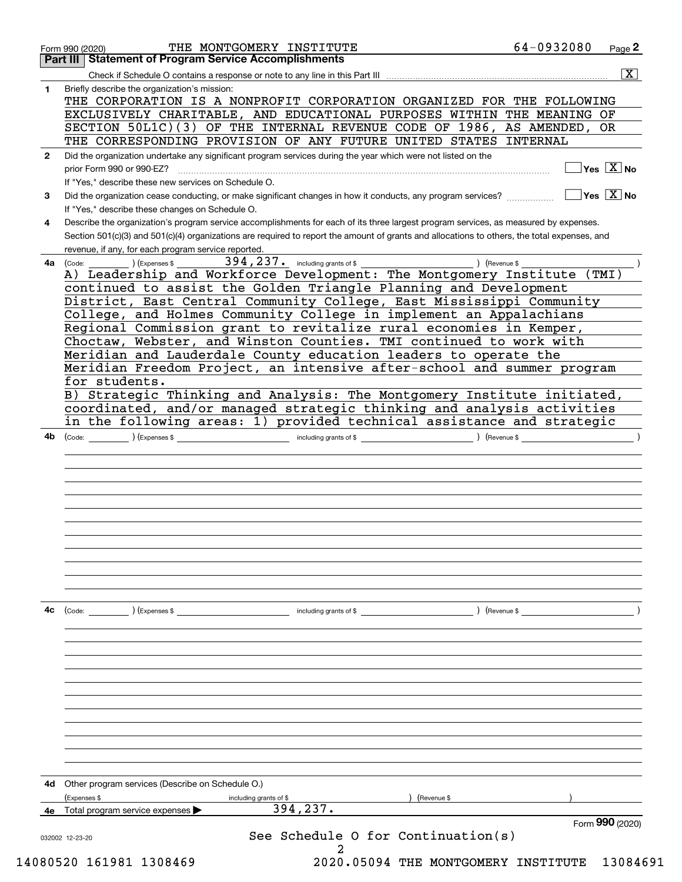Form 990 (2020) THE MONTGOMERY INSTITUTE 64-0932080 Page **2**

## Part III Statement of Program Service Accomplishments

Check if Schedule O contains a response or note to any line in this Part III .......... [X]

**1** Briefly describe the organization's mission:

THE CORPORATION IS A NONPROFIT CORPORATION ORGANIZED FOR THE FOLLOWING EXCLUSIVELY CHARITABLE, AND EDUCATIONAL PURPOSES WITHIN THE MEANING OF SECTION 50L1C)(3) OF THE INTERNAL REVENUE CODE OF 1986, AS AMENDED, OR THE CORRESPONDING PROVISION OF ANY FUTURE UNITED STATES INTERNAL

**2** Did the organization undertake any significant program services during the year which were not listed on the prior Form 990 or 990-EZ? .......... [ ] Yes [X] No

If "Yes," describe these new services on Schedule O.

**3** Did the organization cease conducting, or make significant changes in how it conducts, any program services? .......... [ ] Yes [X] No

If "Yes," describe these changes on Schedule O.

**4** Describe the organization's program service accomplishments for each of its three largest program services, as measured by expenses. Section 501(c)(3) and 501(c)(4) organizations are required to report the amount of grants and allocations to others, the total expenses, and revenue, if any, for each program service reported.

**4a** (Code: ) (Expenses $ 394,237. including grants of $ ) (Revenue $ )

A) Leadership and Workforce Development: The Montgomery Institute (TMI) continued to assist the Golden Triangle Planning and Development District, East Central Community College, East Mississippi Community College, and Holmes Community College in implement an Appalachians Regional Commission grant to revitalize rural economies in Kemper, Choctaw, Webster, and Winston Counties. TMI continued to work with Meridian and Lauderdale County education leaders to operate the Meridian Freedom Project, an intensive after-school and summer program for students.

B) Strategic Thinking and Analysis: The Montgomery Institute initiated, coordinated, and/or managed strategic thinking and analysis activities in the following areas: 1) provided technical assistance and strategic

**4b** (Code: ) (Expenses $ including grants of $ ) (Revenue $ )

**4c** (Code: ) (Expenses $ including grants of $ ) (Revenue $ )

**4d** Other program services (Describe on Schedule O.)

(Expenses $ including grants of $ ) (Revenue $ )

**4e** Total program service expenses ▶ 394,237.

Form **990** (2020)

See Schedule O for Continuation(s)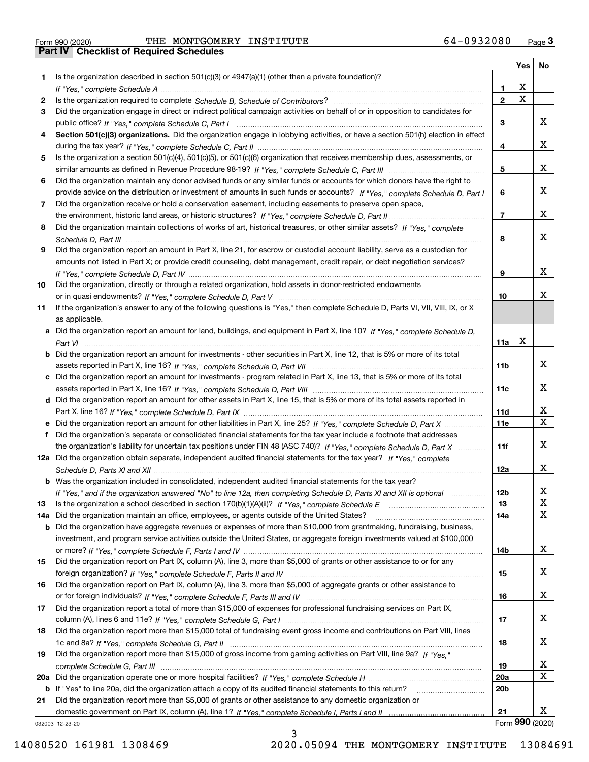Form 990 (2020) THE MONTGOMERY INSTITUTE 64-0932080 Page 3

## Part IV Checklist of Required Schedules

| | | | Yes | No |
|---|---|---|---|---|
| 1 | Is the organization described in section 501(c)(3) or 4947(a)(1) (other than a private foundation)? *If "Yes," complete Schedule A* | 1 | X | |
| 2 | Is the organization required to complete *Schedule B, Schedule of Contributors*? | 2 | X | |
| 3 | Did the organization engage in direct or indirect political campaign activities on behalf of or in opposition to candidates for public office? *If "Yes," complete Schedule C, Part I* | 3 | | X |
| 4 | **Section 501(c)(3) organizations.** Did the organization engage in lobbying activities, or have a section 501(h) election in effect during the tax year? *If "Yes," complete Schedule C, Part II* | 4 | | X |
| 5 | Is the organization a section 501(c)(4), 501(c)(5), or 501(c)(6) organization that receives membership dues, assessments, or similar amounts as defined in Revenue Procedure 98-19? *If "Yes," complete Schedule C, Part III* | 5 | | X |
| 6 | Did the organization maintain any donor advised funds or any similar funds or accounts for which donors have the right to provide advice on the distribution or investment of amounts in such funds or accounts? *If "Yes," complete Schedule D, Part I* | 6 | | X |
| 7 | Did the organization receive or hold a conservation easement, including easements to preserve open space, the environment, historic land areas, or historic structures? *If "Yes," complete Schedule D, Part II* | 7 | | X |
| 8 | Did the organization maintain collections of works of art, historical treasures, or other similar assets? *If "Yes," complete Schedule D, Part III* | 8 | | X |
| 9 | Did the organization report an amount in Part X, line 21, for escrow or custodial account liability, serve as a custodian for amounts not listed in Part X; or provide credit counseling, debt management, credit repair, or debt negotiation services? *If "Yes," complete Schedule D, Part IV* | 9 | | X |
| 10 | Did the organization, directly or through a related organization, hold assets in donor-restricted endowments or in quasi endowments? *If "Yes," complete Schedule D, Part V* | 10 | | X |
| 11 | If the organization's answer to any of the following questions is "Yes," then complete Schedule D, Parts VI, VII, VIII, IX, or X as applicable. | | | |
| a | Did the organization report an amount for land, buildings, and equipment in Part X, line 10? *If "Yes," complete Schedule D, Part VI* | 11a | X | |
| b | Did the organization report an amount for investments - other securities in Part X, line 12, that is 5% or more of its total assets reported in Part X, line 16? *If "Yes," complete Schedule D, Part VII* | 11b | | X |
| c | Did the organization report an amount for investments - program related in Part X, line 13, that is 5% or more of its total assets reported in Part X, line 16? *If "Yes," complete Schedule D, Part VIII* | 11c | | X |
| d | Did the organization report an amount for other assets in Part X, line 15, that is 5% or more of its total assets reported in Part X, line 16? *If "Yes," complete Schedule D, Part IX* | 11d | | X |
| e | Did the organization report an amount for other liabilities in Part X, line 25? *If "Yes," complete Schedule D, Part X* | 11e | | X |
| f | Did the organization's separate or consolidated financial statements for the tax year include a footnote that addresses the organization's liability for uncertain tax positions under FIN 48 (ASC 740)? *If "Yes," complete Schedule D, Part X* | 11f | | X |
| 12a | Did the organization obtain separate, independent audited financial statements for the tax year? *If "Yes," complete Schedule D, Parts XI and XII* | 12a | | X |
| b | Was the organization included in consolidated, independent audited financial statements for the tax year? *If "Yes," and if the organization answered "No" to line 12a, then completing Schedule D, Parts XI and XII is optional* | 12b | | X |
| 13 | Is the organization a school described in section 170(b)(1)(A)(ii)? *If "Yes," complete Schedule E* | 13 | | X |
| 14a | Did the organization maintain an office, employees, or agents outside of the United States? | 14a | | X |
| b | Did the organization have aggregate revenues or expenses of more than $10,000 from grantmaking, fundraising, business, investment, and program service activities outside the United States, or aggregate foreign investments valued at $100,000 or more? *If "Yes," complete Schedule F, Parts I and IV* | 14b | | X |
| 15 | Did the organization report on Part IX, column (A), line 3, more than $5,000 of grants or other assistance to or for any foreign organization? *If "Yes," complete Schedule F, Parts II and IV* | 15 | | X |
| 16 | Did the organization report on Part IX, column (A), line 3, more than $5,000 of aggregate grants or other assistance to or for foreign individuals? *If "Yes," complete Schedule F, Parts III and IV* | 16 | | X |
| 17 | Did the organization report a total of more than $15,000 of expenses for professional fundraising services on Part IX, column (A), lines 6 and 11e? *If "Yes," complete Schedule G, Part I* | 17 | | X |
| 18 | Did the organization report more than $15,000 total of fundraising event gross income and contributions on Part VIII, lines 1c and 8a? *If "Yes," complete Schedule G, Part II* | 18 | | X |
| 19 | Did the organization report more than $15,000 of gross income from gaming activities on Part VIII, line 9a? *If "Yes," complete Schedule G, Part III* | 19 | | X |
| 20a | Did the organization operate one or more hospital facilities? *If "Yes," complete Schedule H* | 20a | | X |
| b | If "Yes" to line 20a, did the organization attach a copy of its audited financial statements to this return? | 20b | | |
| 21 | Did the organization report more than $5,000 of grants or other assistance to any domestic organization or domestic government on Part IX, column (A), line 1? *If "Yes," complete Schedule I, Parts I and II* | 21 | | X |

032003 12-23-20 Form **990** (2020)

14080520 161981 1308469 2020.05094 THE MONTGOMERY INSTITUTE 13084691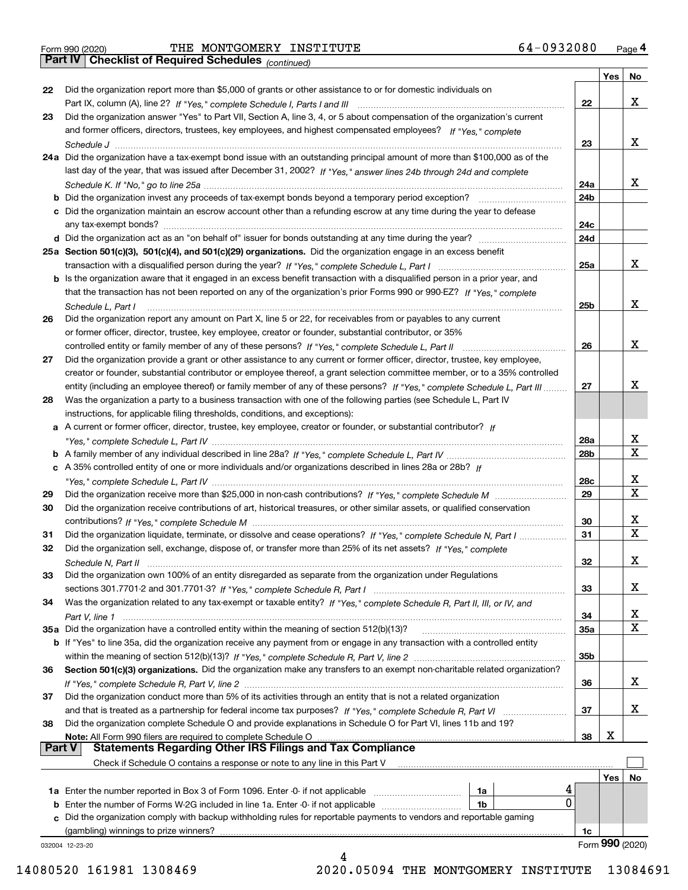Form 990 (2020) THE MONTGOMERY INSTITUTE 64-0932080 Page 4

**Part IV Checklist of Required Schedules** *(continued)*

| | | | Yes | No |
|---|---|---|---|---|
| 22 | Did the organization report more than $5,000 of grants or other assistance to or for domestic individuals on Part IX, column (A), line 2? *If "Yes," complete Schedule I, Parts I and III* | 22 | | X |
| 23 | Did the organization answer "Yes" to Part VII, Section A, line 3, 4, or 5 about compensation of the organization's current and former officers, directors, trustees, key employees, and highest compensated employees? *If "Yes," complete Schedule J* | 23 | | X |
| 24a | Did the organization have a tax-exempt bond issue with an outstanding principal amount of more than $100,000 as of the last day of the year, that was issued after December 31, 2002? *If "Yes," answer lines 24b through 24d and complete Schedule K. If "No," go to line 25a* | 24a | | X |
| b | Did the organization invest any proceeds of tax-exempt bonds beyond a temporary period exception? | 24b | | |
| c | Did the organization maintain an escrow account other than a refunding escrow at any time during the year to defease any tax-exempt bonds? | 24c | | |
| d | Did the organization act as an "on behalf of" issuer for bonds outstanding at any time during the year? | 24d | | |
| 25a | **Section 501(c)(3), 501(c)(4), and 501(c)(29) organizations.** Did the organization engage in an excess benefit transaction with a disqualified person during the year? *If "Yes," complete Schedule L, Part I* | 25a | | X |
| b | Is the organization aware that it engaged in an excess benefit transaction with a disqualified person in a prior year, and that the transaction has not been reported on any of the organization's prior Forms 990 or 990-EZ? *If "Yes," complete Schedule L, Part I* | 25b | | X |
| 26 | Did the organization report any amount on Part X, line 5 or 22, for receivables from or payables to any current or former officer, director, trustee, key employee, creator or founder, substantial contributor, or 35% controlled entity or family member of any of these persons? *If "Yes," complete Schedule L, Part II* | 26 | | X |
| 27 | Did the organization provide a grant or other assistance to any current or former officer, director, trustee, key employee, creator or founder, substantial contributor or employee thereof, a grant selection committee member, or to a 35% controlled entity (including an employee thereof) or family member of any of these persons? *If "Yes," complete Schedule L, Part III* | 27 | | X |
| 28 | Was the organization a party to a business transaction with one of the following parties (see Schedule L, Part IV instructions, for applicable filing thresholds, conditions, and exceptions): | | | |
| a | A current or former officer, director, trustee, key employee, creator or founder, or substantial contributor? *If "Yes," complete Schedule L, Part IV* | 28a | | X |
| b | A family member of any individual described in line 28a? *If "Yes," complete Schedule L, Part IV* | 28b | | X |
| c | A 35% controlled entity of one or more individuals and/or organizations described in lines 28a or 28b? *If "Yes," complete Schedule L, Part IV* | 28c | | X |
| 29 | Did the organization receive more than $25,000 in non-cash contributions? *If "Yes," complete Schedule M* | 29 | | X |
| 30 | Did the organization receive contributions of art, historical treasures, or other similar assets, or qualified conservation contributions? *If "Yes," complete Schedule M* | 30 | | X |
| 31 | Did the organization liquidate, terminate, or dissolve and cease operations? *If "Yes," complete Schedule N, Part I* | 31 | | X |
| 32 | Did the organization sell, exchange, dispose of, or transfer more than 25% of its net assets? *If "Yes," complete Schedule N, Part II* | 32 | | X |
| 33 | Did the organization own 100% of an entity disregarded as separate from the organization under Regulations sections 301.7701-2 and 301.7701-3? *If "Yes," complete Schedule R, Part I* | 33 | | X |
| 34 | Was the organization related to any tax-exempt or taxable entity? *If "Yes," complete Schedule R, Part II, III, or IV, and Part V, line 1* | 34 | | X |
| 35a | Did the organization have a controlled entity within the meaning of section 512(b)(13)? | 35a | | X |
| b | If "Yes" to line 35a, did the organization receive any payment from or engage in any transaction with a controlled entity within the meaning of section 512(b)(13)? *If "Yes," complete Schedule R, Part V, line 2* | 35b | | |
| 36 | **Section 501(c)(3) organizations.** Did the organization make any transfers to an exempt non-charitable related organization? *If "Yes," complete Schedule R, Part V, line 2* | 36 | | X |
| 37 | Did the organization conduct more than 5% of its activities through an entity that is not a related organization and that is treated as a partnership for federal income tax purposes? *If "Yes," complete Schedule R, Part VI* | 37 | | X |
| 38 | Did the organization complete Schedule O and provide explanations in Schedule O for Part VI, lines 11b and 19? **Note:** All Form 990 filers are required to complete Schedule O | 38 | X | |

**Part V Statements Regarding Other IRS Filings and Tax Compliance**

Check if Schedule O contains a response or note to any line in this Part V ☐

| | | | | | Yes | No |
|---|---|---|---|---|---|---|
| 1a | Enter the number reported in Box 3 of Form 1096. Enter -0- if not applicable | 1a | 4 | | | |
| b | Enter the number of Forms W-2G included in line 1a. Enter -0- if not applicable | 1b | 0 | | | |
| c | Did the organization comply with backup withholding rules for reportable payments to vendors and reportable gaming (gambling) winnings to prize winners? | | | 1c | | |

032004 12-23-20 Form **990** (2020)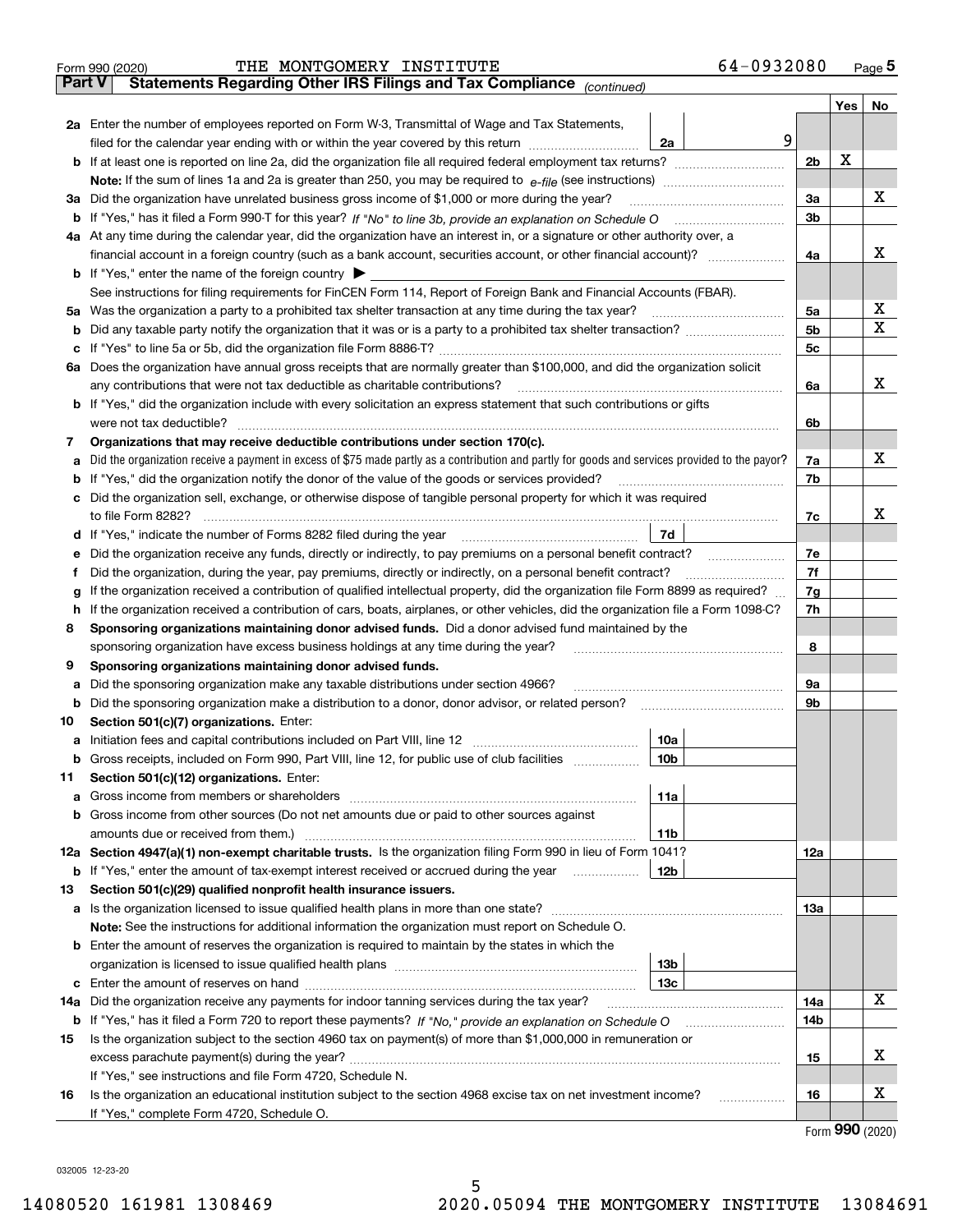Form 990 (2020) THE MONTGOMERY INSTITUTE 64-0932080 Page 5

## Part V Statements Regarding Other IRS Filings and Tax Compliance *(continued)*

| | | | | | Yes | No |
|---|---|---|---|---|---|---|
| **2a** | Enter the number of employees reported on Form W-3, Transmittal of Wage and Tax Statements, filed for the calendar year ending with or within the year covered by this return | 2a | 9 | | | |
| **b** | If at least one is reported on line 2a, did the organization file all required federal employment tax returns? | | | 2b | X | |
| | **Note:** If the sum of lines 1a and 2a is greater than 250, you may be required to *e-file* (see instructions) | | | | | |
| **3a** | Did the organization have unrelated business gross income of $1,000 or more during the year? | | | 3a | | X |
| **b** | If "Yes," has it filed a Form 990-T for this year? *If "No" to line 3b, provide an explanation on Schedule O* | | | 3b | | |
| **4a** | At any time during the calendar year, did the organization have an interest in, or a signature or other authority over, a financial account in a foreign country (such as a bank account, securities account, or other financial account)? | | | 4a | | X |
| **b** | If "Yes," enter the name of the foreign country ▶ | | | | | |
| | See instructions for filing requirements for FinCEN Form 114, Report of Foreign Bank and Financial Accounts (FBAR). | | | | | |
| **5a** | Was the organization a party to a prohibited tax shelter transaction at any time during the tax year? | | | 5a | | X |
| **b** | Did any taxable party notify the organization that it was or is a party to a prohibited tax shelter transaction? | | | 5b | | X |
| **c** | If "Yes" to line 5a or 5b, did the organization file Form 8886-T? | | | 5c | | |
| **6a** | Does the organization have annual gross receipts that are normally greater than $100,000, and did the organization solicit any contributions that were not tax deductible as charitable contributions? | | | 6a | | X |
| **b** | If "Yes," did the organization include with every solicitation an express statement that such contributions or gifts were not tax deductible? | | | 6b | | |
| **7** | **Organizations that may receive deductible contributions under section 170(c).** | | | | | |
| **a** | Did the organization receive a payment in excess of $75 made partly as a contribution and partly for goods and services provided to the payor? | | | 7a | | X |
| **b** | If "Yes," did the organization notify the donor of the value of the goods or services provided? | | | 7b | | |
| **c** | Did the organization sell, exchange, or otherwise dispose of tangible personal property for which it was required to file Form 8282? | | | 7c | | X |
| **d** | If "Yes," indicate the number of Forms 8282 filed during the year | 7d | | | | |
| **e** | Did the organization receive any funds, directly or indirectly, to pay premiums on a personal benefit contract? | | | 7e | | |
| **f** | Did the organization, during the year, pay premiums, directly or indirectly, on a personal benefit contract? | | | 7f | | |
| **g** | If the organization received a contribution of qualified intellectual property, did the organization file Form 8899 as required? | | | 7g | | |
| **h** | If the organization received a contribution of cars, boats, airplanes, or other vehicles, did the organization file a Form 1098-C? | | | 7h | | |
| **8** | **Sponsoring organizations maintaining donor advised funds.** Did a donor advised fund maintained by the sponsoring organization have excess business holdings at any time during the year? | | | 8 | | |
| **9** | **Sponsoring organizations maintaining donor advised funds.** | | | | | |
| **a** | Did the sponsoring organization make any taxable distributions under section 4966? | | | 9a | | |
| **b** | Did the sponsoring organization make a distribution to a donor, donor advisor, or related person? | | | 9b | | |
| **10** | **Section 501(c)(7) organizations.** Enter: | | | | | |
| **a** | Initiation fees and capital contributions included on Part VIII, line 12 | 10a | | | | |
| **b** | Gross receipts, included on Form 990, Part VIII, line 12, for public use of club facilities | 10b | | | | |
| **11** | **Section 501(c)(12) organizations.** Enter: | | | | | |
| **a** | Gross income from members or shareholders | 11a | | | | |
| **b** | Gross income from other sources (Do not net amounts due or paid to other sources against amounts due or received from them.) | 11b | | | | |
| **12a** | **Section 4947(a)(1) non-exempt charitable trusts.** Is the organization filing Form 990 in lieu of Form 1041? | | | 12a | | |
| **b** | If "Yes," enter the amount of tax-exempt interest received or accrued during the year | 12b | | | | |
| **13** | **Section 501(c)(29) qualified nonprofit health insurance issuers.** | | | | | |
| **a** | Is the organization licensed to issue qualified health plans in more than one state? | | | 13a | | |
| | **Note:** See the instructions for additional information the organization must report on Schedule O. | | | | | |
| **b** | Enter the amount of reserves the organization is required to maintain by the states in which the organization is licensed to issue qualified health plans | 13b | | | | |
| **c** | Enter the amount of reserves on hand | 13c | | | | |
| **14a** | Did the organization receive any payments for indoor tanning services during the tax year? | | | 14a | | X |
| **b** | If "Yes," has it filed a Form 720 to report these payments? *If "No," provide an explanation on Schedule O* | | | 14b | | |
| **15** | Is the organization subject to the section 4960 tax on payment(s) of more than $1,000,000 in remuneration or excess parachute payment(s) during the year? | | | 15 | | X |
| | If "Yes," see instructions and file Form 4720, Schedule N. | | | | | |
| **16** | Is the organization an educational institution subject to the section 4968 excise tax on net investment income? | | | 16 | | X |
| | If "Yes," complete Form 4720, Schedule O. | | | | | |

Form **990** (2020)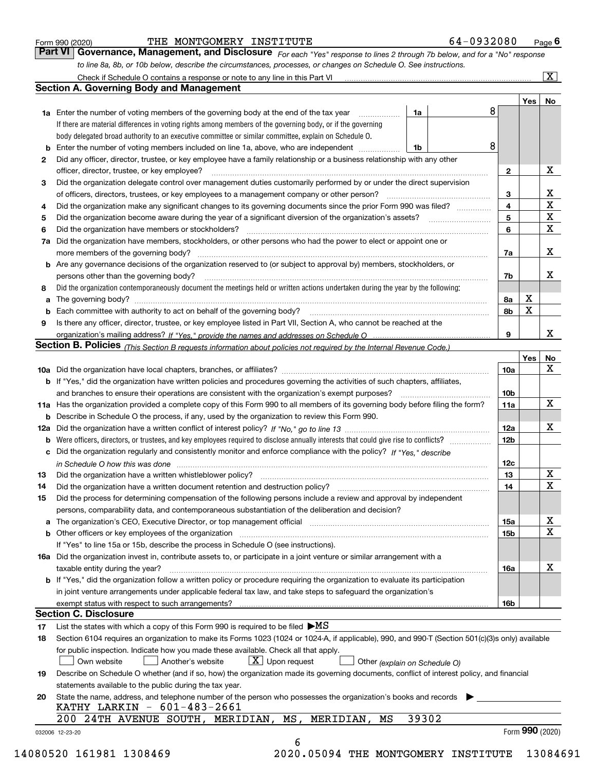Form 990 (2020) THE MONTGOMERY INSTITUTE 64-0932080 Page 6

**Part VI Governance, Management, and Disclosure** *For each "Yes" response to lines 2 through 7b below, and for a "No" response to line 8a, 8b, or 10b below, describe the circumstances, processes, or changes on Schedule O. See instructions.*

Check if Schedule O contains a response or note to any line in this Part VI ☒

## Section A. Governing Body and Management

| | | | | Yes | No |
|---|---|---|---|---|---|
| 1a | Enter the number of voting members of the governing body at the end of the tax year. If there are material differences in voting rights among members of the governing body, or if the governing body delegated broad authority to an executive committee or similar committee, explain on Schedule O. | 1a | 8 | | |
| b | Enter the number of voting members included on line 1a, above, who are independent | 1b | 8 | | |
| 2 | Did any officer, director, trustee, or key employee have a family relationship or a business relationship with any other officer, director, trustee, or key employee? | | 2 | | X |
| 3 | Did the organization delegate control over management duties customarily performed by or under the direct supervision of officers, directors, trustees, or key employees to a management company or other person? | | 3 | | X |
| 4 | Did the organization make any significant changes to its governing documents since the prior Form 990 was filed? | | 4 | | X |
| 5 | Did the organization become aware during the year of a significant diversion of the organization's assets? | | 5 | | X |
| 6 | Did the organization have members or stockholders? | | 6 | | X |
| 7a | Did the organization have members, stockholders, or other persons who had the power to elect or appoint one or more members of the governing body? | | 7a | | X |
| b | Are any governance decisions of the organization reserved to (or subject to approval by) members, stockholders, or persons other than the governing body? | | 7b | | X |
| 8 | Did the organization contemporaneously document the meetings held or written actions undertaken during the year by the following: | | | | |
| a | The governing body? | | 8a | X | |
| b | Each committee with authority to act on behalf of the governing body? | | 8b | X | |
| 9 | Is there any officer, director, trustee, or key employee listed in Part VII, Section A, who cannot be reached at the organization's mailing address? *If "Yes," provide the names and addresses on Schedule O* | | 9 | | X |

## Section B. Policies *(This Section B requests information about policies not required by the Internal Revenue Code.)*

| | | | Yes | No |
|---|---|---|---|---|
| 10a | Did the organization have local chapters, branches, or affiliates? | 10a | | X |
| b | If "Yes," did the organization have written policies and procedures governing the activities of such chapters, affiliates, and branches to ensure their operations are consistent with the organization's exempt purposes? | 10b | | |
| 11a | Has the organization provided a complete copy of this Form 990 to all members of its governing body before filing the form? | 11a | | X |
| b | Describe in Schedule O the process, if any, used by the organization to review this Form 990. | | | |
| 12a | Did the organization have a written conflict of interest policy? *If "No," go to line 13* | 12a | | X |
| b | Were officers, directors, or trustees, and key employees required to disclose annually interests that could give rise to conflicts? | 12b | | |
| c | Did the organization regularly and consistently monitor and enforce compliance with the policy? *If "Yes," describe in Schedule O how this was done* | 12c | | |
| 13 | Did the organization have a written whistleblower policy? | 13 | | X |
| 14 | Did the organization have a written document retention and destruction policy? | 14 | | X |
| 15 | Did the process for determining compensation of the following persons include a review and approval by independent persons, comparability data, and contemporaneous substantiation of the deliberation and decision? | | | |
| a | The organization's CEO, Executive Director, or top management official | 15a | | X |
| b | Other officers or key employees of the organization | 15b | | X |
| | If "Yes" to line 15a or 15b, describe the process in Schedule O (see instructions). | | | |
| 16a | Did the organization invest in, contribute assets to, or participate in a joint venture or similar arrangement with a taxable entity during the year? | 16a | | X |
| b | If "Yes," did the organization follow a written policy or procedure requiring the organization to evaluate its participation in joint venture arrangements under applicable federal tax law, and take steps to safeguard the organization's exempt status with respect to such arrangements? | 16b | | |

## Section C. Disclosure

17 List the states with which a copy of this Form 990 is required to be filed ▶MS

18 Section 6104 requires an organization to make its Forms 1023 (1024 or 1024-A, if applicable), 990, and 990-T (Section 501(c)(3)s only) available for public inspection. Indicate how you made these available. Check all that apply.

☐ Own website ☐ Another's website ☒ Upon request ☐ Other *(explain on Schedule O)*

19 Describe on Schedule O whether (and if so, how) the organization made its governing documents, conflict of interest policy, and financial statements available to the public during the tax year.

20 State the name, address, and telephone number of the person who possesses the organization's books and records ▶

KATHY LARKIN - 601-483-2661

200 24TH AVENUE SOUTH, MERIDIAN, MS, MERIDIAN, MS 39302

032006 12-23-20 Form 990 (2020)

14080520 161981 1308469 2020.05094 THE MONTGOMERY INSTITUTE 13084691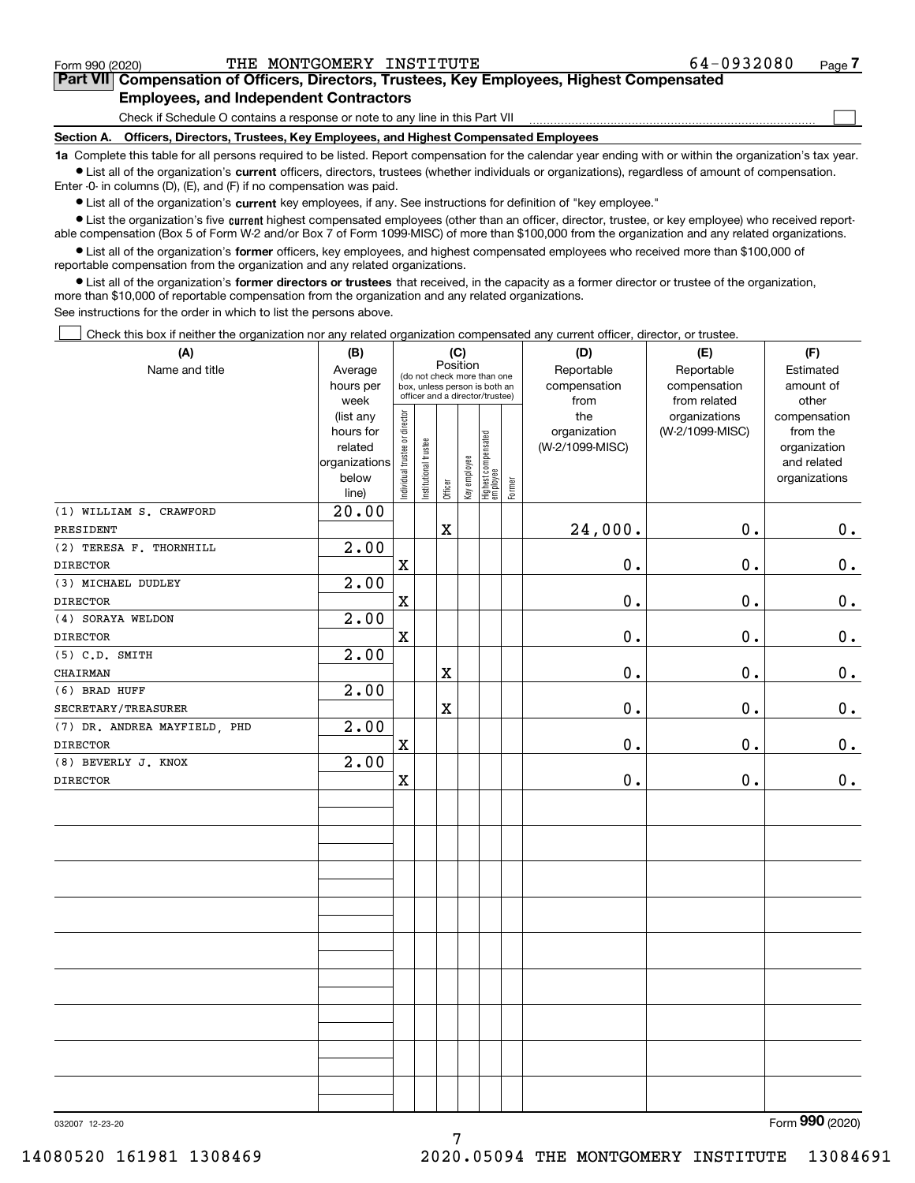Form 990 (2020) THE MONTGOMERY INSTITUTE 64-0932080

## Part VII Compensation of Officers, Directors, Trustees, Key Employees, Highest Compensated Employees, and Independent Contractors

Check if Schedule O contains a response or note to any line in this Part VII

### Section A. Officers, Directors, Trustees, Key Employees, and Highest Compensated Employees

**1a** Complete this table for all persons required to be listed. Report compensation for the calendar year ending with or within the organization's tax year.

- List all of the organization's **current** officers, directors, trustees (whether individuals or organizations), regardless of amount of compensation. Enter -0- in columns (D), (E), and (F) if no compensation was paid.
- List all of the organization's **current** key employees, if any. See instructions for definition of "key employee."
- List the organization's five **current** highest compensated employees (other than an officer, director, trustee, or key employee) who received reportable compensation (Box 5 of Form W-2 and/or Box 7 of Form 1099-MISC) of more than $100,000 from the organization and any related organizations.
- List all of the organization's **former** officers, key employees, and highest compensated employees who received more than $100,000 of reportable compensation from the organization and any related organizations.
- List all of the organization's **former directors or trustees** that received, in the capacity as a former director or trustee of the organization, more than $10,000 of reportable compensation from the organization and any related organizations.

See instructions for the order in which to list the persons above.

Check this box if neither the organization nor any related organization compensated any current officer, director, or trustee.

| (A) Name and title | (B) Average hours per week (list any hours for related organizations below line) | (C) Position (do not check more than one box, unless person is both an officer and a director/trustee) | | | | | | (D) Reportable compensation from the organization (W-2/1099-MISC) | (E) Reportable compensation from related organizations (W-2/1099-MISC) | (F) Estimated amount of other compensation from the organization and related organizations |
|---|---|---|---|---|---|---|---|---|---|---|
| | | Individual trustee or director | Institutional trustee | Officer | Key employee | Highest compensated employee | Former | | | |
| (1) WILLIAM S. CRAWFORD<br>PRESIDENT | 20.00 | | | X | | | | 24,000. | 0. | 0. |
| (2) TERESA F. THORNHILL<br>DIRECTOR | 2.00 | X | | | | | | 0. | 0. | 0. |
| (3) MICHAEL DUDLEY<br>DIRECTOR | 2.00 | X | | | | | | 0. | 0. | 0. |
| (4) SORAYA WELDON<br>DIRECTOR | 2.00 | X | | | | | | 0. | 0. | 0. |
| (5) C.D. SMITH<br>CHAIRMAN | 2.00 | | | X | | | | 0. | 0. | 0. |
| (6) BRAD HUFF<br>SECRETARY/TREASURER | 2.00 | | | X | | | | 0. | 0. | 0. |
| (7) DR. ANDREA MAYFIELD, PHD<br>DIRECTOR | 2.00 | X | | | | | | 0. | 0. | 0. |
| (8) BEVERLY J. KNOX<br>DIRECTOR | 2.00 | X | | | | | | 0. | 0. | 0. |

032007 12-23-20 Form 990 (2020)

14080520 161981 1308469 2020.05094 THE MONTGOMERY INSTITUTE 13084691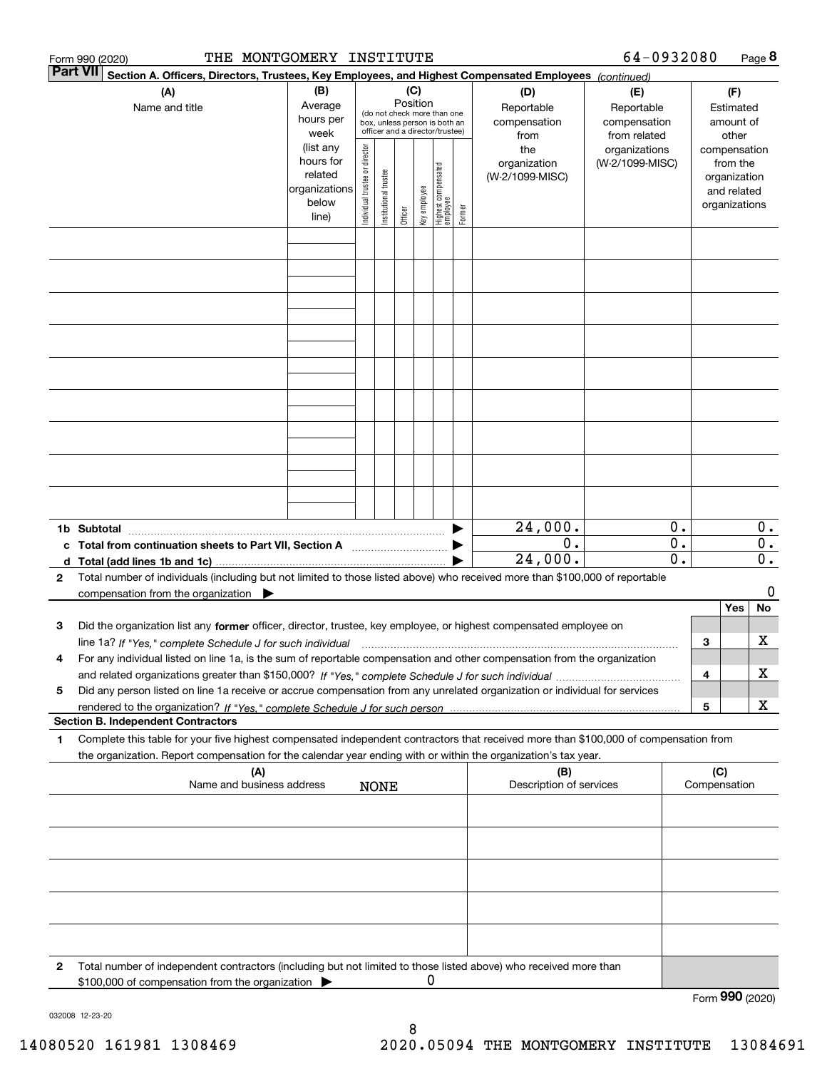Form 990 (2020) THE MONTGOMERY INSTITUTE 64-0932080 Page **8**

**Part VII** **Section A. Officers, Directors, Trustees, Key Employees, and Highest Compensated Employees** *(continued)*

| (A) Name and title | (B) Average hours per week (list any hours for related organizations below line) | (C) Position (do not check more than one box, unless person is both an officer and a director/trustee): Individual trustee or director | Institutional trustee | Officer | Key employee | Highest compensated employee | Former | (D) Reportable compensation from the organization (W-2/1099-MISC) | (E) Reportable compensation from related organizations (W-2/1099-MISC) | (F) Estimated amount of other compensation from the organization and related organizations |
|---|---|---|---|---|---|---|---|---|---|---|
| | | | | | | | | | | |
| | | | | | | | | | | |
| | | | | | | | | | | |
| | | | | | | | | | | |
| | | | | | | | | | | |
| | | | | | | | | | | |
| | | | | | | | | | | |
| | | | | | | | | | | |
| | | | | | | | | | | |
| **1b Subtotal** | | | | | | | | 24,000. | 0. | 0. |
| **c Total from continuation sheets to Part VII, Section A** | | | | | | | | 0. | 0. | 0. |
| **d Total (add lines 1b and 1c)** | | | | | | | | 24,000. | 0. | 0. |

**2** Total number of individuals (including but not limited to those listed above) who received more than $100,000 of reportable compensation from the organization ▶ 0

| | | Yes | No |
|---|---|---|---|
| **3** Did the organization list any **former** officer, director, trustee, key employee, or highest compensated employee on line 1a? *If "Yes," complete Schedule J for such individual* | 3 | | X |
| **4** For any individual listed on line 1a, is the sum of reportable compensation and other compensation from the organization and related organizations greater than $150,000? *If "Yes," complete Schedule J for such individual* | 4 | | X |
| **5** Did any person listed on line 1a receive or accrue compensation from any unrelated organization or individual for services rendered to the organization? *If "Yes," complete Schedule J for such person* | 5 | | X |

**Section B. Independent Contractors**

**1** Complete this table for your five highest compensated independent contractors that received more than $100,000 of compensation from the organization. Report compensation for the calendar year ending with or within the organization's tax year.

| (A) Name and business address | (B) Description of services | (C) Compensation |
|---|---|---|
| NONE | | |
| | | |
| | | |
| | | |
| | | |

**2** Total number of independent contractors (including but not limited to those listed above) who received more than $100,000 of compensation from the organization ▶ 0

Form **990** (2020)

032008 12-23-20

14080520 161981 1308469 2020.05094 THE MONTGOMERY INSTITUTE 13084691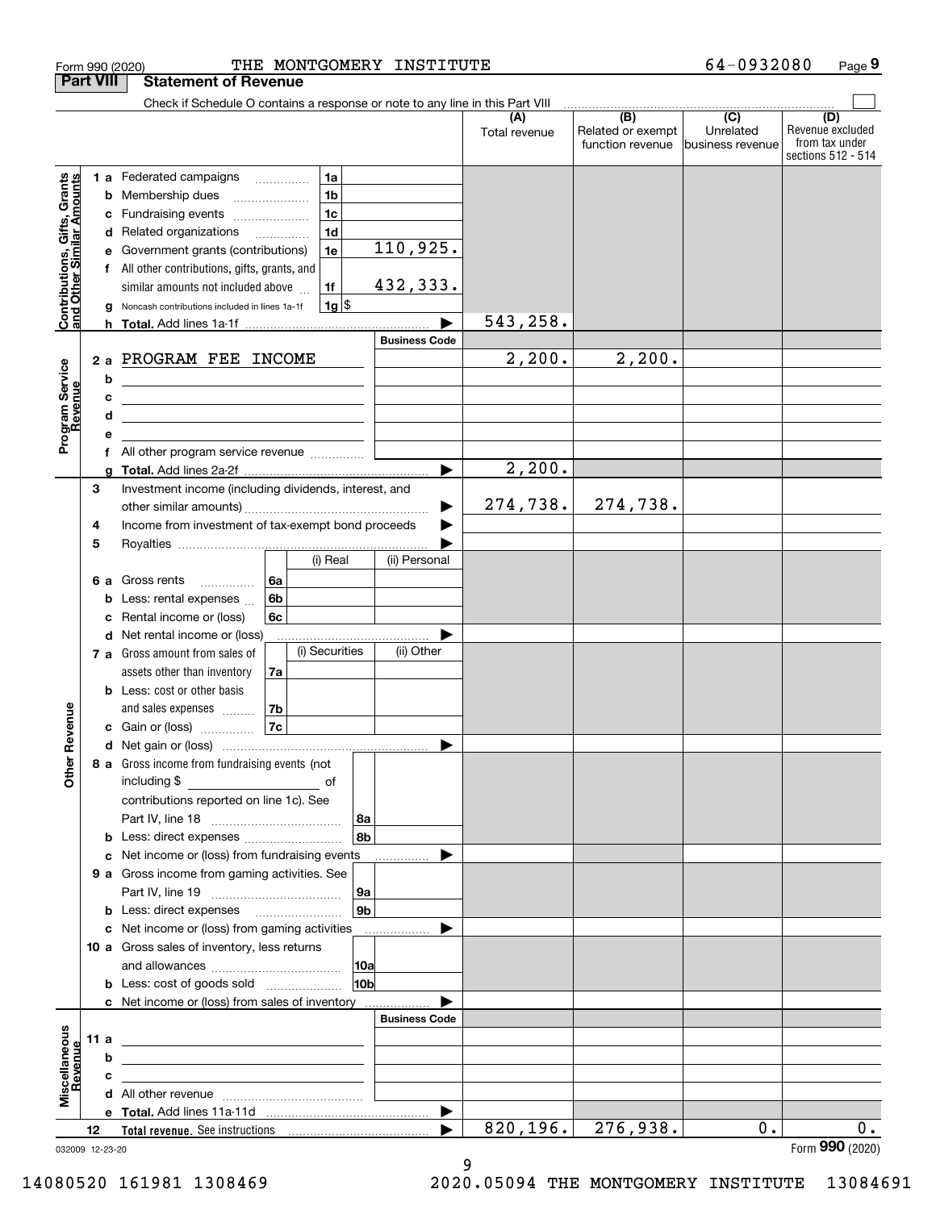Form 990 (2020) THE MONTGOMERY INSTITUTE 64-0932080 Page 9

## Part VIII Statement of Revenue

Check if Schedule O contains a response or note to any line in this Part VIII

| | | | (A) Total revenue | (B) Related or exempt function revenue | (C) Unrelated business revenue | (D) Revenue excluded from tax under sections 512 - 514 |
|---|---|---|---|---|---|---|
| **Contributions, Gifts, Grants and Other Similar Amounts** | 1a Federated campaigns | 1a | | | | |
| | b Membership dues | 1b | | | | |
| | c Fundraising events | 1c | | | | |
| | d Related organizations | 1d | | | | |
| | e Government grants (contributions) | 1e 110,925. | | | | |
| | f All other contributions, gifts, grants, and similar amounts not included above | 1f 432,333. | | | | |
| | g Noncash contributions included in lines 1a-1f | 1g $ | | | | |
| | h Total. Add lines 1a-1f | | 543,258. | | | |
| **Program Service Revenue** | | Business Code | | | | |
| | 2a PROGRAM FEE INCOME | | 2,200. | 2,200. | | |
| | b | | | | | |
| | c | | | | | |
| | d | | | | | |
| | e | | | | | |
| | f All other program service revenue | | | | | |
| | g Total. Add lines 2a-2f | | 2,200. | | | |
| **Other Revenue** | 3 Investment income (including dividends, interest, and other similar amounts) | | 274,738. | 274,738. | | |
| | 4 Income from investment of tax-exempt bond proceeds | | | | | |
| | 5 Royalties | | | | | |
| | 6a Gross rents | 6a (i) Real / (ii) Personal | | | | |
| | b Less: rental expenses | 6b | | | | |
| | c Rental income or (loss) | 6c | | | | |
| | d Net rental income or (loss) | | | | | |
| | 7a Gross amount from sales of assets other than inventory | 7a (i) Securities / (ii) Other | | | | |
| | b Less: cost or other basis and sales expenses | 7b | | | | |
| | c Gain or (loss) | 7c | | | | |
| | d Net gain or (loss) | | | | | |
| | 8a Gross income from fundraising events (not including $ of contributions reported on line 1c). See Part IV, line 18 | 8a | | | | |
| | b Less: direct expenses | 8b | | | | |
| | c Net income or (loss) from fundraising events | | | | | |
| | 9a Gross income from gaming activities. See Part IV, line 19 | 9a | | | | |
| | b Less: direct expenses | 9b | | | | |
| | c Net income or (loss) from gaming activities | | | | | |
| | 10a Gross sales of inventory, less returns and allowances | 10a | | | | |
| | b Less: cost of goods sold | 10b | | | | |
| | c Net income or (loss) from sales of inventory | | | | | |
| **Miscellaneous Revenue** | | Business Code | | | | |
| | 11a | | | | | |
| | b | | | | | |
| | c | | | | | |
| | d All other revenue | | | | | |
| | e Total. Add lines 11a-11d | | | | | |
| | 12 Total revenue. See instructions | | 820,196. | 276,938. | 0. | 0. |

032009 12-23-20 Form 990 (2020)

14080520 161981 1308469 2020.05094 THE MONTGOMERY INSTITUTE 13084691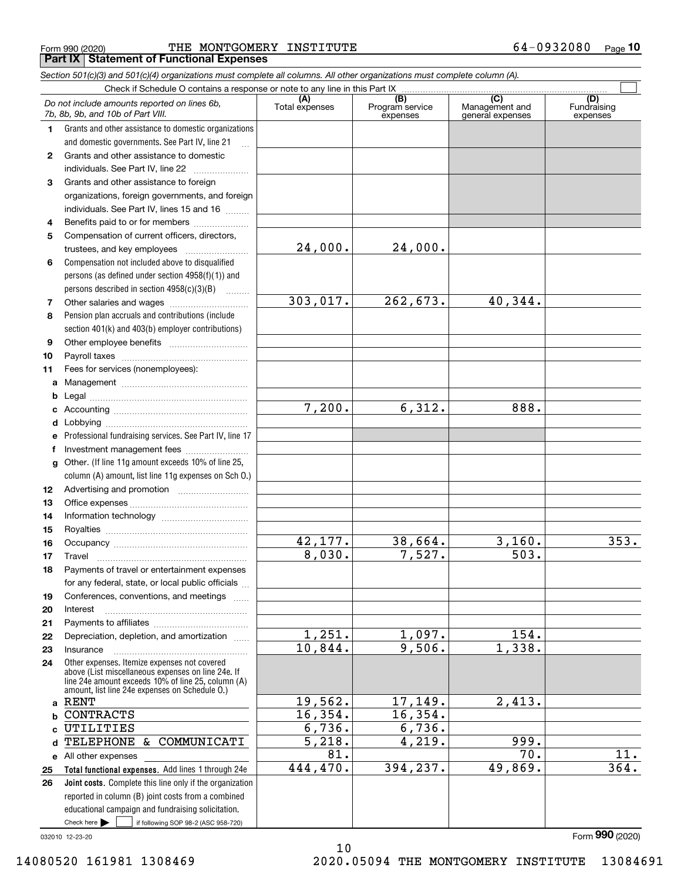Form 990 (2020) THE MONTGOMERY INSTITUTE 64-0932080 Page 10

## Part IX Statement of Functional Expenses

*Section 501(c)(3) and 501(c)(4) organizations must complete all columns. All other organizations must complete column (A).*

Check if Schedule O contains a response or note to any line in this Part IX

| *Do not include amounts reported on lines 6b, 7b, 8b, 9b, and 10b of Part VIII.* | (A) Total expenses | (B) Program service expenses | (C) Management and general expenses | (D) Fundraising expenses |
|---|---|---|---|---|
| 1 Grants and other assistance to domestic organizations and domestic governments. See Part IV, line 21 | | | | |
| 2 Grants and other assistance to domestic individuals. See Part IV, line 22 | | | | |
| 3 Grants and other assistance to foreign organizations, foreign governments, and foreign individuals. See Part IV, lines 15 and 16 | | | | |
| 4 Benefits paid to or for members | | | | |
| 5 Compensation of current officers, directors, trustees, and key employees | 24,000. | 24,000. | | |
| 6 Compensation not included above to disqualified persons (as defined under section 4958(f)(1)) and persons described in section 4958(c)(3)(B) | | | | |
| 7 Other salaries and wages | 303,017. | 262,673. | 40,344. | |
| 8 Pension plan accruals and contributions (include section 401(k) and 403(b) employer contributions) | | | | |
| 9 Other employee benefits | | | | |
| 10 Payroll taxes | | | | |
| 11 Fees for services (nonemployees): | | | | |
| a Management | | | | |
| b Legal | | | | |
| c Accounting | 7,200. | 6,312. | 888. | |
| d Lobbying | | | | |
| e Professional fundraising services. See Part IV, line 17 | | | | |
| f Investment management fees | | | | |
| g Other. (If line 11g amount exceeds 10% of line 25, column (A) amount, list line 11g expenses on Sch O.) | | | | |
| 12 Advertising and promotion | | | | |
| 13 Office expenses | | | | |
| 14 Information technology | | | | |
| 15 Royalties | | | | |
| 16 Occupancy | 42,177. | 38,664. | 3,160. | 353. |
| 17 Travel | 8,030. | 7,527. | 503. | |
| 18 Payments of travel or entertainment expenses for any federal, state, or local public officials | | | | |
| 19 Conferences, conventions, and meetings | | | | |
| 20 Interest | | | | |
| 21 Payments to affiliates | | | | |
| 22 Depreciation, depletion, and amortization | 1,251. | 1,097. | 154. | |
| 23 Insurance | 10,844. | 9,506. | 1,338. | |
| 24 Other expenses. Itemize expenses not covered above (List miscellaneous expenses on line 24e. If line 24e amount exceeds 10% of line 25, column (A) amount, list line 24e expenses on Schedule O.) | | | | |
| a RENT | 19,562. | 17,149. | 2,413. | |
| b CONTRACTS | 16,354. | 16,354. | | |
| c UTILITIES | 6,736. | 6,736. | | |
| d TELEPHONE & COMMUNICATI | 5,218. | 4,219. | 999. | |
| e All other expenses | 81. | | 70. | 11. |
| 25 **Total functional expenses.** Add lines 1 through 24e | 444,470. | 394,237. | 49,869. | 364. |
| 26 **Joint costs.** Complete this line only if the organization reported in column (B) joint costs from a combined educational campaign and fundraising solicitation. Check here ☐ if following SOP 98-2 (ASC 958-720) | | | | |

032010 12-23-20 Form **990** (2020)

14080520 161981 1308469 2020.05094 THE MONTGOMERY INSTITUTE 13084691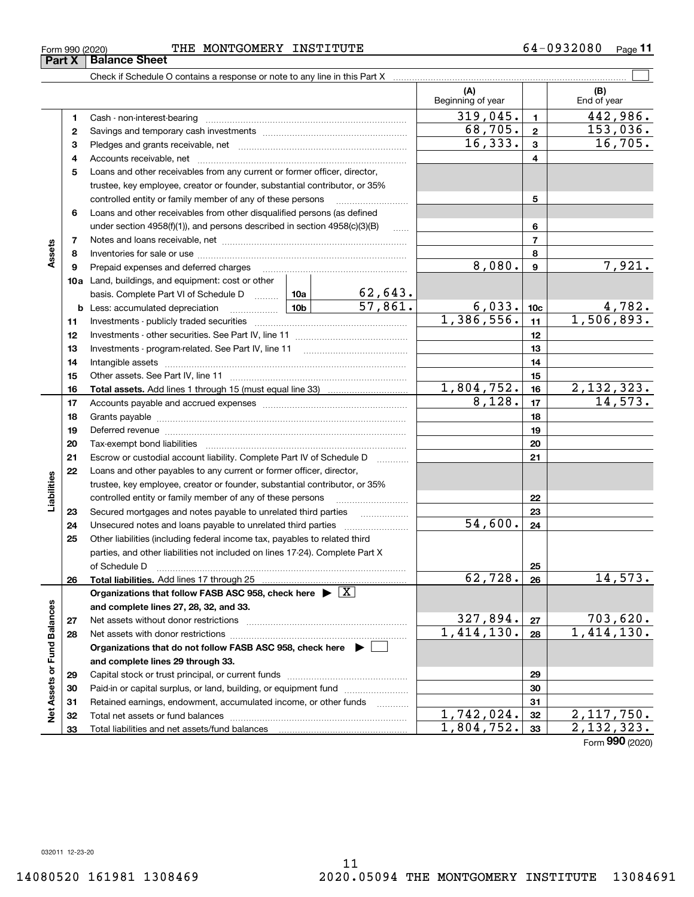Form 990 (2020) THE MONTGOMERY INSTITUTE 64-0932080 Page 11

## Part X Balance Sheet

Check if Schedule O contains a response or note to any line in this Part X

| | | | | (A) Beginning of year | | (B) End of year |
|---|---|---|---|---|---|---|
| Assets | 1 | Cash - non-interest-bearing | | 319,045. | 1 | 442,986. |
| | 2 | Savings and temporary cash investments | | 68,705. | 2 | 153,036. |
| | 3 | Pledges and grants receivable, net | | 16,333. | 3 | 16,705. |
| | 4 | Accounts receivable, net | | | 4 | |
| | 5 | Loans and other receivables from any current or former officer, director, trustee, key employee, creator or founder, substantial contributor, or 35% controlled entity or family member of any of these persons | | | 5 | |
| | 6 | Loans and other receivables from other disqualified persons (as defined under section 4958(f)(1)), and persons described in section 4958(c)(3)(B) | | | 6 | |
| | 7 | Notes and loans receivable, net | | | 7 | |
| | 8 | Inventories for sale or use | | | 8 | |
| | 9 | Prepaid expenses and deferred charges | | 8,080. | 9 | 7,921. |
| | 10a | Land, buildings, and equipment: cost or other basis. Complete Part VI of Schedule D | 10a 62,643. | | | |
| | b | Less: accumulated depreciation | 10b 57,861. | 6,033. | 10c | 4,782. |
| | 11 | Investments - publicly traded securities | | 1,386,556. | 11 | 1,506,893. |
| | 12 | Investments - other securities. See Part IV, line 11 | | | 12 | |
| | 13 | Investments - program-related. See Part IV, line 11 | | | 13 | |
| | 14 | Intangible assets | | | 14 | |
| | 15 | Other assets. See Part IV, line 11 | | | 15 | |
| | 16 | **Total assets.** Add lines 1 through 15 (must equal line 33) | | 1,804,752. | 16 | 2,132,323. |
| Liabilities | 17 | Accounts payable and accrued expenses | | 8,128. | 17 | 14,573. |
| | 18 | Grants payable | | | 18 | |
| | 19 | Deferred revenue | | | 19 | |
| | 20 | Tax-exempt bond liabilities | | | 20 | |
| | 21 | Escrow or custodial account liability. Complete Part IV of Schedule D | | | 21 | |
| | 22 | Loans and other payables to any current or former officer, director, trustee, key employee, creator or founder, substantial contributor, or 35% controlled entity or family member of any of these persons | | | 22 | |
| | 23 | Secured mortgages and notes payable to unrelated third parties | | | 23 | |
| | 24 | Unsecured notes and loans payable to unrelated third parties | | 54,600. | 24 | |
| | 25 | Other liabilities (including federal income tax, payables to related third parties, and other liabilities not included on lines 17-24). Complete Part X of Schedule D | | | 25 | |
| | 26 | **Total liabilities.** Add lines 17 through 25 | | 62,728. | 26 | 14,573. |
| Net Assets or Fund Balances | | **Organizations that follow FASB ASC 958, check here** [X] **and complete lines 27, 28, 32, and 33.** | | | | |
| | 27 | Net assets without donor restrictions | | 327,894. | 27 | 703,620. |
| | 28 | Net assets with donor restrictions | | 1,414,130. | 28 | 1,414,130. |
| | | **Organizations that do not follow FASB ASC 958, check here** [ ] **and complete lines 29 through 33.** | | | | |
| | 29 | Capital stock or trust principal, or current funds | | | 29 | |
| | 30 | Paid-in or capital surplus, or land, building, or equipment fund | | | 30 | |
| | 31 | Retained earnings, endowment, accumulated income, or other funds | | | 31 | |
| | 32 | Total net assets or fund balances | | 1,742,024. | 32 | 2,117,750. |
| | 33 | Total liabilities and net assets/fund balances | | 1,804,752. | 33 | 2,132,323. |

Form **990** (2020)

032011 12-23-20

14080520 161981 1308469 2020.05094 THE MONTGOMERY INSTITUTE 13084691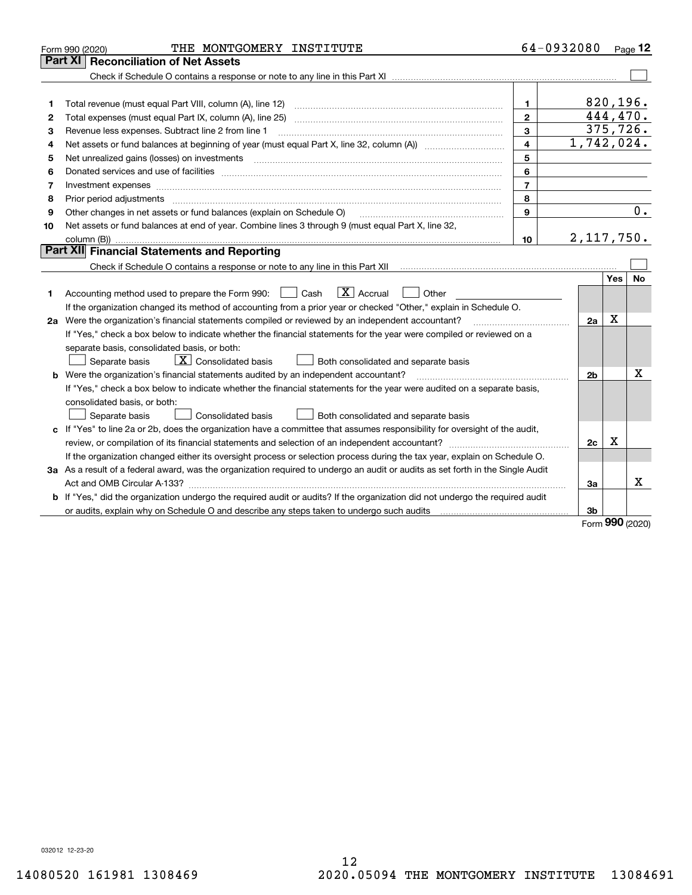Form 990 (2020) THE MONTGOMERY INSTITUTE 64-0932080 Page **12**

## Part XI Reconciliation of Net Assets

Check if Schedule O contains a response or note to any line in this Part XI ☐

| | | | |
|---|---|---|---|
| 1 | Total revenue (must equal Part VIII, column (A), line 12) | 1 | 820,196. |
| 2 | Total expenses (must equal Part IX, column (A), line 25) | 2 | 444,470. |
| 3 | Revenue less expenses. Subtract line 2 from line 1 | 3 | 375,726. |
| 4 | Net assets or fund balances at beginning of year (must equal Part X, line 32, column (A)) | 4 | 1,742,024. |
| 5 | Net unrealized gains (losses) on investments | 5 | |
| 6 | Donated services and use of facilities | 6 | |
| 7 | Investment expenses | 7 | |
| 8 | Prior period adjustments | 8 | |
| 9 | Other changes in net assets or fund balances (explain on Schedule O) | 9 | 0. |
| 10 | Net assets or fund balances at end of year. Combine lines 3 through 9 (must equal Part X, line 32, column (B)) | 10 | 2,117,750. |

## Part XII Financial Statements and Reporting

Check if Schedule O contains a response or note to any line in this Part XII ☐

| | | | Yes | No |
|---|---|---|---|---|
| 1 | Accounting method used to prepare the Form 990: ☐ Cash ☒ Accrual ☐ Other<br>If the organization changed its method of accounting from a prior year or checked "Other," explain in Schedule O. | | | |
| 2a | Were the organization's financial statements compiled or reviewed by an independent accountant?<br>If "Yes," check a box below to indicate whether the financial statements for the year were compiled or reviewed on a separate basis, consolidated basis, or both:<br>☐ Separate basis ☒ Consolidated basis ☐ Both consolidated and separate basis | 2a | X | |
| b | Were the organization's financial statements audited by an independent accountant?<br>If "Yes," check a box below to indicate whether the financial statements for the year were audited on a separate basis, consolidated basis, or both:<br>☐ Separate basis ☐ Consolidated basis ☐ Both consolidated and separate basis | 2b | | X |
| c | If "Yes" to line 2a or 2b, does the organization have a committee that assumes responsibility for oversight of the audit, review, or compilation of its financial statements and selection of an independent accountant?<br>If the organization changed either its oversight process or selection process during the tax year, explain on Schedule O. | 2c | X | |
| 3a | As a result of a federal award, was the organization required to undergo an audit or audits as set forth in the Single Audit Act and OMB Circular A-133? | 3a | | X |
| b | If "Yes," did the organization undergo the required audit or audits? If the organization did not undergo the required audit or audits, explain why on Schedule O and describe any steps taken to undergo such audits | 3b | | |

Form **990** (2020)

032012 12-23-20

14080520 161981 1308469 2020.05094 THE MONTGOMERY INSTITUTE 13084691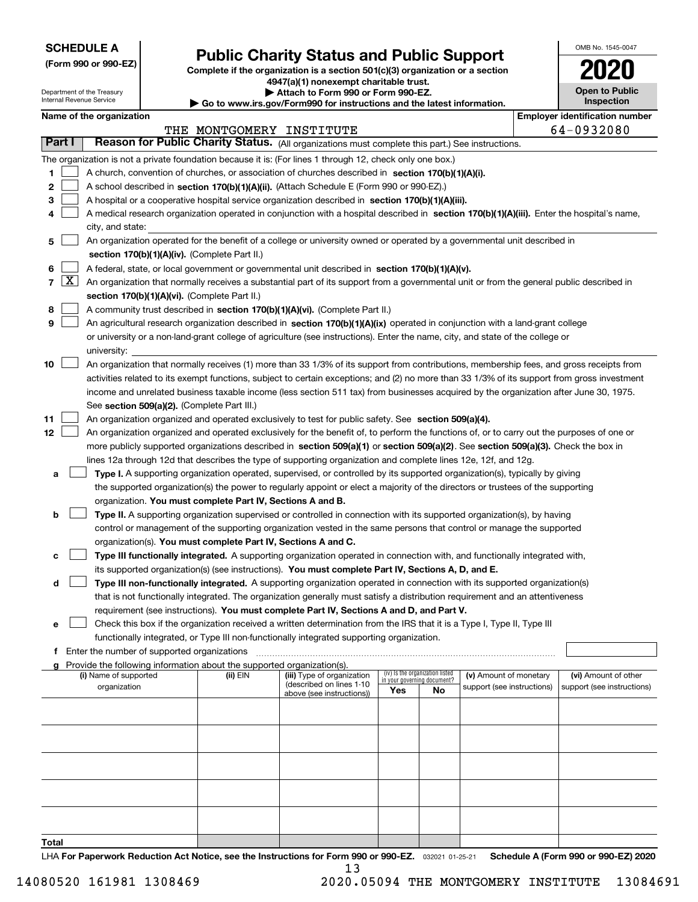**SCHEDULE A**
**(Form 990 or 990-EZ)**

Department of the Treasury
Internal Revenue Service

# Public Charity Status and Public Support

**Complete if the organization is a section 501(c)(3) organization or a section 4947(a)(1) nonexempt charitable trust.**
**▶ Attach to Form 990 or Form 990-EZ.**
**▶ Go to www.irs.gov/Form990 for instructions and the latest information.**

OMB No. 1545-0047
**2020**
**Open to Public Inspection**

**Name of the organization:** THE MONTGOMERY INSTITUTE
**Employer identification number:** 64-0932080

## Part I Reason for Public Charity Status. (All organizations must complete this part.) See instructions.

The organization is not a private foundation because it is: (For lines 1 through 12, check only one box.)

1. [ ] A church, convention of churches, or association of churches described in **section 170(b)(1)(A)(i).**
2. [ ] A school described in **section 170(b)(1)(A)(ii).** (Attach Schedule E (Form 990 or 990-EZ).)
3. [ ] A hospital or a cooperative hospital service organization described in **section 170(b)(1)(A)(iii).**
4. [ ] A medical research organization operated in conjunction with a hospital described in **section 170(b)(1)(A)(iii).** Enter the hospital's name, city, and state:
5. [ ] An organization operated for the benefit of a college or university owned or operated by a governmental unit described in **section 170(b)(1)(A)(iv).** (Complete Part II.)
6. [ ] A federal, state, or local government or governmental unit described in **section 170(b)(1)(A)(v).**
7. [X] An organization that normally receives a substantial part of its support from a governmental unit or from the general public described in **section 170(b)(1)(A)(vi).** (Complete Part II.)
8. [ ] A community trust described in **section 170(b)(1)(A)(vi).** (Complete Part II.)
9. [ ] An agricultural research organization described in **section 170(b)(1)(A)(ix)** operated in conjunction with a land-grant college or university or a non-land-grant college of agriculture (see instructions). Enter the name, city, and state of the college or university:
10. [ ] An organization that normally receives (1) more than 33 1/3% of its support from contributions, membership fees, and gross receipts from activities related to its exempt functions, subject to certain exceptions; and (2) no more than 33 1/3% of its support from gross investment income and unrelated business taxable income (less section 511 tax) from businesses acquired by the organization after June 30, 1975. See **section 509(a)(2).** (Complete Part III.)
11. [ ] An organization organized and operated exclusively to test for public safety. See **section 509(a)(4).**
12. [ ] An organization organized and operated exclusively for the benefit of, to perform the functions of, or to carry out the purposes of one or more publicly supported organizations described in **section 509(a)(1)** or **section 509(a)(2).** See **section 509(a)(3).** Check the box in lines 12a through 12d that describes the type of supporting organization and complete lines 12e, 12f, and 12g.
   - **a** [ ] **Type I.** A supporting organization operated, supervised, or controlled by its supported organization(s), typically by giving the supported organization(s) the power to regularly appoint or elect a majority of the directors or trustees of the supporting organization. **You must complete Part IV, Sections A and B.**
   - **b** [ ] **Type II.** A supporting organization supervised or controlled in connection with its supported organization(s), by having control or management of the supporting organization vested in the same persons that control or manage the supported organization(s). **You must complete Part IV, Sections A and C.**
   - **c** [ ] **Type III functionally integrated.** A supporting organization operated in connection with, and functionally integrated with, its supported organization(s) (see instructions). **You must complete Part IV, Sections A, D, and E.**
   - **d** [ ] **Type III non-functionally integrated.** A supporting organization operated in connection with its supported organization(s) that is not functionally integrated. The organization generally must satisfy a distribution requirement and an attentiveness requirement (see instructions). **You must complete Part IV, Sections A and D, and Part V.**
   - **e** [ ] Check this box if the organization received a written determination from the IRS that it is a Type I, Type II, Type III functionally integrated, or Type III non-functionally integrated supporting organization.
   - **f** Enter the number of supported organizations
   - **g** Provide the following information about the supported organization(s).

| (i) Name of supported organization | (ii) EIN | (iii) Type of organization (described on lines 1-10 above (see instructions)) | (iv) Is the organization listed in your governing document? Yes | No | (v) Amount of monetary support (see instructions) | (vi) Amount of other support (see instructions) |
|---|---|---|---|---|---|---|
| | | | | | | |
| | | | | | | |
| | | | | | | |
| | | | | | | |
| | | | | | | |
| **Total** | | | | | | |

LHA **For Paperwork Reduction Act Notice, see the Instructions for Form 990 or 990-EZ.** 032021 01-25-21 **Schedule A (Form 990 or 990-EZ) 2020**

14080520 161981 1308469 2020.05094 THE MONTGOMERY INSTITUTE 13084691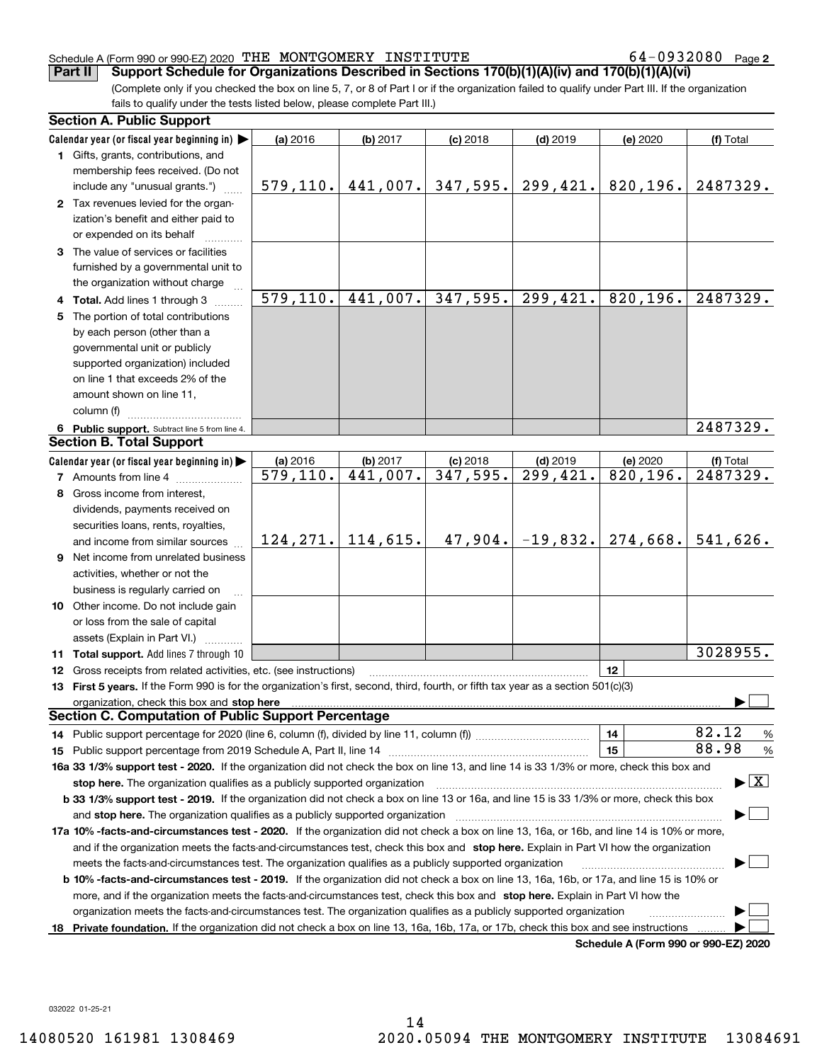Schedule A (Form 990 or 990-EZ) 2020 THE MONTGOMERY INSTITUTE 64-0932080 Page 2

**Part II Support Schedule for Organizations Described in Sections 170(b)(1)(A)(iv) and 170(b)(1)(A)(vi)**

(Complete only if you checked the box on line 5, 7, or 8 of Part I or if the organization failed to qualify under Part III. If the organization fails to qualify under the tests listed below, please complete Part III.)

### Section A. Public Support

| Calendar year (or fiscal year beginning in) ▶ | (a) 2016 | (b) 2017 | (c) 2018 | (d) 2019 | (e) 2020 | (f) Total |
|---|---|---|---|---|---|---|
| 1 Gifts, grants, contributions, and membership fees received. (Do not include any "unusual grants.") | 579,110. | 441,007. | 347,595. | 299,421. | 820,196. | 2487329. |
| 2 Tax revenues levied for the organization's benefit and either paid to or expended on its behalf | | | | | | |
| 3 The value of services or facilities furnished by a governmental unit to the organization without charge | | | | | | |
| 4 Total. Add lines 1 through 3 | 579,110. | 441,007. | 347,595. | 299,421. | 820,196. | 2487329. |
| 5 The portion of total contributions by each person (other than a governmental unit or publicly supported organization) included on line 1 that exceeds 2% of the amount shown on line 11, column (f) | | | | | | |
| 6 Public support. Subtract line 5 from line 4. | | | | | | 2487329. |

### Section B. Total Support

| Calendar year (or fiscal year beginning in) ▶ | (a) 2016 | (b) 2017 | (c) 2018 | (d) 2019 | (e) 2020 | (f) Total |
|---|---|---|---|---|---|---|
| 7 Amounts from line 4 | 579,110. | 441,007. | 347,595. | 299,421. | 820,196. | 2487329. |
| 8 Gross income from interest, dividends, payments received on securities loans, rents, royalties, and income from similar sources | 124,271. | 114,615. | 47,904. | -19,832. | 274,668. | 541,626. |
| 9 Net income from unrelated business activities, whether or not the business is regularly carried on | | | | | | |
| 10 Other income. Do not include gain or loss from the sale of capital assets (Explain in Part VI.) | | | | | | |
| 11 Total support. Add lines 7 through 10 | | | | | | 3028955. |

12 Gross receipts from related activities, etc. (see instructions) | 12 |

13 **First 5 years.** If the Form 990 is for the organization's first, second, third, fourth, or fifth tax year as a section 501(c)(3) organization, check this box and **stop here** ▶ ☐

### Section C. Computation of Public Support Percentage

14 Public support percentage for 2020 (line 6, column (f), divided by line 11, column (f)) | 14 | 82.12 %

15 Public support percentage from 2019 Schedule A, Part II, line 14 | 15 | 88.98 %

**16a 33 1/3% support test - 2020.** If the organization did not check the box on line 13, and line 14 is 33 1/3% or more, check this box and **stop here.** The organization qualifies as a publicly supported organization ▶ ☒

**b 33 1/3% support test - 2019.** If the organization did not check a box on line 13 or 16a, and line 15 is 33 1/3% or more, check this box and **stop here.** The organization qualifies as a publicly supported organization ▶ ☐

**17a 10% -facts-and-circumstances test - 2020.** If the organization did not check a box on line 13, 16a, or 16b, and line 14 is 10% or more, and if the organization meets the facts-and-circumstances test, check this box and **stop here.** Explain in Part VI how the organization meets the facts-and-circumstances test. The organization qualifies as a publicly supported organization ▶ ☐

**b 10% -facts-and-circumstances test - 2019.** If the organization did not check a box on line 13, 16a, 16b, or 17a, and line 15 is 10% or more, and if the organization meets the facts-and-circumstances test, check this box and **stop here.** Explain in Part VI how the organization meets the facts-and-circumstances test. The organization qualifies as a publicly supported organization ▶ ☐

**18 Private foundation.** If the organization did not check a box on line 13, 16a, 16b, 17a, or 17b, check this box and see instructions ▶ ☐

**Schedule A (Form 990 or 990-EZ) 2020**

032022 01-25-21

14080520 161981 1308469 2020.05094 THE MONTGOMERY INSTITUTE 13084691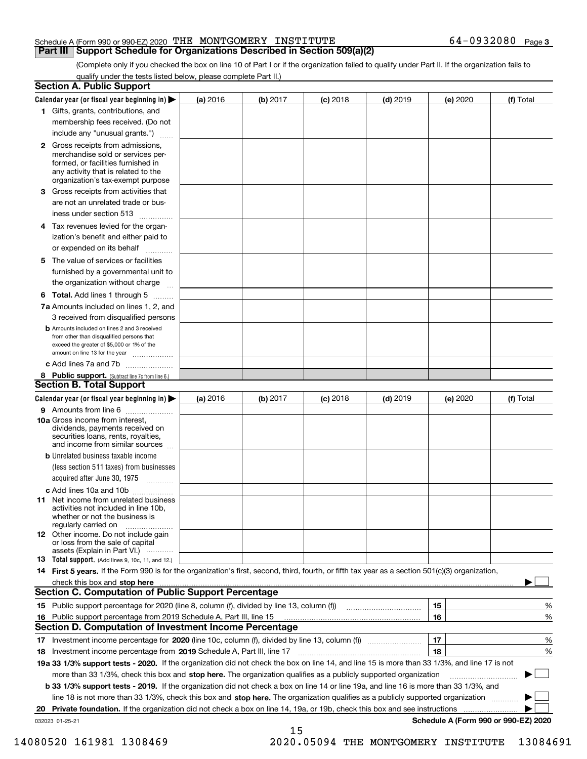Schedule A (Form 990 or 990-EZ) 2020 THE MONTGOMERY INSTITUTE 64-0932080 Page 3

## Part III Support Schedule for Organizations Described in Section 509(a)(2)

(Complete only if you checked the box on line 10 of Part I or if the organization failed to qualify under Part II. If the organization fails to qualify under the tests listed below, please complete Part II.)

### Section A. Public Support

| Calendar year (or fiscal year beginning in) ▶ | (a) 2016 | (b) 2017 | (c) 2018 | (d) 2019 | (e) 2020 | (f) Total |
|---|---|---|---|---|---|---|
| **1** Gifts, grants, contributions, and membership fees received. (Do not include any "unusual grants.") | | | | | | |
| **2** Gross receipts from admissions, merchandise sold or services performed, or facilities furnished in any activity that is related to the organization's tax-exempt purpose | | | | | | |
| **3** Gross receipts from activities that are not an unrelated trade or business under section 513 | | | | | | |
| **4** Tax revenues levied for the organization's benefit and either paid to or expended on its behalf | | | | | | |
| **5** The value of services or facilities furnished by a governmental unit to the organization without charge | | | | | | |
| **6 Total.** Add lines 1 through 5 | | | | | | |
| **7a** Amounts included on lines 1, 2, and 3 received from disqualified persons | | | | | | |
| **b** Amounts included on lines 2 and 3 received from other than disqualified persons that exceed the greater of $5,000 or 1% of the amount on line 13 for the year | | | | | | |
| **c** Add lines 7a and 7b | | | | | | |
| **8 Public support.** (Subtract line 7c from line 6.) | | | | | | |

### Section B. Total Support

| Calendar year (or fiscal year beginning in) ▶ | (a) 2016 | (b) 2017 | (c) 2018 | (d) 2019 | (e) 2020 | (f) Total |
|---|---|---|---|---|---|---|
| **9** Amounts from line 6 | | | | | | |
| **10a** Gross income from interest, dividends, payments received on securities loans, rents, royalties, and income from similar sources | | | | | | |
| **b** Unrelated business taxable income (less section 511 taxes) from businesses acquired after June 30, 1975 | | | | | | |
| **c** Add lines 10a and 10b | | | | | | |
| **11** Net income from unrelated business activities not included in line 10b, whether or not the business is regularly carried on | | | | | | |
| **12** Other income. Do not include gain or loss from the sale of capital assets (Explain in Part VI.) | | | | | | |
| **13 Total support.** (Add lines 9, 10c, 11, and 12.) | | | | | | |

**14 First 5 years.** If the Form 990 is for the organization's first, second, third, fourth, or fifth tax year as a section 501(c)(3) organization, check this box and **stop here** ▶ ☐

### Section C. Computation of Public Support Percentage

| | | | |
|---|---|---|---|
| **15** Public support percentage for 2020 (line 8, column (f), divided by line 13, column (f)) | 15 | | % |
| **16** Public support percentage from 2019 Schedule A, Part III, line 15 | 16 | | % |

### Section D. Computation of Investment Income Percentage

| | | | |
|---|---|---|---|
| **17** Investment income percentage for **2020** (line 10c, column (f), divided by line 13, column (f)) | 17 | | % |
| **18** Investment income percentage from **2019** Schedule A, Part III, line 17 | 18 | | % |

**19a 33 1/3% support tests - 2020.** If the organization did not check the box on line 14, and line 15 is more than 33 1/3%, and line 17 is not more than 33 1/3%, check this box and **stop here.** The organization qualifies as a publicly supported organization ▶ ☐

**b 33 1/3% support tests - 2019.** If the organization did not check a box on line 14 or line 19a, and line 16 is more than 33 1/3%, and line 18 is not more than 33 1/3%, check this box and **stop here.** The organization qualifies as a publicly supported organization ▶ ☐

**20 Private foundation.** If the organization did not check a box on line 14, 19a, or 19b, check this box and see instructions ▶ ☐

032023 01-25-21 **Schedule A (Form 990 or 990-EZ) 2020**

14080520 161981 1308469 2020.05094 THE MONTGOMERY INSTITUTE 13084691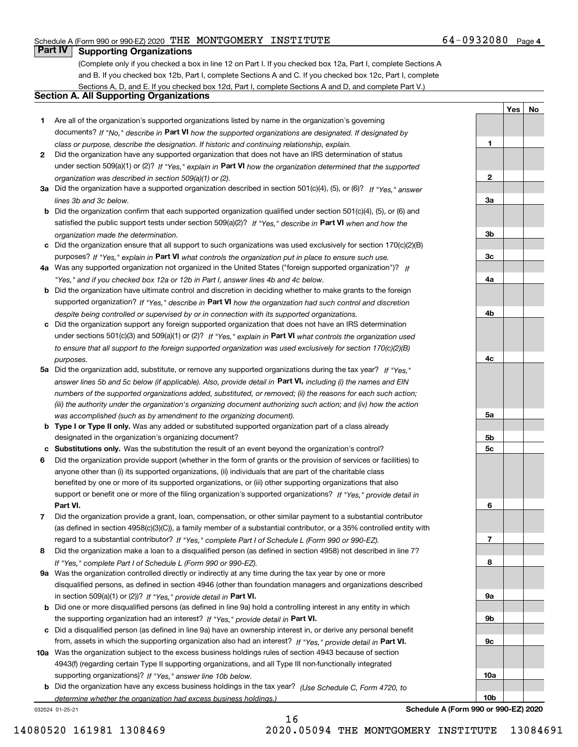Schedule A (Form 990 or 990-EZ) 2020 THE MONTGOMERY INSTITUTE 64-0932080 Page 4

## Part IV Supporting Organizations

(Complete only if you checked a box in line 12 on Part I. If you checked box 12a, Part I, complete Sections A and B. If you checked box 12b, Part I, complete Sections A and C. If you checked box 12c, Part I, complete Sections A, D, and E. If you checked box 12d, Part I, complete Sections A and D, and complete Part V.)

### Section A. All Supporting Organizations

| | | Line | Yes | No |
|---|---|---|---|---|
| **1** | Are all of the organization's supported organizations listed by name in the organization's governing documents? *If "No," describe in* **Part VI** *how the supported organizations are designated. If designated by class or purpose, describe the designation. If historic and continuing relationship, explain.* | 1 | | |
| **2** | Did the organization have any supported organization that does not have an IRS determination of status under section 509(a)(1) or (2)? *If "Yes," explain in* **Part VI** *how the organization determined that the supported organization was described in section 509(a)(1) or (2).* | 2 | | |
| **3a** | Did the organization have a supported organization described in section 501(c)(4), (5), or (6)? *If "Yes," answer lines 3b and 3c below.* | 3a | | |
| **b** | Did the organization confirm that each supported organization qualified under section 501(c)(4), (5), or (6) and satisfied the public support tests under section 509(a)(2)? *If "Yes," describe in* **Part VI** *when and how the organization made the determination.* | 3b | | |
| **c** | Did the organization ensure that all support to such organizations was used exclusively for section 170(c)(2)(B) purposes? *If "Yes," explain in* **Part VI** *what controls the organization put in place to ensure such use.* | 3c | | |
| **4a** | Was any supported organization not organized in the United States ("foreign supported organization")? *If "Yes," and if you checked box 12a or 12b in Part I, answer lines 4b and 4c below.* | 4a | | |
| **b** | Did the organization have ultimate control and discretion in deciding whether to make grants to the foreign supported organization? *If "Yes," describe in* **Part VI** *how the organization had such control and discretion despite being controlled or supervised by or in connection with its supported organizations.* | 4b | | |
| **c** | Did the organization support any foreign supported organization that does not have an IRS determination under sections 501(c)(3) and 509(a)(1) or (2)? *If "Yes," explain in* **Part VI** *what controls the organization used to ensure that all support to the foreign supported organization was used exclusively for section 170(c)(2)(B) purposes.* | 4c | | |
| **5a** | Did the organization add, substitute, or remove any supported organizations during the tax year? *If "Yes," answer lines 5b and 5c below (if applicable). Also, provide detail in* **Part VI,** *including (i) the names and EIN numbers of the supported organizations added, substituted, or removed; (ii) the reasons for each such action; (iii) the authority under the organization's organizing document authorizing such action; and (iv) how the action was accomplished (such as by amendment to the organizing document).* | 5a | | |
| **b** | **Type I or Type II only.** Was any added or substituted supported organization part of a class already designated in the organization's organizing document? | 5b | | |
| **c** | **Substitutions only.** Was the substitution the result of an event beyond the organization's control? | 5c | | |
| **6** | Did the organization provide support (whether in the form of grants or the provision of services or facilities) to anyone other than (i) its supported organizations, (ii) individuals that are part of the charitable class benefited by one or more of its supported organizations, or (iii) other supporting organizations that also support or benefit one or more of the filing organization's supported organizations? *If "Yes," provide detail in* **Part VI.** | 6 | | |
| **7** | Did the organization provide a grant, loan, compensation, or other similar payment to a substantial contributor (as defined in section 4958(c)(3)(C)), a family member of a substantial contributor, or a 35% controlled entity with regard to a substantial contributor? *If "Yes," complete Part I of Schedule L (Form 990 or 990-EZ).* | 7 | | |
| **8** | Did the organization make a loan to a disqualified person (as defined in section 4958) not described in line 7? *If "Yes," complete Part I of Schedule L (Form 990 or 990-EZ).* | 8 | | |
| **9a** | Was the organization controlled directly or indirectly at any time during the tax year by one or more disqualified persons, as defined in section 4946 (other than foundation managers and organizations described in section 509(a)(1) or (2))? *If "Yes," provide detail in* **Part VI.** | 9a | | |
| **b** | Did one or more disqualified persons (as defined in line 9a) hold a controlling interest in any entity in which the supporting organization had an interest? *If "Yes," provide detail in* **Part VI.** | 9b | | |
| **c** | Did a disqualified person (as defined in line 9a) have an ownership interest in, or derive any personal benefit from, assets in which the supporting organization also had an interest? *If "Yes," provide detail in* **Part VI.** | 9c | | |
| **10a** | Was the organization subject to the excess business holdings rules of section 4943 because of section 4943(f) (regarding certain Type II supporting organizations, and all Type III non-functionally integrated supporting organizations)? *If "Yes," answer line 10b below.* | 10a | | |
| **b** | Did the organization have any excess business holdings in the tax year? *(Use Schedule C, Form 4720, to determine whether the organization had excess business holdings.)* | 10b | | |

032024 01-25-21 **Schedule A (Form 990 or 990-EZ) 2020**

14080520 161981 1308469 2020.05094 THE MONTGOMERY INSTITUTE 13084691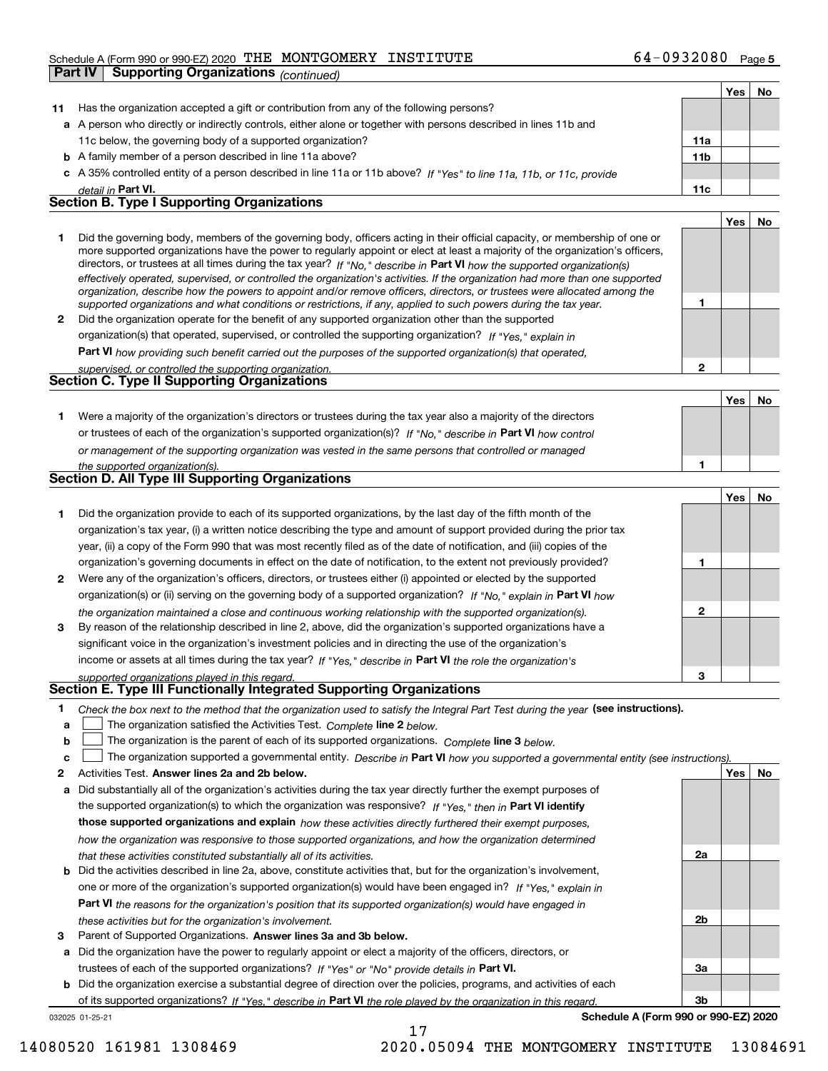Schedule A (Form 990 or 990-EZ) 2020 THE MONTGOMERY INSTITUTE 64-0932080 Page 5

**Part IV Supporting Organizations** *(continued)*

| | | | Yes | No |
|---|---|---|---|---|
| **11** | Has the organization accepted a gift or contribution from any of the following persons? | | | |
| **a** | A person who directly or indirectly controls, either alone or together with persons described in lines 11b and 11c below, the governing body of a supported organization? | **11a** | | |
| **b** | A family member of a person described in line 11a above? | **11b** | | |
| **c** | A 35% controlled entity of a person described in line 11a or 11b above? *If "Yes" to line 11a, 11b, or 11c, provide detail in* **Part VI.** | **11c** | | |

## Section B. Type I Supporting Organizations

| | | | Yes | No |
|---|---|---|---|---|
| **1** | Did the governing body, members of the governing body, officers acting in their official capacity, or membership of one or more supported organizations have the power to regularly appoint or elect at least a majority of the organization's officers, directors, or trustees at all times during the tax year? *If "No," describe in* **Part VI** *how the supported organization(s) effectively operated, supervised, or controlled the organization's activities. If the organization had more than one supported organization, describe how the powers to appoint and/or remove officers, directors, or trustees were allocated among the supported organizations and what conditions or restrictions, if any, applied to such powers during the tax year.* | **1** | | |
| **2** | Did the organization operate for the benefit of any supported organization other than the supported organization(s) that operated, supervised, or controlled the supporting organization? *If "Yes," explain in* **Part VI** *how providing such benefit carried out the purposes of the supported organization(s) that operated, supervised, or controlled the supporting organization.* | **2** | | |

## Section C. Type II Supporting Organizations

| | | | Yes | No |
|---|---|---|---|---|
| **1** | Were a majority of the organization's directors or trustees during the tax year also a majority of the directors or trustees of each of the organization's supported organization(s)? *If "No," describe in* **Part VI** *how control or management of the supporting organization was vested in the same persons that controlled or managed the supported organization(s).* | **1** | | |

## Section D. All Type III Supporting Organizations

| | | | Yes | No |
|---|---|---|---|---|
| **1** | Did the organization provide to each of its supported organizations, by the last day of the fifth month of the organization's tax year, (i) a written notice describing the type and amount of support provided during the prior tax year, (ii) a copy of the Form 990 that was most recently filed as of the date of notification, and (iii) copies of the organization's governing documents in effect on the date of notification, to the extent not previously provided? | **1** | | |
| **2** | Were any of the organization's officers, directors, or trustees either (i) appointed or elected by the supported organization(s) or (ii) serving on the governing body of a supported organization? *If "No," explain in* **Part VI** *how the organization maintained a close and continuous working relationship with the supported organization(s).* | **2** | | |
| **3** | By reason of the relationship described in line 2, above, did the organization's supported organizations have a significant voice in the organization's investment policies and in directing the use of the organization's income or assets at all times during the tax year? *If "Yes," describe in* **Part VI** *the role the organization's supported organizations played in this regard.* | **3** | | |

## Section E. Type III Functionally Integrated Supporting Organizations

**1** *Check the box next to the method that the organization used to satisfy the Integral Part Test during the year* **(see instructions).**

**a** ☐ The organization satisfied the Activities Test. *Complete* **line 2** *below.*

**b** ☐ The organization is the parent of each of its supported organizations. *Complete* **line 3** *below.*

**c** ☐ The organization supported a governmental entity. *Describe in* **Part VI** *how you supported a governmental entity (see instructions).*

| | | | Yes | No |
|---|---|---|---|---|
| **2** | Activities Test. **Answer lines 2a and 2b below.** | | | |
| **a** | Did substantially all of the organization's activities during the tax year directly further the exempt purposes of the supported organization(s) to which the organization was responsive? *If "Yes," then in* **Part VI identify those supported organizations and explain** *how these activities directly furthered their exempt purposes, how the organization was responsive to those supported organizations, and how the organization determined that these activities constituted substantially all of its activities.* | **2a** | | |
| **b** | Did the activities described in line 2a, above, constitute activities that, but for the organization's involvement, one or more of the organization's supported organization(s) would have been engaged in? *If "Yes," explain in* **Part VI** *the reasons for the organization's position that its supported organization(s) would have engaged in these activities but for the organization's involvement.* | **2b** | | |
| **3** | Parent of Supported Organizations. **Answer lines 3a and 3b below.** | | | |
| **a** | Did the organization have the power to regularly appoint or elect a majority of the officers, directors, or trustees of each of the supported organizations? *If "Yes" or "No" provide details in* **Part VI.** | **3a** | | |
| **b** | Did the organization exercise a substantial degree of direction over the policies, programs, and activities of each of its supported organizations? *If "Yes," describe in* **Part VI** *the role played by the organization in this regard.* | **3b** | | |

032025 01-25-21 **Schedule A (Form 990 or 990-EZ) 2020**

14080520 161981 1308469 2020.05094 THE MONTGOMERY INSTITUTE 13084691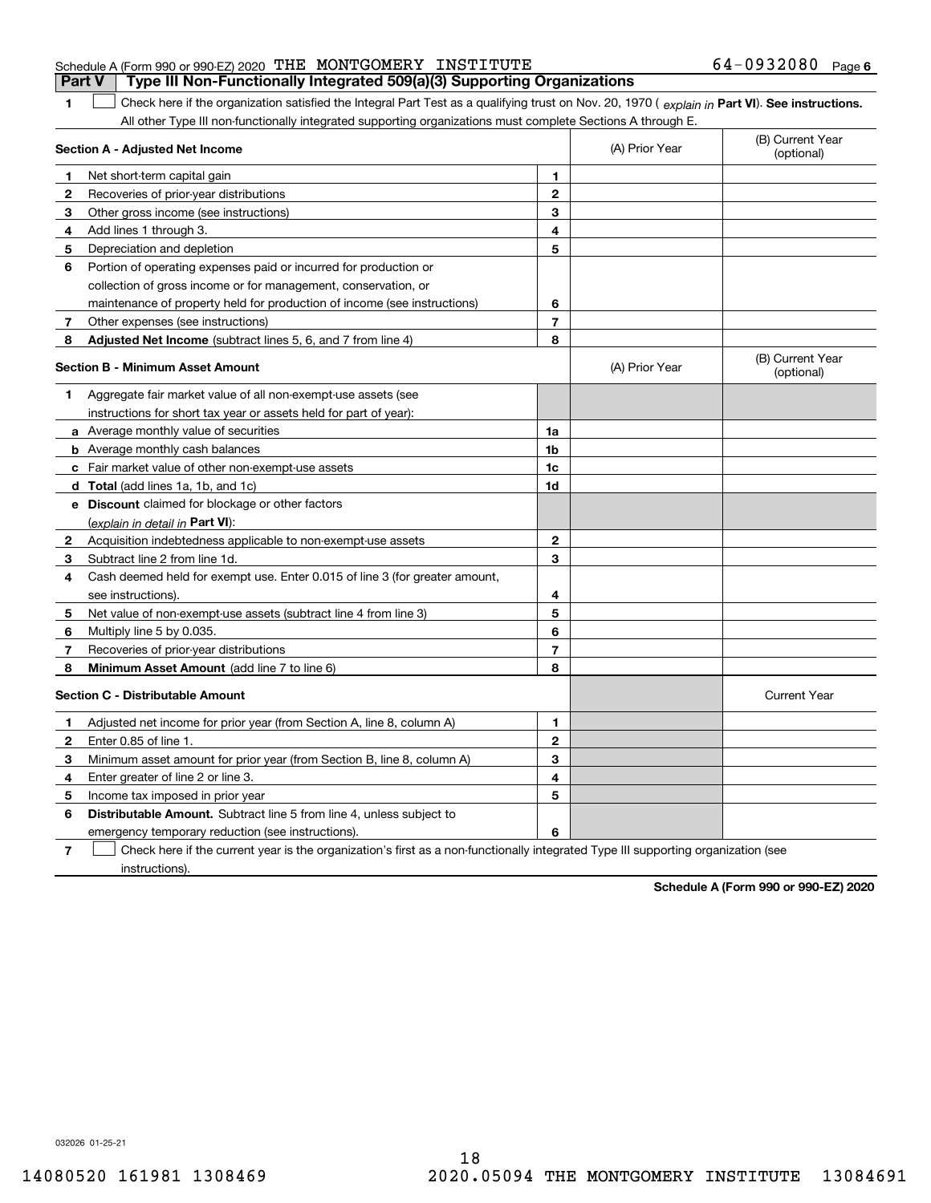Schedule A (Form 990 or 990-EZ) 2020 THE MONTGOMERY INSTITUTE 64-0932080 Page 6

## Part V Type III Non-Functionally Integrated 509(a)(3) Supporting Organizations

**1** ☐ Check here if the organization satisfied the Integral Part Test as a qualifying trust on Nov. 20, 1970 ( *explain in* **Part VI**). **See instructions.** All other Type III non-functionally integrated supporting organizations must complete Sections A through E.

| **Section A - Adjusted Net Income** | | | (A) Prior Year | (B) Current Year (optional) |
|---|---|---|---|---|
| **1** | Net short-term capital gain | **1** | | |
| **2** | Recoveries of prior-year distributions | **2** | | |
| **3** | Other gross income (see instructions) | **3** | | |
| **4** | Add lines 1 through 3. | **4** | | |
| **5** | Depreciation and depletion | **5** | | |
| **6** | Portion of operating expenses paid or incurred for production or collection of gross income or for management, conservation, or maintenance of property held for production of income (see instructions) | **6** | | |
| **7** | Other expenses (see instructions) | **7** | | |
| **8** | **Adjusted Net Income** (subtract lines 5, 6, and 7 from line 4) | **8** | | |

| **Section B - Minimum Asset Amount** | | | (A) Prior Year | (B) Current Year (optional) |
|---|---|---|---|---|
| **1** | Aggregate fair market value of all non-exempt-use assets (see instructions for short tax year or assets held for part of year): | | | |
| **a** | Average monthly value of securities | **1a** | | |
| **b** | Average monthly cash balances | **1b** | | |
| **c** | Fair market value of other non-exempt-use assets | **1c** | | |
| **d** | **Total** (add lines 1a, 1b, and 1c) | **1d** | | |
| **e** | **Discount** claimed for blockage or other factors (*explain in detail in* **Part VI**): | | | |
| **2** | Acquisition indebtedness applicable to non-exempt-use assets | **2** | | |
| **3** | Subtract line 2 from line 1d. | **3** | | |
| **4** | Cash deemed held for exempt use. Enter 0.015 of line 3 (for greater amount, see instructions). | **4** | | |
| **5** | Net value of non-exempt-use assets (subtract line 4 from line 3) | **5** | | |
| **6** | Multiply line 5 by 0.035. | **6** | | |
| **7** | Recoveries of prior-year distributions | **7** | | |
| **8** | **Minimum Asset Amount** (add line 7 to line 6) | **8** | | |

| **Section C - Distributable Amount** | | | | Current Year |
|---|---|---|---|---|
| **1** | Adjusted net income for prior year (from Section A, line 8, column A) | **1** | | |
| **2** | Enter 0.85 of line 1. | **2** | | |
| **3** | Minimum asset amount for prior year (from Section B, line 8, column A) | **3** | | |
| **4** | Enter greater of line 2 or line 3. | **4** | | |
| **5** | Income tax imposed in prior year | **5** | | |
| **6** | **Distributable Amount.** Subtract line 5 from line 4, unless subject to emergency temporary reduction (see instructions). | **6** | | |

**7** ☐ Check here if the current year is the organization's first as a non-functionally integrated Type III supporting organization (see instructions).

**Schedule A (Form 990 or 990-EZ) 2020**

032026 01-25-21

14080520 161981 1308469 2020.05094 THE MONTGOMERY INSTITUTE 13084691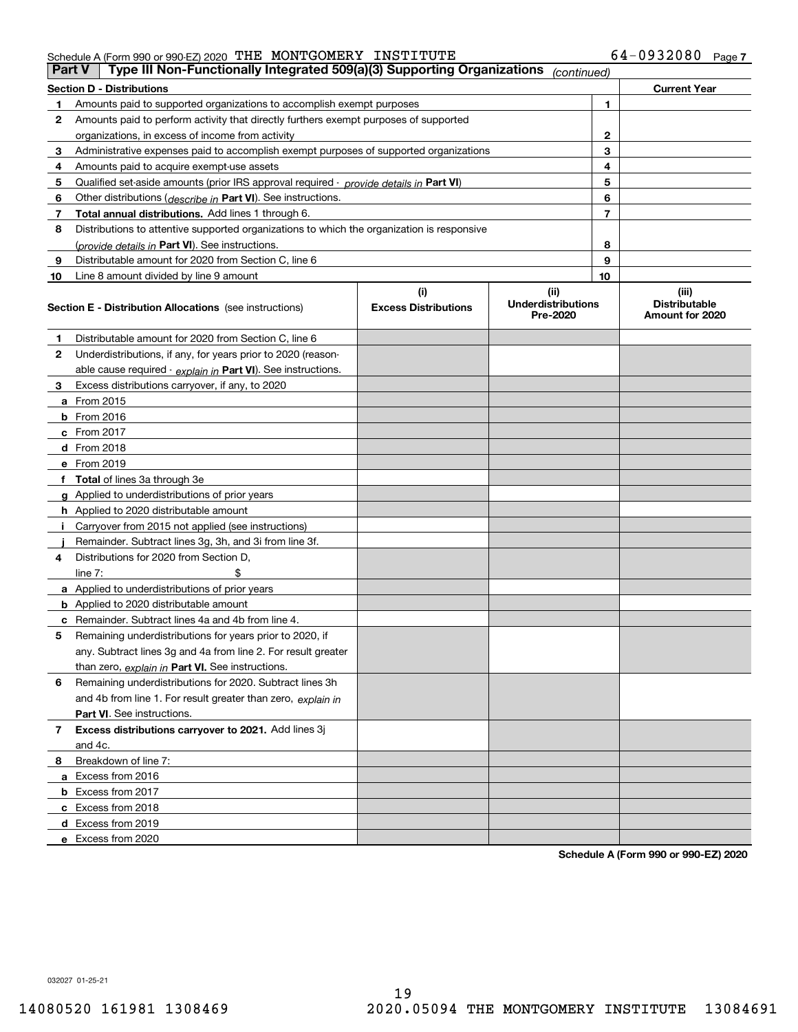Schedule A (Form 990 or 990-EZ) 2020 THE MONTGOMERY INSTITUTE 64-0932080 Page 7

**Part V Type III Non-Functionally Integrated 509(a)(3) Supporting Organizations** *(continued)*

| Section D - Distributions | | Current Year |
|---|---|---|
| 1 Amounts paid to supported organizations to accomplish exempt purposes | 1 | |
| 2 Amounts paid to perform activity that directly furthers exempt purposes of supported organizations, in excess of income from activity | 2 | |
| 3 Administrative expenses paid to accomplish exempt purposes of supported organizations | 3 | |
| 4 Amounts paid to acquire exempt-use assets | 4 | |
| 5 Qualified set-aside amounts (prior IRS approval required - *provide details in* **Part VI**) | 5 | |
| 6 Other distributions (*describe in* **Part VI**). See instructions. | 6 | |
| 7 **Total annual distributions.** Add lines 1 through 6. | 7 | |
| 8 Distributions to attentive supported organizations to which the organization is responsive (*provide details in* **Part VI**). See instructions. | 8 | |
| 9 Distributable amount for 2020 from Section C, line 6 | 9 | |
| 10 Line 8 amount divided by line 9 amount | 10 | |

| Section E - Distribution Allocations (see instructions) | (i) Excess Distributions | (ii) Underdistributions Pre-2020 | (iii) Distributable Amount for 2020 |
|---|---|---|---|
| 1 Distributable amount for 2020 from Section C, line 6 | | | |
| 2 Underdistributions, if any, for years prior to 2020 (reasonable cause required - *explain in* **Part VI**). See instructions. | | | |
| 3 Excess distributions carryover, if any, to 2020 | | | |
| a From 2015 | | | |
| b From 2016 | | | |
| c From 2017 | | | |
| d From 2018 | | | |
| e From 2019 | | | |
| f **Total** of lines 3a through 3e | | | |
| g Applied to underdistributions of prior years | | | |
| h Applied to 2020 distributable amount | | | |
| i Carryover from 2015 not applied (see instructions) | | | |
| j Remainder. Subtract lines 3g, 3h, and 3i from line 3f. | | | |
| 4 Distributions for 2020 from Section D, line 7: $ | | | |
| a Applied to underdistributions of prior years | | | |
| b Applied to 2020 distributable amount | | | |
| c Remainder. Subtract lines 4a and 4b from line 4. | | | |
| 5 Remaining underdistributions for years prior to 2020, if any. Subtract lines 3g and 4a from line 2. For result greater than zero, *explain in* **Part VI.** See instructions. | | | |
| 6 Remaining underdistributions for 2020. Subtract lines 3h and 4b from line 1. For result greater than zero, *explain in* **Part VI**. See instructions. | | | |
| 7 **Excess distributions carryover to 2021.** Add lines 3j and 4c. | | | |
| 8 Breakdown of line 7: | | | |
| a Excess from 2016 | | | |
| b Excess from 2017 | | | |
| c Excess from 2018 | | | |
| d Excess from 2019 | | | |
| e Excess from 2020 | | | |

**Schedule A (Form 990 or 990-EZ) 2020**

032027 01-25-21

14080520 161981 1308469 2020.05094 THE MONTGOMERY INSTITUTE 13084691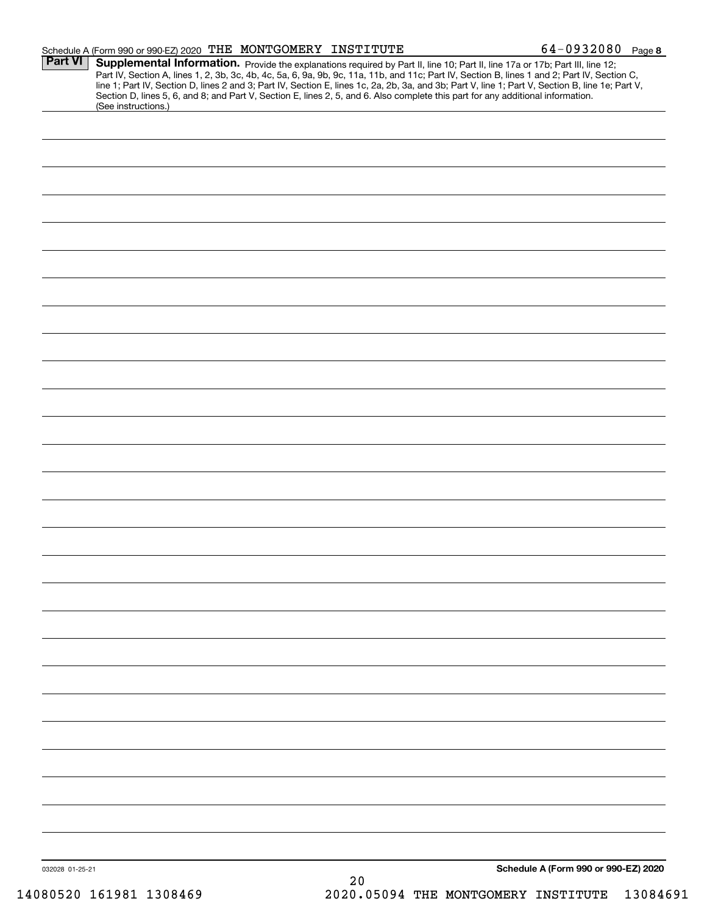Schedule A (Form 990 or 990-EZ) 2020 THE MONTGOMERY INSTITUTE 64-0932080 Page 8

**Part VI** **Supplemental Information.** Provide the explanations required by Part II, line 10; Part II, line 17a or 17b; Part III, line 12; Part IV, Section A, lines 1, 2, 3b, 3c, 4b, 4c, 5a, 6, 9a, 9b, 9c, 11a, 11b, and 11c; Part IV, Section B, lines 1 and 2; Part IV, Section C, line 1; Part IV, Section D, lines 2 and 3; Part IV, Section E, lines 1c, 2a, 2b, 3a, and 3b; Part V, line 1; Part V, Section B, line 1e; Part V, Section D, lines 5, 6, and 8; and Part V, Section E, lines 2, 5, and 6. Also complete this part for any additional information. (See instructions.)

032028 01-25-21

**Schedule A (Form 990 or 990-EZ) 2020**

14080520 161981 1308469 2020.05094 THE MONTGOMERY INSTITUTE 13084691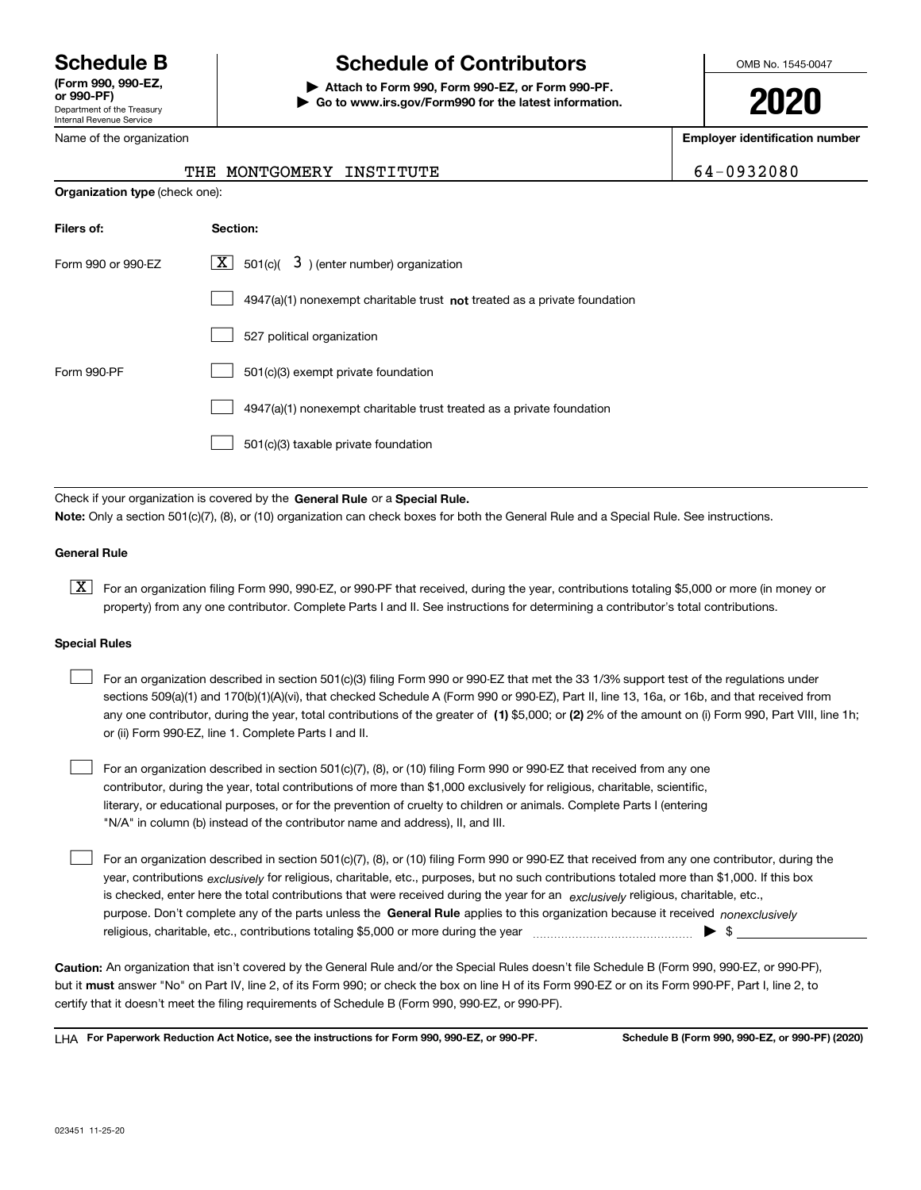# Schedule B

**(Form 990, 990-EZ, or 990-PF)**
Department of the Treasury
Internal Revenue Service

# Schedule of Contributors

▶ **Attach to Form 990, Form 990-EZ, or Form 990-PF.**
▶ **Go to www.irs.gov/Form990 for the latest information.**

OMB No. 1545-0047

**2020**

Name of the organization: THE MONTGOMERY INSTITUTE

**Employer identification number:** 64-0932080

**Organization type** (check one):

| Filers of: | Section: |
|---|---|
| Form 990 or 990-EZ | [X] 501(c)( 3 ) (enter number) organization |
| | [ ] 4947(a)(1) nonexempt charitable trust **not** treated as a private foundation |
| | [ ] 527 political organization |
| Form 990-PF | [ ] 501(c)(3) exempt private foundation |
| | [ ] 4947(a)(1) nonexempt charitable trust treated as a private foundation |
| | [ ] 501(c)(3) taxable private foundation |

Check if your organization is covered by the **General Rule** or a **Special Rule.**

**Note:** Only a section 501(c)(7), (8), or (10) organization can check boxes for both the General Rule and a Special Rule. See instructions.

**General Rule**

[X] For an organization filing Form 990, 990-EZ, or 990-PF that received, during the year, contributions totaling $5,000 or more (in money or property) from any one contributor. Complete Parts I and II. See instructions for determining a contributor's total contributions.

**Special Rules**

[ ] For an organization described in section 501(c)(3) filing Form 990 or 990-EZ that met the 33 1/3% support test of the regulations under sections 509(a)(1) and 170(b)(1)(A)(vi), that checked Schedule A (Form 990 or 990-EZ), Part II, line 13, 16a, or 16b, and that received from any one contributor, during the year, total contributions of the greater of **(1)** $5,000; or **(2)** 2% of the amount on (i) Form 990, Part VIII, line 1h; or (ii) Form 990-EZ, line 1. Complete Parts I and II.

[ ] For an organization described in section 501(c)(7), (8), or (10) filing Form 990 or 990-EZ that received from any one contributor, during the year, total contributions of more than $1,000 exclusively for religious, charitable, scientific, literary, or educational purposes, or for the prevention of cruelty to children or animals. Complete Parts I (entering "N/A" in column (b) instead of the contributor name and address), II, and III.

[ ] For an organization described in section 501(c)(7), (8), or (10) filing Form 990 or 990-EZ that received from any one contributor, during the year, contributions *exclusively* for religious, charitable, etc., purposes, but no such contributions totaled more than $1,000. If this box is checked, enter here the total contributions that were received during the year for an *exclusively* religious, charitable, etc., purpose. Don't complete any of the parts unless the **General Rule** applies to this organization because it received *nonexclusively* religious, charitable, etc., contributions totaling $5,000 or more during the year ▶ $ ____________

**Caution:** An organization that isn't covered by the General Rule and/or the Special Rules doesn't file Schedule B (Form 990, 990-EZ, or 990-PF), but it **must** answer "No" on Part IV, line 2, of its Form 990; or check the box on line H of its Form 990-EZ or on its Form 990-PF, Part I, line 2, to certify that it doesn't meet the filing requirements of Schedule B (Form 990, 990-EZ, or 990-PF).

LHA **For Paperwork Reduction Act Notice, see the instructions for Form 990, 990-EZ, or 990-PF.** **Schedule B (Form 990, 990-EZ, or 990-PF) (2020)**

023451 11-25-20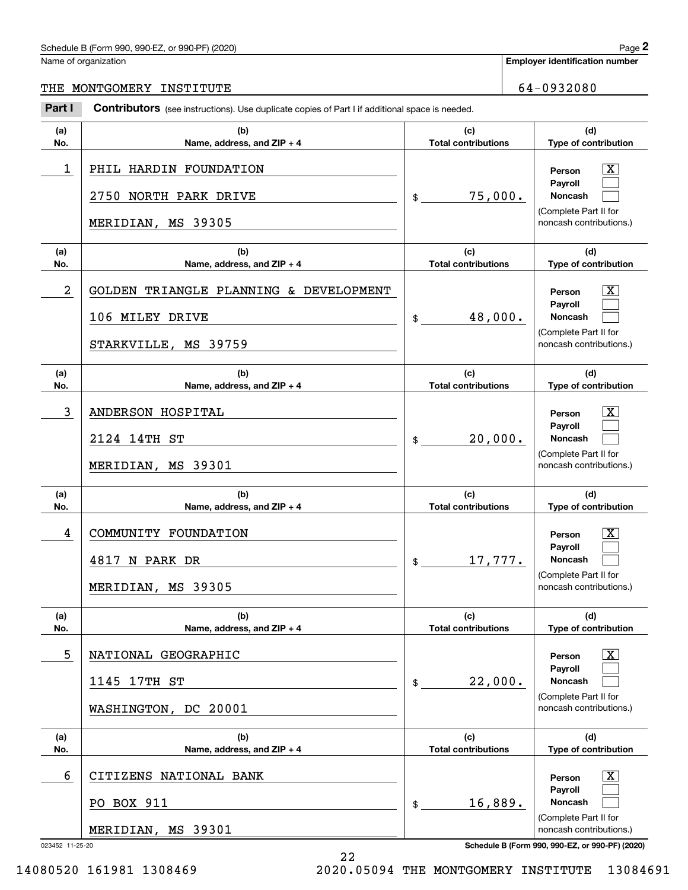Schedule B (Form 990, 990-EZ, or 990-PF) (2020)

Name of organization: THE MONTGOMERY INSTITUTE

Employer identification number: 64-0932080

**Part I** **Contributors** (see instructions). Use duplicate copies of Part I if additional space is needed.

| (a) No. | (b) Name, address, and ZIP + 4 | (c) Total contributions | (d) Type of contribution |
|---|---|---|---|
| 1 | PHIL HARDIN FOUNDATION<br>2750 NORTH PARK DRIVE<br>MERIDIAN, MS 39305 | $ 75,000. | Person [X]<br>Payroll [ ]<br>Noncash [ ]<br>(Complete Part II for noncash contributions.) |
| 2 | GOLDEN TRIANGLE PLANNING & DEVELOPMENT<br>106 MILEY DRIVE<br>STARKVILLE, MS 39759 | $ 48,000. | Person [X]<br>Payroll [ ]<br>Noncash [ ]<br>(Complete Part II for noncash contributions.) |
| 3 | ANDERSON HOSPITAL<br>2124 14TH ST<br>MERIDIAN, MS 39301 | $ 20,000. | Person [X]<br>Payroll [ ]<br>Noncash [ ]<br>(Complete Part II for noncash contributions.) |
| 4 | COMMUNITY FOUNDATION<br>4817 N PARK DR<br>MERIDIAN, MS 39305 | $ 17,777. | Person [X]<br>Payroll [ ]<br>Noncash [ ]<br>(Complete Part II for noncash contributions.) |
| 5 | NATIONAL GEOGRAPHIC<br>1145 17TH ST<br>WASHINGTON, DC 20001 | $ 22,000. | Person [X]<br>Payroll [ ]<br>Noncash [ ]<br>(Complete Part II for noncash contributions.) |
| 6 | CITIZENS NATIONAL BANK<br>PO BOX 911<br>MERIDIAN, MS 39301 | $ 16,889. | Person [X]<br>Payroll [ ]<br>Noncash [ ]<br>(Complete Part II for noncash contributions.) |

023452 11-25-20

14080520 161981 1308469 2020.05094 THE MONTGOMERY INSTITUTE 13084691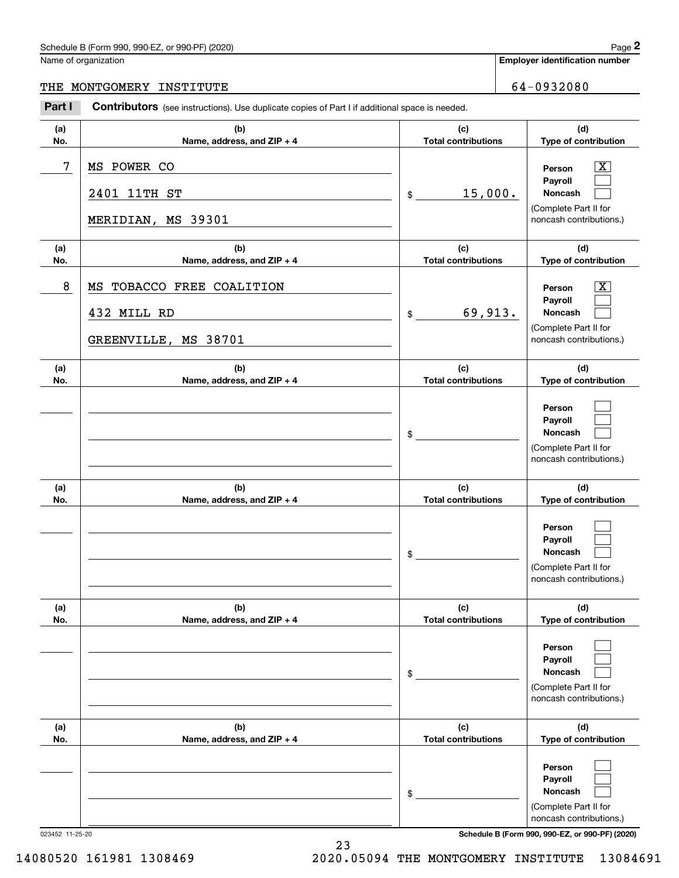Schedule B (Form 990, 990-EZ, or 990-PF) (2020)

Name of organization: THE MONTGOMERY INSTITUTE

Employer identification number: 64-0932080

**Part I** **Contributors** (see instructions). Use duplicate copies of Part I if additional space is needed.

| (a) No. | (b) Name, address, and ZIP + 4 | (c) Total contributions | (d) Type of contribution |
|---|---|---|---|
| 7 | MS POWER CO<br>2401 11TH ST<br>MERIDIAN, MS 39301 | $ 15,000. | Person [X]<br>Payroll [ ]<br>Noncash [ ]<br>(Complete Part II for noncash contributions.) |
| 8 | MS TOBACCO FREE COALITION<br>432 MILL RD<br>GREENVILLE, MS 38701 | $ 69,913. | Person [X]<br>Payroll [ ]<br>Noncash [ ]<br>(Complete Part II for noncash contributions.) |
| | | $ | Person [ ]<br>Payroll [ ]<br>Noncash [ ]<br>(Complete Part II for noncash contributions.) |
| | | $ | Person [ ]<br>Payroll [ ]<br>Noncash [ ]<br>(Complete Part II for noncash contributions.) |
| | | $ | Person [ ]<br>Payroll [ ]<br>Noncash [ ]<br>(Complete Part II for noncash contributions.) |
| | | $ | Person [ ]<br>Payroll [ ]<br>Noncash [ ]<br>(Complete Part II for noncash contributions.) |

023452 11-25-20

14080520 161981 1308469 2020.05094 THE MONTGOMERY INSTITUTE 13084691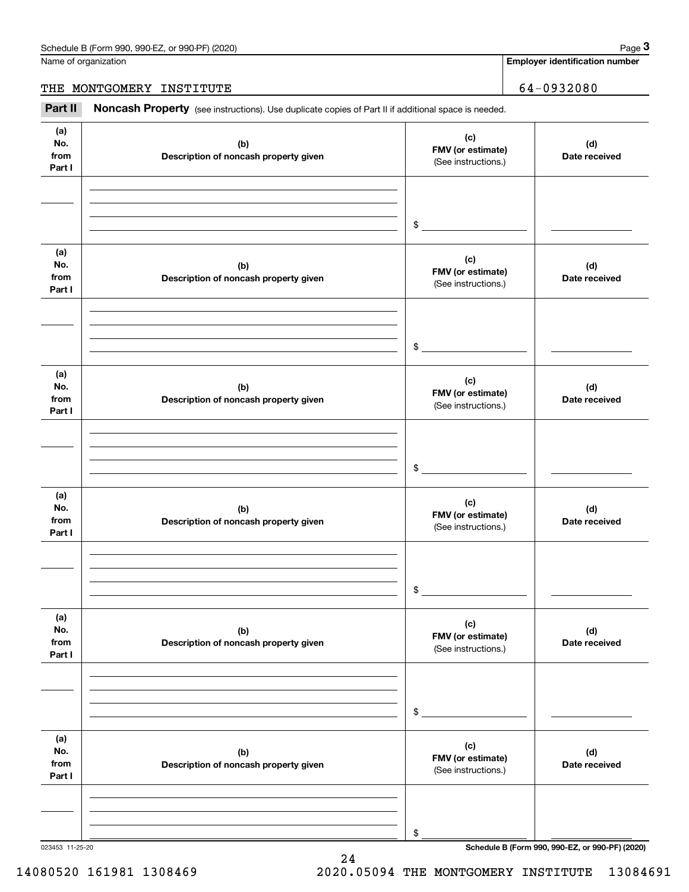Name of organization

THE MONTGOMERY INSTITUTE

**Employer identification number**

64-0932080

**Part II** **Noncash Property** (see instructions). Use duplicate copies of Part II if additional space is needed.

| (a) No. from Part I | (b) Description of noncash property given | (c) FMV (or estimate) (See instructions.) | (d) Date received |
|---|---|---|---|
| | | $ | |

| (a) No. from Part I | (b) Description of noncash property given | (c) FMV (or estimate) (See instructions.) | (d) Date received |
|---|---|---|---|
| | | $ | |

| (a) No. from Part I | (b) Description of noncash property given | (c) FMV (or estimate) (See instructions.) | (d) Date received |
|---|---|---|---|
| | | $ | |

| (a) No. from Part I | (b) Description of noncash property given | (c) FMV (or estimate) (See instructions.) | (d) Date received |
|---|---|---|---|
| | | $ | |

| (a) No. from Part I | (b) Description of noncash property given | (c) FMV (or estimate) (See instructions.) | (d) Date received |
|---|---|---|---|
| | | $ | |

| (a) No. from Part I | (b) Description of noncash property given | (c) FMV (or estimate) (See instructions.) | (d) Date received |
|---|---|---|---|
| | | $ | |

023453 11-25-20

14080520 161981 1308469 2020.05094 THE MONTGOMERY INSTITUTE 13084691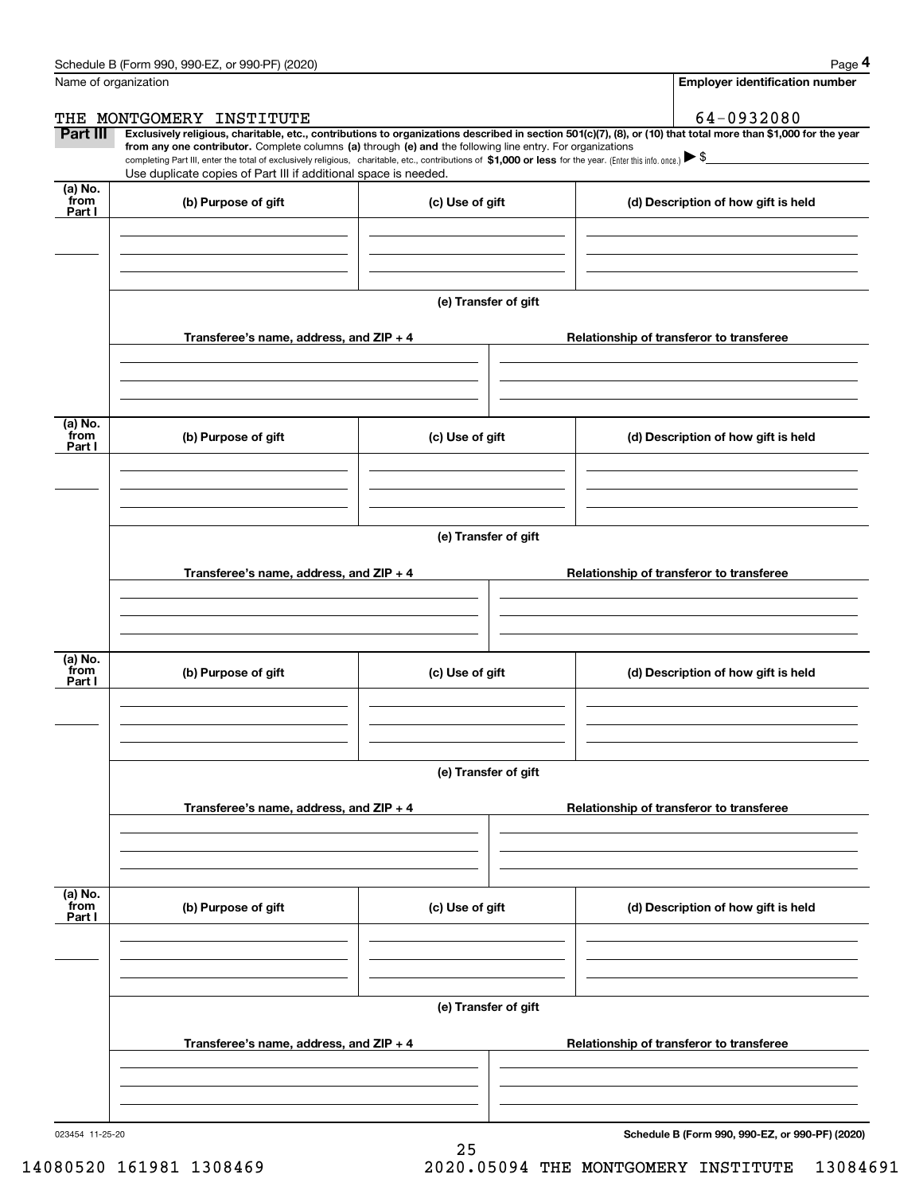Name of organization

THE MONTGOMERY INSTITUTE

**Employer identification number**

64-0932080

**Part III** **Exclusively religious, charitable, etc., contributions to organizations described in section 501(c)(7), (8), or (10) that total more than $1,000 for the year from any one contributor.** Complete columns **(a)** through **(e) and** the following line entry. For organizations completing Part III, enter the total of exclusively religious, charitable, etc., contributions of **$1,000 or less** for the year. (Enter this info. once.) ▶ $

Use duplicate copies of Part III if additional space is needed.

| (a) No. from Part I | (b) Purpose of gift | (c) Use of gift | (d) Description of how gift is held |
|---|---|---|---|
| | | | |

(e) Transfer of gift

| Transferee's name, address, and ZIP + 4 | Relationship of transferor to transferee |
|---|---|
| | |

| (a) No. from Part I | (b) Purpose of gift | (c) Use of gift | (d) Description of how gift is held |
|---|---|---|---|
| | | | |

(e) Transfer of gift

| Transferee's name, address, and ZIP + 4 | Relationship of transferor to transferee |
|---|---|
| | |

| (a) No. from Part I | (b) Purpose of gift | (c) Use of gift | (d) Description of how gift is held |
|---|---|---|---|
| | | | |

(e) Transfer of gift

| Transferee's name, address, and ZIP + 4 | Relationship of transferor to transferee |
|---|---|
| | |

| (a) No. from Part I | (b) Purpose of gift | (c) Use of gift | (d) Description of how gift is held |
|---|---|---|---|
| | | | |

(e) Transfer of gift

| Transferee's name, address, and ZIP + 4 | Relationship of transferor to transferee |
|---|---|
| | |

023454 11-25-20

14080520 161981 1308469 2020.05094 THE MONTGOMERY INSTITUTE 13084691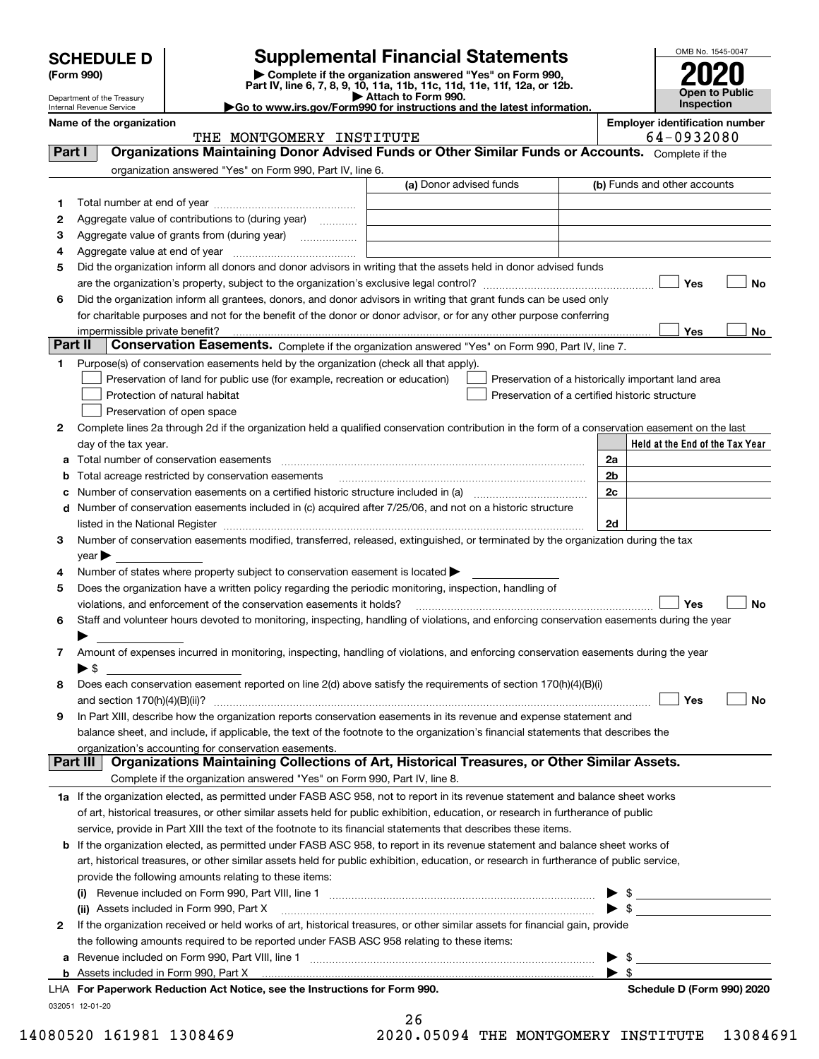# SCHEDULE D (Form 990)

Department of the Treasury
Internal Revenue Service

## Supplemental Financial Statements

▶ Complete if the organization answered "Yes" on Form 990, Part IV, line 6, 7, 8, 9, 10, 11a, 11b, 11c, 11d, 11e, 11f, 12a, or 12b.
▶ Attach to Form 990.
▶Go to www.irs.gov/Form990 for instructions and the latest information.

OMB No. 1545-0047

**2020**

**Open to Public Inspection**

**Name of the organization:** THE MONTGOMERY INSTITUTE

**Employer identification number:** 64-0932080

## Part I — Organizations Maintaining Donor Advised Funds or Other Similar Funds or Accounts.

Complete if the organization answered "Yes" on Form 990, Part IV, line 6.

| | | (a) Donor advised funds | (b) Funds and other accounts |
|---|---|---|---|
| 1 | Total number at end of year | | |
| 2 | Aggregate value of contributions to (during year) | | |
| 3 | Aggregate value of grants from (during year) | | |
| 4 | Aggregate value at end of year | | |

5 Did the organization inform all donors and donor advisors in writing that the assets held in donor advised funds are the organization's property, subject to the organization's exclusive legal control? ☐ Yes ☐ No

6 Did the organization inform all grantees, donors, and donor advisors in writing that grant funds can be used only for charitable purposes and not for the benefit of the donor or donor advisor, or for any other purpose conferring impermissible private benefit? ☐ Yes ☐ No

## Part II — Conservation Easements.

Complete if the organization answered "Yes" on Form 990, Part IV, line 7.

1 Purpose(s) of conservation easements held by the organization (check all that apply).

- ☐ Preservation of land for public use (for example, recreation or education)
- ☐ Protection of natural habitat
- ☐ Preservation of open space
- ☐ Preservation of a historically important land area
- ☐ Preservation of a certified historic structure

2 Complete lines 2a through 2d if the organization held a qualified conservation contribution in the form of a conservation easement on the last day of the tax year.

| | | | Held at the End of the Tax Year |
|---|---|---|---|
| a | Total number of conservation easements | 2a | |
| b | Total acreage restricted by conservation easements | 2b | |
| c | Number of conservation easements on a certified historic structure included in (a) | 2c | |
| d | Number of conservation easements included in (c) acquired after 7/25/06, and not on a historic structure listed in the National Register | 2d | |

3 Number of conservation easements modified, transferred, released, extinguished, or terminated by the organization during the tax year ▶

4 Number of states where property subject to conservation easement is located ▶

5 Does the organization have a written policy regarding the periodic monitoring, inspection, handling of violations, and enforcement of the conservation easements it holds? ☐ Yes ☐ No

6 Staff and volunteer hours devoted to monitoring, inspecting, handling of violations, and enforcing conservation easements during the year ▶

7 Amount of expenses incurred in monitoring, inspecting, handling of violations, and enforcing conservation easements during the year ▶ $

8 Does each conservation easement reported on line 2(d) above satisfy the requirements of section 170(h)(4)(B)(i) and section 170(h)(4)(B)(ii)? ☐ Yes ☐ No

9 In Part XIII, describe how the organization reports conservation easements in its revenue and expense statement and balance sheet, and include, if applicable, the text of the footnote to the organization's financial statements that describes the organization's accounting for conservation easements.

## Part III — Organizations Maintaining Collections of Art, Historical Treasures, or Other Similar Assets.

Complete if the organization answered "Yes" on Form 990, Part IV, line 8.

1a If the organization elected, as permitted under FASB ASC 958, not to report in its revenue statement and balance sheet works of art, historical treasures, or other similar assets held for public exhibition, education, or research in furtherance of public service, provide in Part XIII the text of the footnote to its financial statements that describes these items.

b If the organization elected, as permitted under FASB ASC 958, to report in its revenue statement and balance sheet works of art, historical treasures, or other similar assets held for public exhibition, education, or research in furtherance of public service, provide the following amounts relating to these items:

(i) Revenue included on Form 990, Part VIII, line 1 ▶ $

(ii) Assets included in Form 990, Part X ▶ $

2 If the organization received or held works of art, historical treasures, or other similar assets for financial gain, provide the following amounts required to be reported under FASB ASC 958 relating to these items:

a Revenue included on Form 990, Part VIII, line 1 ▶ $

b Assets included in Form 990, Part X ▶ $

LHA For Paperwork Reduction Act Notice, see the Instructions for Form 990. Schedule D (Form 990) 2020

032051 12-01-20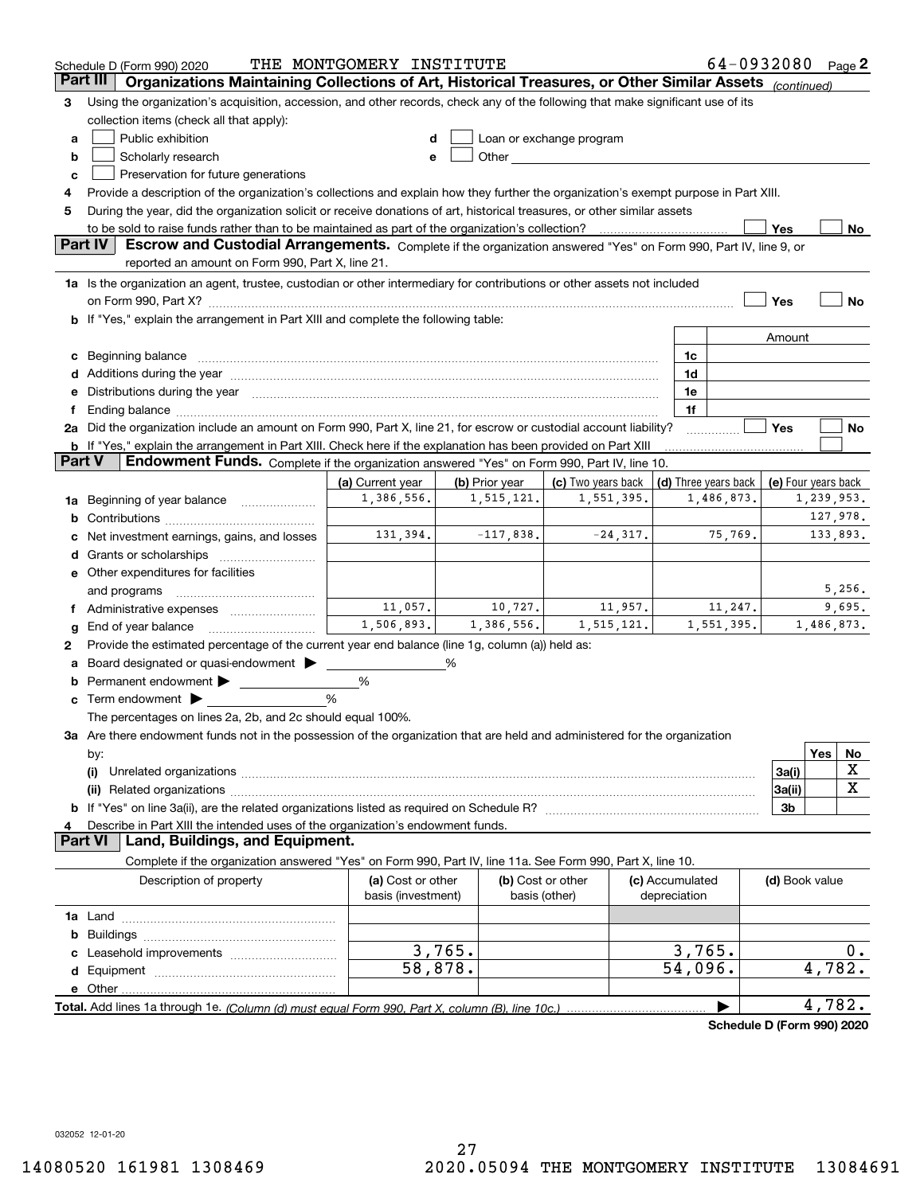Schedule D (Form 990) 2020 THE MONTGOMERY INSTITUTE 64-0932080 Page 2

**Part III Organizations Maintaining Collections of Art, Historical Treasures, or Other Similar Assets** *(continued)*

3 Using the organization's acquisition, accession, and other records, check any of the following that make significant use of its collection items (check all that apply):

- a ☐ Public exhibition
- b ☐ Scholarly research
- c ☐ Preservation for future generations
- d ☐ Loan or exchange program
- e ☐ Other

4 Provide a description of the organization's collections and explain how they further the organization's exempt purpose in Part XIII.

5 During the year, did the organization solicit or receive donations of art, historical treasures, or other similar assets to be sold to raise funds rather than to be maintained as part of the organization's collection? ☐ Yes ☐ No

**Part IV Escrow and Custodial Arrangements.** Complete if the organization answered "Yes" on Form 990, Part IV, line 9, or reported an amount on Form 990, Part X, line 21.

1a Is the organization an agent, trustee, custodian or other intermediary for contributions or other assets not included on Form 990, Part X? ☐ Yes ☐ No

b If "Yes," explain the arrangement in Part XIII and complete the following table:

| | | Amount |
|---|---|---|
| c Beginning balance | 1c | |
| d Additions during the year | 1d | |
| e Distributions during the year | 1e | |
| f Ending balance | 1f | |

2a Did the organization include an amount on Form 990, Part X, line 21, for escrow or custodial account liability? ☐ Yes ☐ No

b If "Yes," explain the arrangement in Part XIII. Check here if the explanation has been provided on Part XIII ☐

**Part V Endowment Funds.** Complete if the organization answered "Yes" on Form 990, Part IV, line 10.

| | (a) Current year | (b) Prior year | (c) Two years back | (d) Three years back | (e) Four years back |
|---|---|---|---|---|---|
| 1a Beginning of year balance | 1,386,556. | 1,515,121. | 1,551,395. | 1,486,873. | 1,239,953. |
| b Contributions | | | | | 127,978. |
| c Net investment earnings, gains, and losses | 131,394. | -117,838. | -24,317. | 75,769. | 133,893. |
| d Grants or scholarships | | | | | |
| e Other expenditures for facilities and programs | | | | | 5,256. |
| f Administrative expenses | 11,057. | 10,727. | 11,957. | 11,247. | 9,695. |
| g End of year balance | 1,506,893. | 1,386,556. | 1,515,121. | 1,551,395. | 1,486,873. |

2 Provide the estimated percentage of the current year end balance (line 1g, column (a)) held as:

- a Board designated or quasi-endowment ▶ ______ %
- b Permanent endowment ▶ ______ %
- c Term endowment ▶ ______ %

The percentages on lines 2a, 2b, and 2c should equal 100%.

3a Are there endowment funds not in the possession of the organization that are held and administered for the organization by:

| | | Yes | No |
|---|---|---|---|
| (i) Unrelated organizations | 3a(i) | | X |
| (ii) Related organizations | 3a(ii) | | X |
| b If "Yes" on line 3a(ii), are the related organizations listed as required on Schedule R? | 3b | | |

4 Describe in Part XIII the intended uses of the organization's endowment funds.

**Part VI Land, Buildings, and Equipment.**

Complete if the organization answered "Yes" on Form 990, Part IV, line 11a. See Form 990, Part X, line 10.

| Description of property | (a) Cost or other basis (investment) | (b) Cost or other basis (other) | (c) Accumulated depreciation | (d) Book value |
|---|---|---|---|---|
| 1a Land | | | | |
| b Buildings | | | | |
| c Leasehold improvements | 3,765. | | 3,765. | 0. |
| d Equipment | 58,878. | | 54,096. | 4,782. |
| e Other | | | | |

**Total.** Add lines 1a through 1e. *(Column (d) must equal Form 990, Part X, column (B), line 10c.)* ▶ 4,782.

**Schedule D (Form 990) 2020**

032052 12-01-20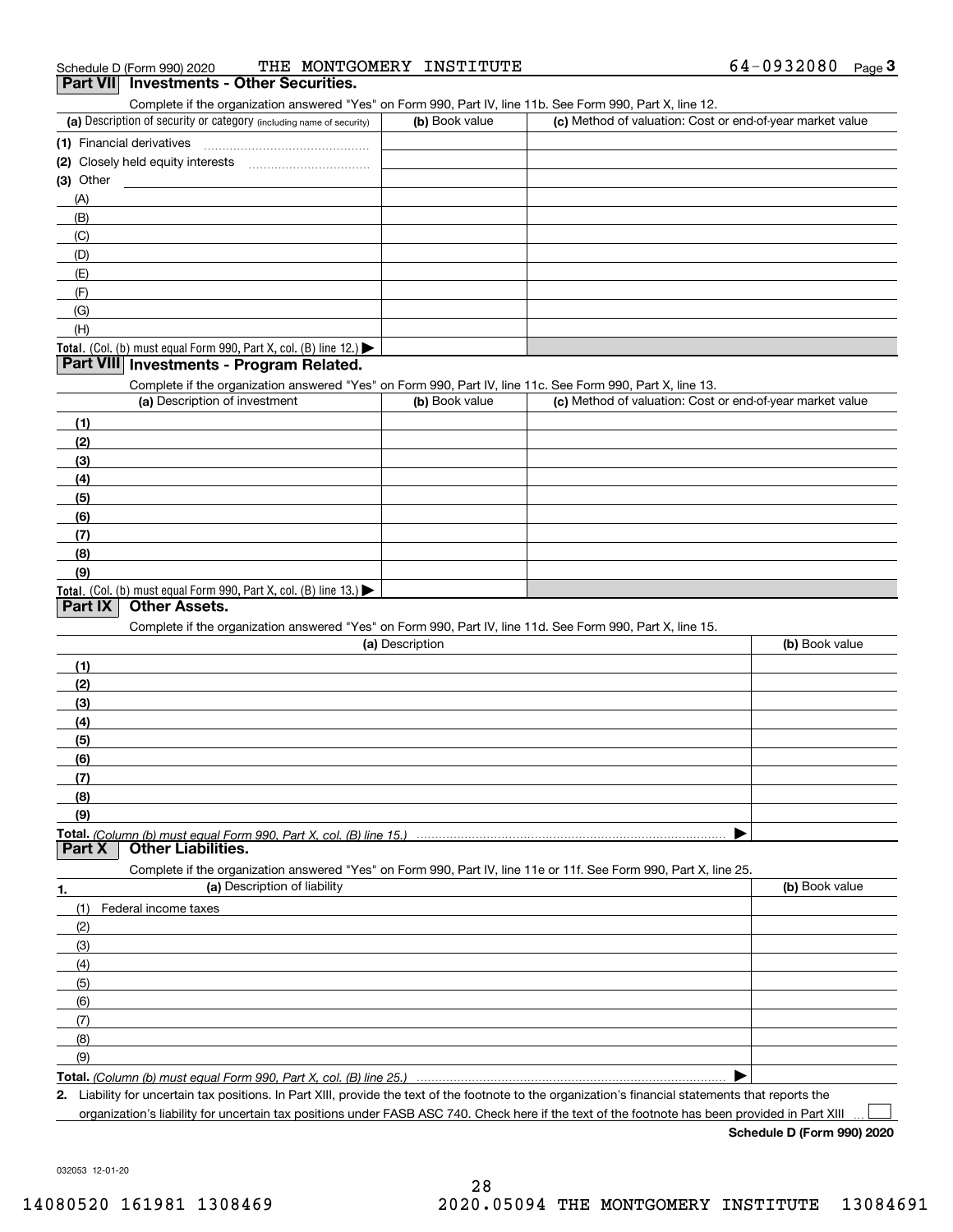Schedule D (Form 990) 2020 THE MONTGOMERY INSTITUTE 64-0932080 Page 3

## Part VII Investments - Other Securities.

Complete if the organization answered "Yes" on Form 990, Part IV, line 11b. See Form 990, Part X, line 12.

| (a) Description of security or category (including name of security) | (b) Book value | (c) Method of valuation: Cost or end-of-year market value |
|---|---|---|
| (1) Financial derivatives | | |
| (2) Closely held equity interests | | |
| (3) Other | | |
| (A) | | |
| (B) | | |
| (C) | | |
| (D) | | |
| (E) | | |
| (F) | | |
| (G) | | |
| (H) | | |
| **Total.** (Col. (b) must equal Form 990, Part X, col. (B) line 12.) ▶ | | |

## Part VIII Investments - Program Related.

Complete if the organization answered "Yes" on Form 990, Part IV, line 11c. See Form 990, Part X, line 13.

| (a) Description of investment | (b) Book value | (c) Method of valuation: Cost or end-of-year market value |
|---|---|---|
| (1) | | |
| (2) | | |
| (3) | | |
| (4) | | |
| (5) | | |
| (6) | | |
| (7) | | |
| (8) | | |
| (9) | | |
| **Total.** (Col. (b) must equal Form 990, Part X, col. (B) line 13.) ▶ | | |

## Part IX Other Assets.

Complete if the organization answered "Yes" on Form 990, Part IV, line 11d. See Form 990, Part X, line 15.

| (a) Description | (b) Book value |
|---|---|
| (1) | |
| (2) | |
| (3) | |
| (4) | |
| (5) | |
| (6) | |
| (7) | |
| (8) | |
| (9) | |
| **Total.** *(Column (b) must equal Form 990, Part X, col. (B) line 15.)* ▶ | |

## Part X Other Liabilities.

Complete if the organization answered "Yes" on Form 990, Part IV, line 11e or 11f. See Form 990, Part X, line 25.

| 1. (a) Description of liability | (b) Book value |
|---|---|
| (1) Federal income taxes | |
| (2) | |
| (3) | |
| (4) | |
| (5) | |
| (6) | |
| (7) | |
| (8) | |
| (9) | |
| **Total.** *(Column (b) must equal Form 990, Part X, col. (B) line 25.)* ▶ | |

2. Liability for uncertain tax positions. In Part XIII, provide the text of the footnote to the organization's financial statements that reports the organization's liability for uncertain tax positions under FASB ASC 740. Check here if the text of the footnote has been provided in Part XIII ☐

**Schedule D (Form 990) 2020**

032053 12-01-20

14080520 161981 1308469 2020.05094 THE MONTGOMERY INSTITUTE 13084691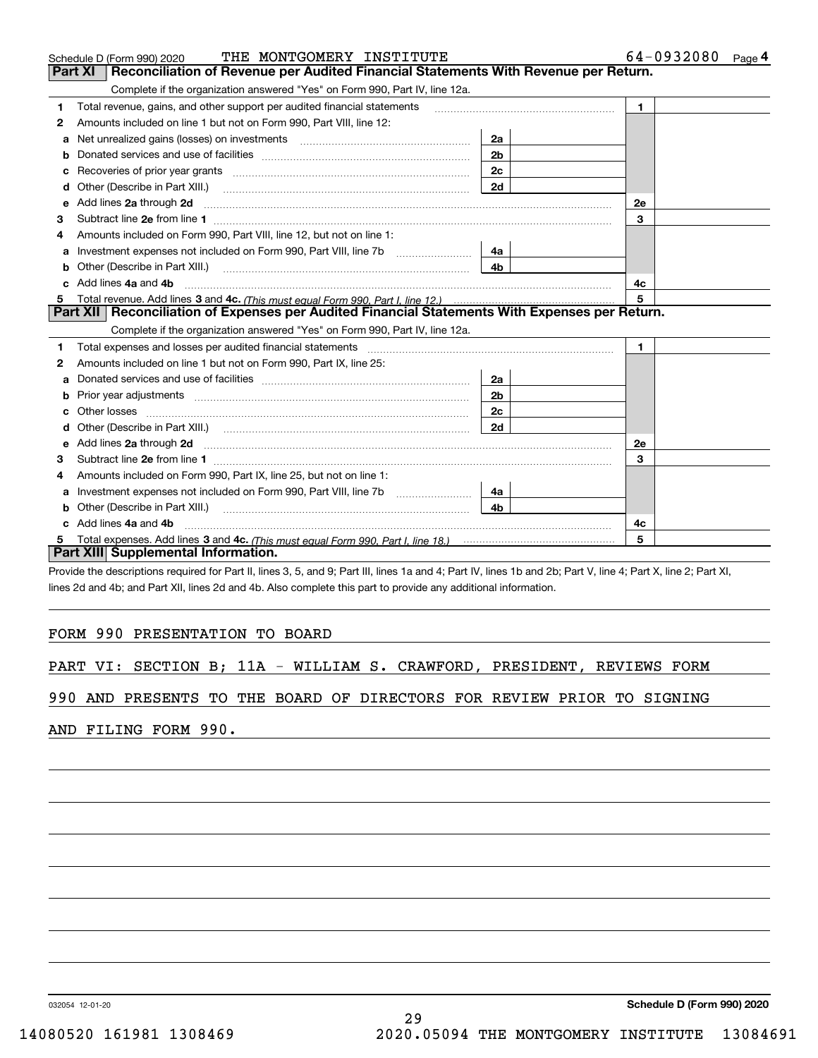Schedule D (Form 990) 2020 THE MONTGOMERY INSTITUTE 64-0932080 Page 4

## Part XI Reconciliation of Revenue per Audited Financial Statements With Revenue per Return.

Complete if the organization answered "Yes" on Form 990, Part IV, line 12a.

| | | | | | |
|---|---|---|---|---|---|
| 1 | Total revenue, gains, and other support per audited financial statements | | | 1 | |
| 2 | Amounts included on line 1 but not on Form 990, Part VIII, line 12: | | | | |
| a | Net unrealized gains (losses) on investments | 2a | | | |
| b | Donated services and use of facilities | 2b | | | |
| c | Recoveries of prior year grants | 2c | | | |
| d | Other (Describe in Part XIII.) | 2d | | | |
| e | Add lines 2a through 2d | | | 2e | |
| 3 | Subtract line 2e from line 1 | | | 3 | |
| 4 | Amounts included on Form 990, Part VIII, line 12, but not on line 1: | | | | |
| a | Investment expenses not included on Form 990, Part VIII, line 7b | 4a | | | |
| b | Other (Describe in Part XIII.) | 4b | | | |
| c | Add lines 4a and 4b | | | 4c | |
| 5 | Total revenue. Add lines 3 and 4c. *(This must equal Form 990, Part I, line 12.)* | | | 5 | |

## Part XII Reconciliation of Expenses per Audited Financial Statements With Expenses per Return.

Complete if the organization answered "Yes" on Form 990, Part IV, line 12a.

| | | | | | |
|---|---|---|---|---|---|
| 1 | Total expenses and losses per audited financial statements | | | 1 | |
| 2 | Amounts included on line 1 but not on Form 990, Part IX, line 25: | | | | |
| a | Donated services and use of facilities | 2a | | | |
| b | Prior year adjustments | 2b | | | |
| c | Other losses | 2c | | | |
| d | Other (Describe in Part XIII.) | 2d | | | |
| e | Add lines 2a through 2d | | | 2e | |
| 3 | Subtract line 2e from line 1 | | | 3 | |
| 4 | Amounts included on Form 990, Part IX, line 25, but not on line 1: | | | | |
| a | Investment expenses not included on Form 990, Part VIII, line 7b | 4a | | | |
| b | Other (Describe in Part XIII.) | 4b | | | |
| c | Add lines 4a and 4b | | | 4c | |
| 5 | Total expenses. Add lines 3 and 4c. *(This must equal Form 990, Part I, line 18.)* | | | 5 | |

## Part XIII Supplemental Information.

Provide the descriptions required for Part II, lines 3, 5, and 9; Part III, lines 1a and 4; Part IV, lines 1b and 2b; Part V, line 4; Part X, line 2; Part XI, lines 2d and 4b; and Part XII, lines 2d and 4b. Also complete this part to provide any additional information.

FORM 990 PRESENTATION TO BOARD

PART VI: SECTION B; 11A - WILLIAM S. CRAWFORD, PRESIDENT, REVIEWS FORM 990 AND PRESENTS TO THE BOARD OF DIRECTORS FOR REVIEW PRIOR TO SIGNING AND FILING FORM 990.

032054 12-01-20 **Schedule D (Form 990) 2020**

14080520 161981 1308469 2020.05094 THE MONTGOMERY INSTITUTE 13084691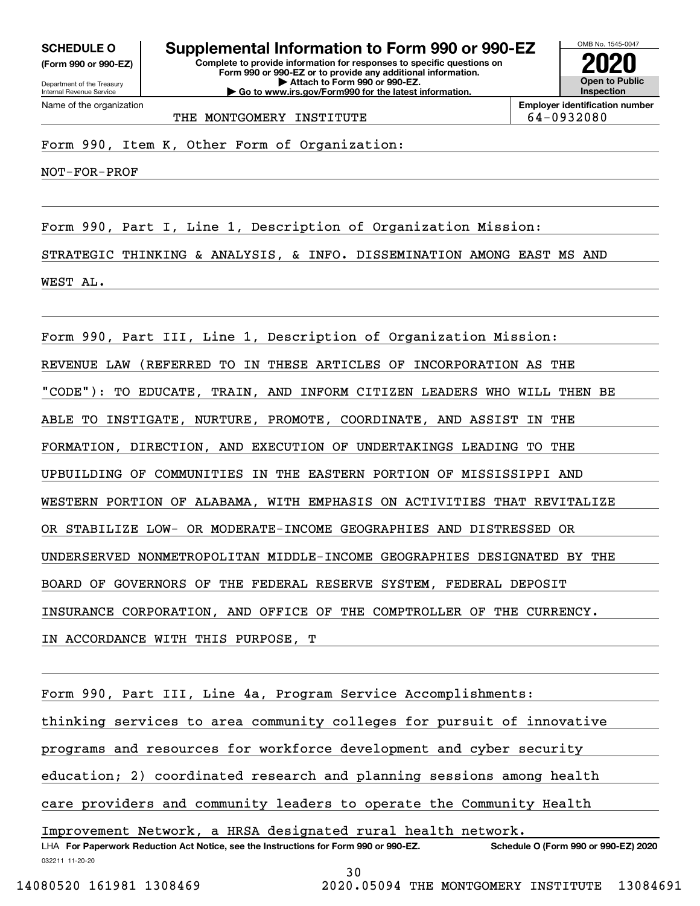**SCHEDULE O**
**(Form 990 or 990-EZ)**

Department of the Treasury
Internal Revenue Service

# Supplemental Information to Form 990 or 990-EZ

**Complete to provide information for responses to specific questions on Form 990 or 990-EZ or to provide any additional information.**
**▶ Attach to Form 990 or 990-EZ.**
**▶ Go to www.irs.gov/Form990 for the latest information.**

OMB No. 1545-0047

**2020**

**Open to Public Inspection**

Name of the organization: THE MONTGOMERY INSTITUTE

**Employer identification number**: 64-0932080

Form 990, Item K, Other Form of Organization:

NOT-FOR-PROF

Form 990, Part I, Line 1, Description of Organization Mission:

STRATEGIC THINKING & ANALYSIS, & INFO. DISSEMINATION AMONG EAST MS AND WEST AL.

Form 990, Part III, Line 1, Description of Organization Mission:

REVENUE LAW (REFERRED TO IN THESE ARTICLES OF INCORPORATION AS THE "CODE"): TO EDUCATE, TRAIN, AND INFORM CITIZEN LEADERS WHO WILL THEN BE ABLE TO INSTIGATE, NURTURE, PROMOTE, COORDINATE, AND ASSIST IN THE FORMATION, DIRECTION, AND EXECUTION OF UNDERTAKINGS LEADING TO THE UPBUILDING OF COMMUNITIES IN THE EASTERN PORTION OF MISSISSIPPI AND WESTERN PORTION OF ALABAMA, WITH EMPHASIS ON ACTIVITIES THAT REVITALIZE OR STABILIZE LOW- OR MODERATE-INCOME GEOGRAPHIES AND DISTRESSED OR UNDERSERVED NONMETROPOLITAN MIDDLE-INCOME GEOGRAPHIES DESIGNATED BY THE BOARD OF GOVERNORS OF THE FEDERAL RESERVE SYSTEM, FEDERAL DEPOSIT INSURANCE CORPORATION, AND OFFICE OF THE COMPTROLLER OF THE CURRENCY. IN ACCORDANCE WITH THIS PURPOSE, T

Form 990, Part III, Line 4a, Program Service Accomplishments:

thinking services to area community colleges for pursuit of innovative programs and resources for workforce development and cyber security education; 2) coordinated research and planning sessions among health care providers and community leaders to operate the Community Health Improvement Network, a HRSA designated rural health network.

LHA **For Paperwork Reduction Act Notice, see the Instructions for Form 990 or 990-EZ.** **Schedule O (Form 990 or 990-EZ) 2020**

032211 11-20-20

14080520 161981 1308469 2020.05094 THE MONTGOMERY INSTITUTE 13084691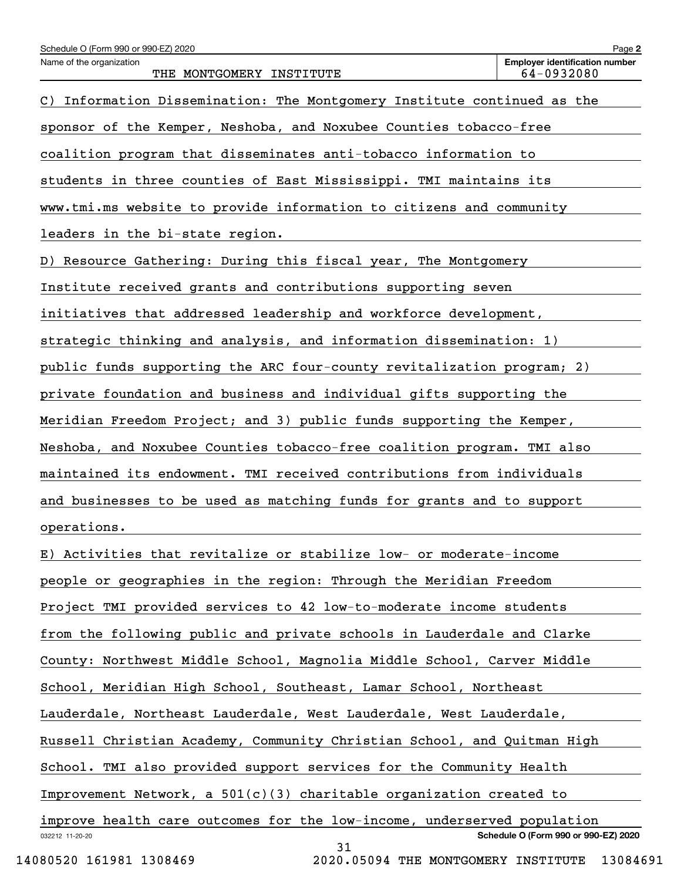Schedule O (Form 990 or 990-EZ) 2020

Name of the organization: THE MONTGOMERY INSTITUTE

Employer identification number: 64-0932080

C) Information Dissemination: The Montgomery Institute continued as the sponsor of the Kemper, Neshoba, and Noxubee Counties tobacco-free coalition program that disseminates anti-tobacco information to students in three counties of East Mississippi. TMI maintains its www.tmi.ms website to provide information to citizens and community leaders in the bi-state region.

D) Resource Gathering: During this fiscal year, The Montgomery Institute received grants and contributions supporting seven initiatives that addressed leadership and workforce development, strategic thinking and analysis, and information dissemination: 1) public funds supporting the ARC four-county revitalization program; 2) private foundation and business and individual gifts supporting the Meridian Freedom Project; and 3) public funds supporting the Kemper, Neshoba, and Noxubee Counties tobacco-free coalition program. TMI also maintained its endowment. TMI received contributions from individuals and businesses to be used as matching funds for grants and to support operations.

E) Activities that revitalize or stabilize low- or moderate-income people or geographies in the region: Through the Meridian Freedom Project TMI provided services to 42 low-to-moderate income students from the following public and private schools in Lauderdale and Clarke County: Northwest Middle School, Magnolia Middle School, Carver Middle School, Meridian High School, Southeast, Lamar School, Northeast Lauderdale, Northeast Lauderdale, West Lauderdale, West Lauderdale, Russell Christian Academy, Community Christian School, and Quitman High School. TMI also provided support services for the Community Health Improvement Network, a 501(c)(3) charitable organization created to improve health care outcomes for the low-income, underserved population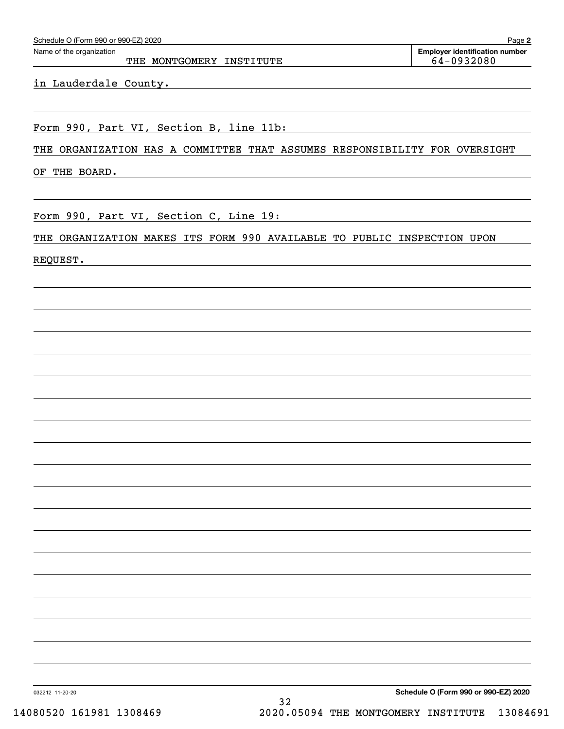Schedule O (Form 990 or 990-EZ) 2020

Name of the organization: THE MONTGOMERY INSTITUTE

Employer identification number: 64-0932080

in Lauderdale County.

Form 990, Part VI, Section B, line 11b:

THE ORGANIZATION HAS A COMMITTEE THAT ASSUMES RESPONSIBILITY FOR OVERSIGHT OF THE BOARD.

Form 990, Part VI, Section C, Line 19:

THE ORGANIZATION MAKES ITS FORM 990 AVAILABLE TO PUBLIC INSPECTION UPON REQUEST.

032212 11-20-20

Schedule O (Form 990 or 990-EZ) 2020

14080520 161981 1308469    2020.05094 THE MONTGOMERY INSTITUTE    13084691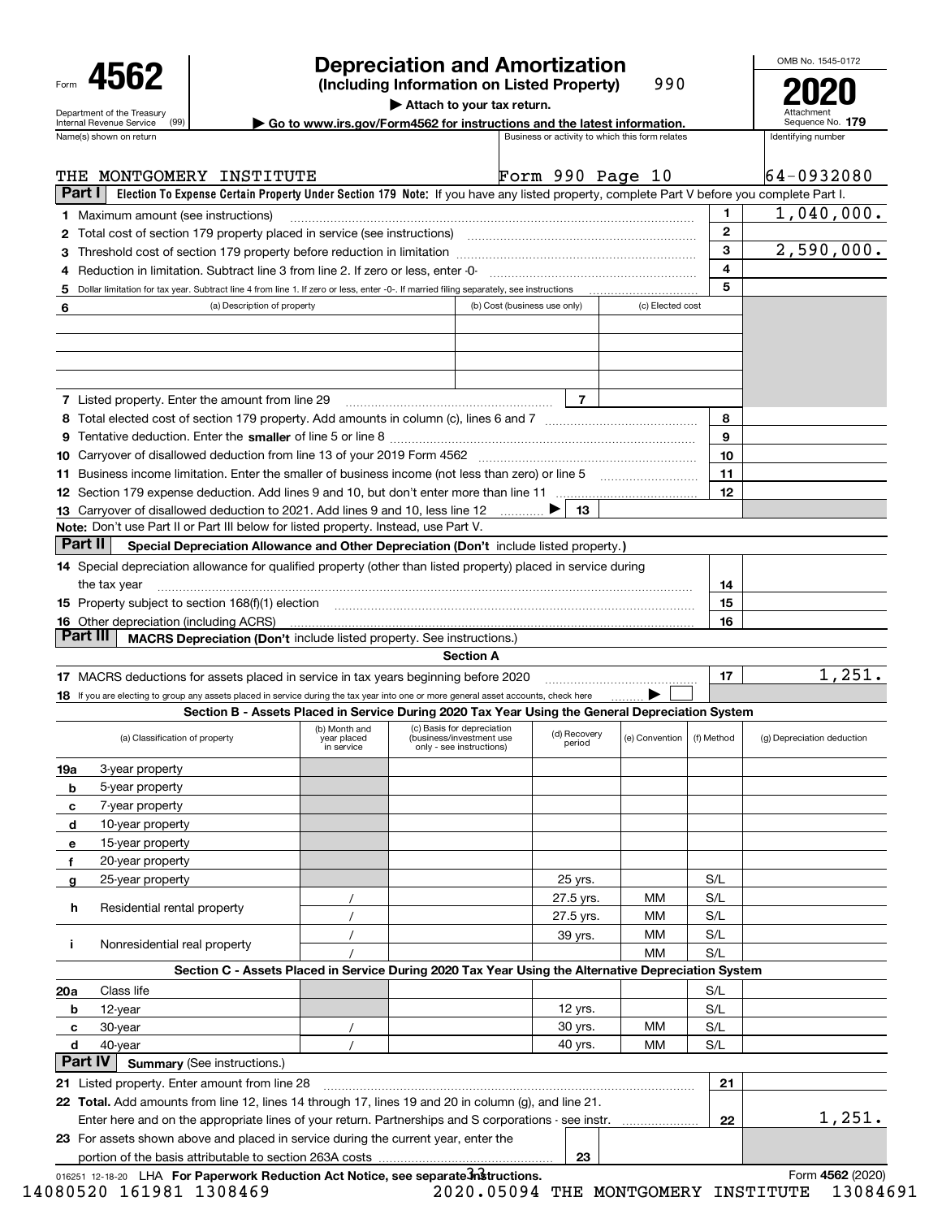Form **4562**

Department of the Treasury
Internal Revenue Service (99)

# Depreciation and Amortization

**(Including Information on Listed Property)** 990

▶ Attach to your tax return.

▶ Go to www.irs.gov/Form4562 for instructions and the latest information.

OMB No. 1545-0172

**2020**

Attachment Sequence No. **179**

| Name(s) shown on return | Business or activity to which this form relates | Identifying number |
|---|---|---|
| THE MONTGOMERY INSTITUTE | Form 990 Page 10 | 64-0932080 |

**Part I** **Election To Expense Certain Property Under Section 179 Note:** If you have any listed property, complete Part V before you complete Part I.

| | | | |
|---|---|---|---|
| **1** | Maximum amount (see instructions) | 1 | 1,040,000. |
| **2** | Total cost of section 179 property placed in service (see instructions) | 2 | |
| **3** | Threshold cost of section 179 property before reduction in limitation | 3 | 2,590,000. |
| **4** | Reduction in limitation. Subtract line 3 from line 2. If zero or less, enter -0- | 4 | |
| **5** | Dollar limitation for tax year. Subtract line 4 from line 1. If zero or less, enter -0-. If married filing separately, see instructions | 5 | |

| **6** (a) Description of property | (b) Cost (business use only) | (c) Elected cost |
|---|---|---|
| | | |
| | | |
| | | |
| | | |

| | | | |
|---|---|---|---|
| **7** | Listed property. Enter the amount from line 29 | 7 | |
| **8** | Total elected cost of section 179 property. Add amounts in column (c), lines 6 and 7 | 8 | |
| **9** | Tentative deduction. Enter the **smaller** of line 5 or line 8 | 9 | |
| **10** | Carryover of disallowed deduction from line 13 of your 2019 Form 4562 | 10 | |
| **11** | Business income limitation. Enter the smaller of business income (not less than zero) or line 5 | 11 | |
| **12** | Section 179 expense deduction. Add lines 9 and 10, but don't enter more than line 11 | 12 | |
| **13** | Carryover of disallowed deduction to 2021. Add lines 9 and 10, less line 12 ▶ | 13 | |

**Note:** Don't use Part II or Part III below for listed property. Instead, use Part V.

**Part II** **Special Depreciation Allowance and Other Depreciation (Don't** include listed property.**)**

| | | | |
|---|---|---|---|
| **14** | Special depreciation allowance for qualified property (other than listed property) placed in service during the tax year | 14 | |
| **15** | Property subject to section 168(f)(1) election | 15 | |
| **16** | Other depreciation (including ACRS) | 16 | |

**Part III** **MACRS Depreciation (Don't** include listed property. See instructions.)

**Section A**

| | | | |
|---|---|---|---|
| **17** | MACRS deductions for assets placed in service in tax years beginning before 2020 | 17 | 1,251. |
| **18** | If you are electing to group any assets placed in service during the tax year into one or more general asset accounts, check here ▶ ☐ | | |

**Section B - Assets Placed in Service During 2020 Tax Year Using the General Depreciation System**

| (a) Classification of property | (b) Month and year placed in service | (c) Basis for depreciation (business/investment use only - see instructions) | (d) Recovery period | (e) Convention | (f) Method | (g) Depreciation deduction |
|---|---|---|---|---|---|---|
| **19a** 3-year property | | | | | | |
| **b** 5-year property | | | | | | |
| **c** 7-year property | | | | | | |
| **d** 10-year property | | | | | | |
| **e** 15-year property | | | | | | |
| **f** 20-year property | | | | | | |
| **g** 25-year property | | | 25 yrs. | | S/L | |
| **h** Residential rental property | / | | 27.5 yrs. | MM | S/L | |
| | / | | 27.5 yrs. | MM | S/L | |
| **i** Nonresidential real property | / | | 39 yrs. | MM | S/L | |
| | / | | | MM | S/L | |

**Section C - Assets Placed in Service During 2020 Tax Year Using the Alternative Depreciation System**

| | | | | | | |
|---|---|---|---|---|---|---|
| **20a** Class life | | | | | S/L | |
| **b** 12-year | | | 12 yrs. | | S/L | |
| **c** 30-year | / | | 30 yrs. | MM | S/L | |
| **d** 40-year | / | | 40 yrs. | MM | S/L | |

**Part IV** **Summary** (See instructions.)

| | | | |
|---|---|---|---|
| **21** | Listed property. Enter amount from line 28 | 21 | |
| **22** | **Total.** Add amounts from line 12, lines 14 through 17, lines 19 and 20 in column (g), and line 21. Enter here and on the appropriate lines of your return. Partnerships and S corporations - see instr. | 22 | 1,251. |
| **23** | For assets shown above and placed in service during the current year, enter the portion of the basis attributable to section 263A costs | 23 | |

016251 12-18-20 LHA **For Paperwork Reduction Act Notice, see separate instructions.** Form **4562** (2020)

14080520 161981 1308469 2020.05094 THE MONTGOMERY INSTITUTE 13084691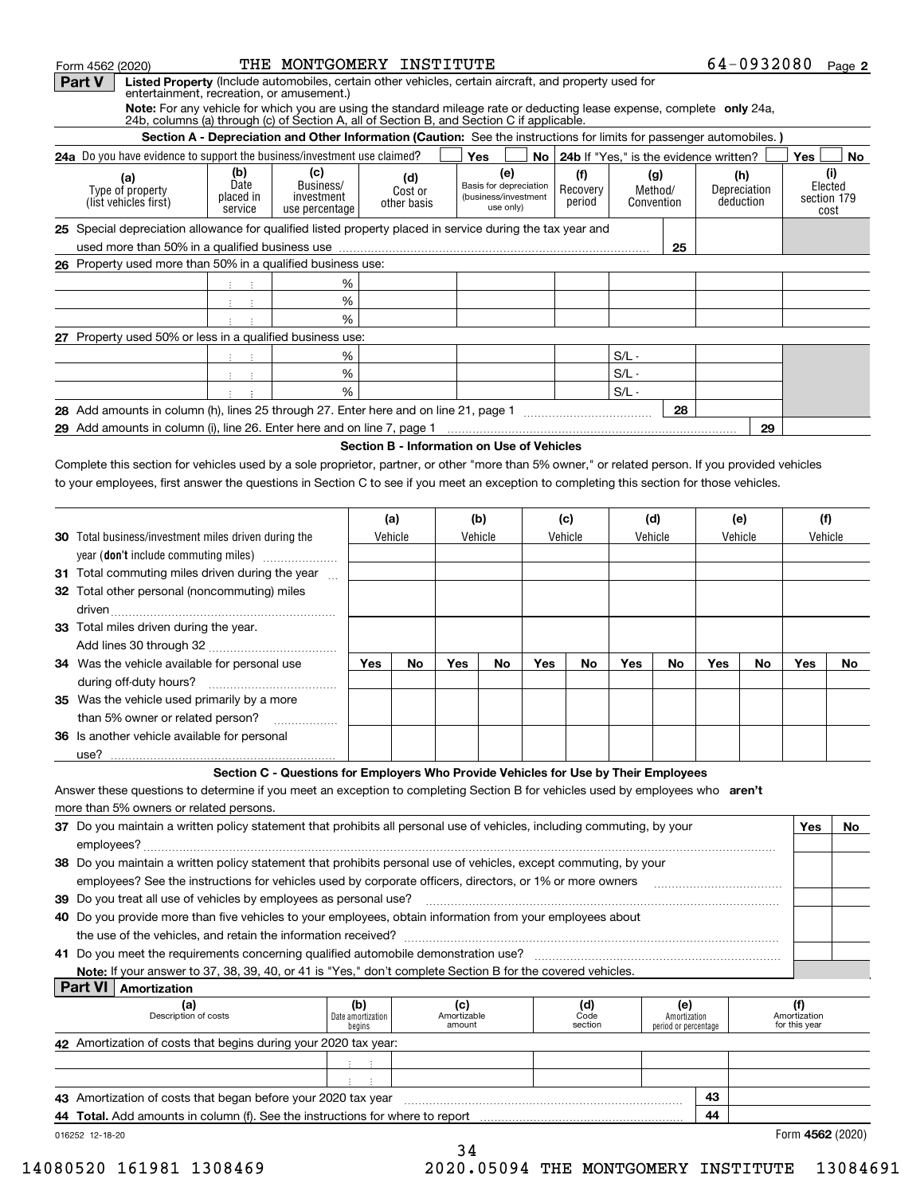Form 4562 (2020) THE MONTGOMERY INSTITUTE 64-0932080 Page **2**

## Part V Listed Property (Include automobiles, certain other vehicles, certain aircraft, and property used for entertainment, recreation, or amusement.)

**Note:** For any vehicle for which you are using the standard mileage rate or deducting lease expense, complete **only** 24a, 24b, columns (a) through (c) of Section A, all of Section B, and Section C if applicable.

### Section A - Depreciation and Other Information (Caution: See the instructions for limits for passenger automobiles.)

**24a** Do you have evidence to support the business/investment use claimed? ☐ Yes ☐ No **24b** If "Yes," is the evidence written? ☐ Yes ☐ No

| (a) Type of property (list vehicles first) | (b) Date placed in service | (c) Business/ investment use percentage | (d) Cost or other basis | (e) Basis for depreciation (business/investment use only) | (f) Recovery period | (g) Method/ Convention | (h) Depreciation deduction | (i) Elected section 179 cost |
|---|---|---|---|---|---|---|---|---|
| **25** Special depreciation allowance for qualified listed property placed in service during the tax year and used more than 50% in a qualified business use | | | | | | 25 | | |
| **26** Property used more than 50% in a qualified business use: | | | | | | | | |
| | | % | | | | | | |
| | | % | | | | | | |
| | | % | | | | | | |
| **27** Property used 50% or less in a qualified business use: | | | | | | | | |
| | | % | | | | S/L - | | |
| | | % | | | | S/L - | | |
| | | % | | | | S/L - | | |
| **28** Add amounts in column (h), lines 25 through 27. Enter here and on line 21, page 1 | | | | | | 28 | | |
| **29** Add amounts in column (i), line 26. Enter here and on line 7, page 1 | | | | | | | 29 | |

### Section B - Information on Use of Vehicles

Complete this section for vehicles used by a sole proprietor, partner, or other "more than 5% owner," or related person. If you provided vehicles to your employees, first answer the questions in Section C to see if you meet an exception to completing this section for those vehicles.

| | (a) Vehicle | | (b) Vehicle | | (c) Vehicle | | (d) Vehicle | | (e) Vehicle | | (f) Vehicle | |
|---|---|---|---|---|---|---|---|---|---|---|---|---|
| **30** Total business/investment miles driven during the year (**don't** include commuting miles) | | | | | | | | | | | | |
| **31** Total commuting miles driven during the year | | | | | | | | | | | | |
| **32** Total other personal (noncommuting) miles driven | | | | | | | | | | | | |
| **33** Total miles driven during the year. Add lines 30 through 32 | | | | | | | | | | | | |
| | Yes | No | Yes | No | Yes | No | Yes | No | Yes | No | Yes | No |
| **34** Was the vehicle available for personal use during off-duty hours? | | | | | | | | | | | | |
| **35** Was the vehicle used primarily by a more than 5% owner or related person? | | | | | | | | | | | | |
| **36** Is another vehicle available for personal use? | | | | | | | | | | | | |

### Section C - Questions for Employers Who Provide Vehicles for Use by Their Employees

Answer these questions to determine if you meet an exception to completing Section B for vehicles used by employees who **aren't** more than 5% owners or related persons.

| | Yes | No |
|---|---|---|
| **37** Do you maintain a written policy statement that prohibits all personal use of vehicles, including commuting, by your employees? | | |
| **38** Do you maintain a written policy statement that prohibits personal use of vehicles, except commuting, by your employees? See the instructions for vehicles used by corporate officers, directors, or 1% or more owners | | |
| **39** Do you treat all use of vehicles by employees as personal use? | | |
| **40** Do you provide more than five vehicles to your employees, obtain information from your employees about the use of the vehicles, and retain the information received? | | |
| **41** Do you meet the requirements concerning qualified automobile demonstration use? | | |

**Note:** If your answer to 37, 38, 39, 40, or 41 is "Yes," don't complete Section B for the covered vehicles.

## Part VI Amortization

| (a) Description of costs | (b) Date amortization begins | (c) Amortizable amount | (d) Code section | (e) Amortization period or percentage | (f) Amortization for this year |
|---|---|---|---|---|---|
| **42** Amortization of costs that begins during your 2020 tax year: | | | | | |
| | | | | | |
| | | | | | |
| **43** Amortization of costs that began before your 2020 tax year | | | | 43 | |
| **44 Total.** Add amounts in column (f). See the instructions for where to report | | | | 44 | |

016252 12-18-20 Form **4562** (2020)

14080520 161981 1308469 2020.05094 THE MONTGOMERY INSTITUTE 13084691